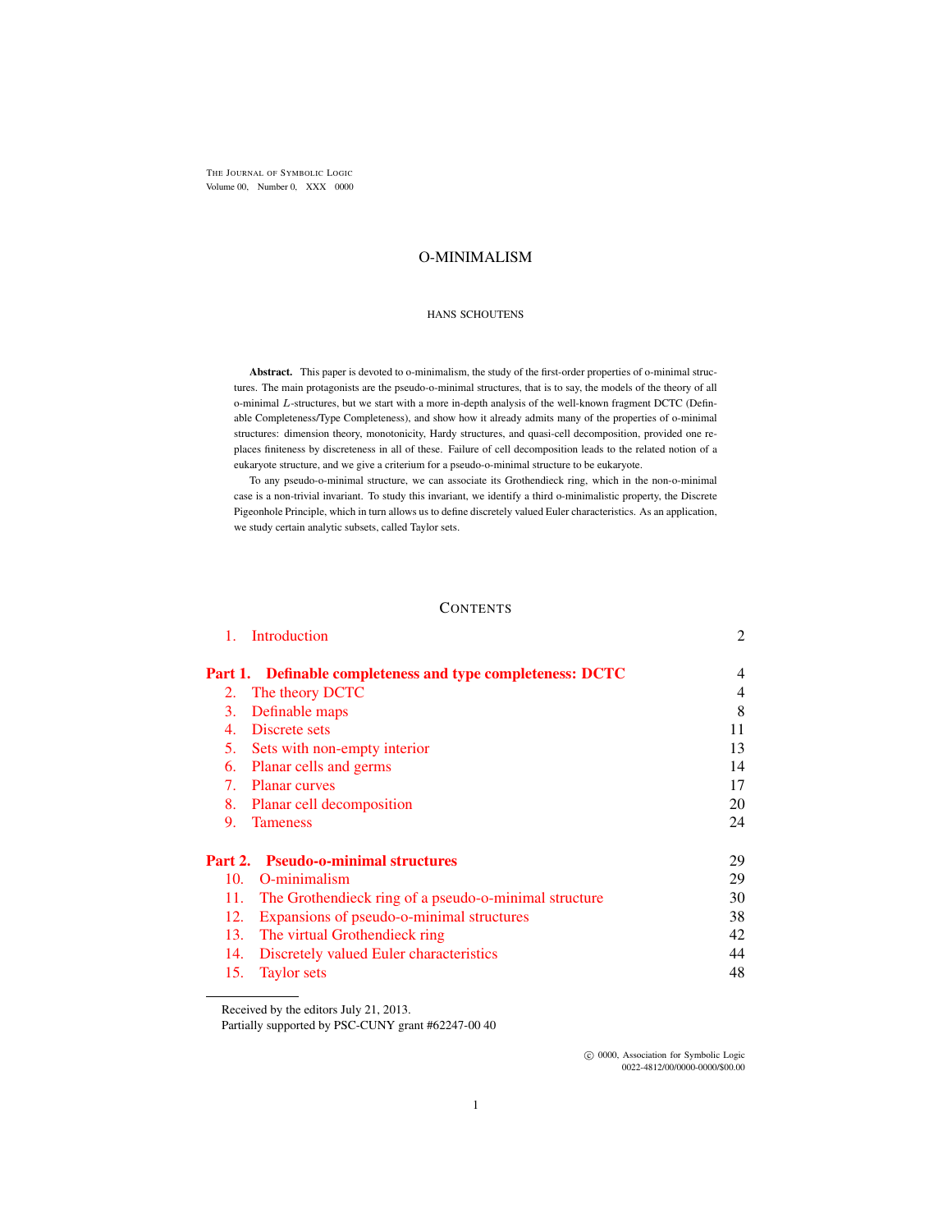# O-MINIMALISM

HANS SCHOUTENS

**Abstract.** This paper is devoted to o-minimalism, the study of the first-order properties of o-minimal structures. The main protagonists are the pseudo-o-minimal structures, that is to say, the models of the theory of all o-minimal $L$-structures, but we start with a more in-depth analysis of the well-known fragment DCTC (Definable Completeness/Type Completeness), and show how it already admits many of the properties of o-minimal structures: dimension theory, monotonicity, Hardy structures, and quasi-cell decomposition, provided one replaces finiteness by discreteness in all of these. Failure of cell decomposition leads to the related notion of a eukaryote structure, and we give a criterium for a pseudo-o-minimal structure to be eukaryote.

To any pseudo-o-minimal structure, we can associate its Grothendieck ring, which in the non-o-minimal case is a non-trivial invariant. To study this invariant, we identify a third o-minimalistic property, the Discrete Pigeonhole Principle, which in turn allows us to define discretely valued Euler characteristics. As an application, we study certain analytic subsets, called Taylor sets.

## Contents

| | | |
|---|---|---|
| 1. | Introduction | 2 |
| **Part 1.** | **Definable completeness and type completeness: DCTC** | 4 |
| 2. | The theory DCTC | 4 |
| 3. | Definable maps | 8 |
| 4. | Discrete sets | 11 |
| 5. | Sets with non-empty interior | 13 |
| 6. | Planar cells and germs | 14 |
| 7. | Planar curves | 17 |
| 8. | Planar cell decomposition | 20 |
| 9. | Tameness | 24 |
| **Part 2.** | **Pseudo-o-minimal structures** | 29 |
| 10. | O-minimalism | 29 |
| 11. | The Grothendieck ring of a pseudo-o-minimal structure | 30 |
| 12. | Expansions of pseudo-o-minimal structures | 38 |
| 13. | The virtual Grothendieck ring | 42 |
| 14. | Discretely valued Euler characteristics | 44 |
| 15. | Taylor sets | 48 |

Received by the editors July 21, 2013.

Partially supported by PSC-CUNY grant #62247-00 40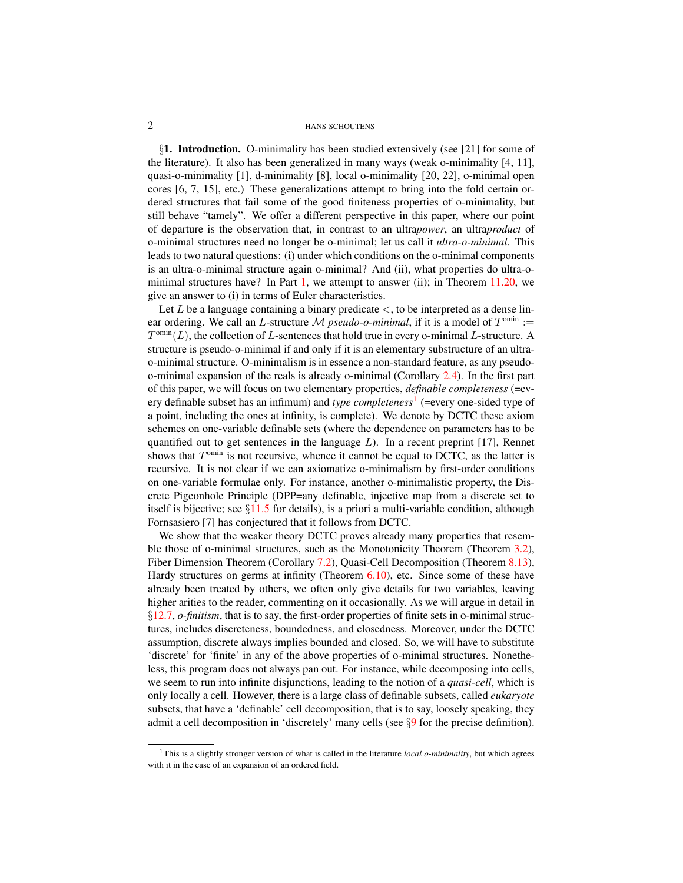§**1. Introduction.** O-minimality has been studied extensively (see [21] for some of the literature). It also has been generalized in many ways (weak o-minimality [4, 11], quasi-o-minimality [1], d-minimality [8], local o-minimality [20, 22], o-minimal open cores [6, 7, 15], etc.) These generalizations attempt to bring into the fold certain ordered structures that fail some of the good finiteness properties of o-minimality, but still behave "tamely". We offer a different perspective in this paper, where our point of departure is the observation that, in contrast to an ultra*power*, an ultra*product* of o-minimal structures need no longer be o-minimal; let us call it *ultra-o-minimal*. This leads to two natural questions: (i) under which conditions on the o-minimal components is an ultra-o-minimal structure again o-minimal? And (ii), what properties do ultra-o-minimal structures have? In Part 1, we attempt to answer (ii); in Theorem 11.20, we give an answer to (i) in terms of Euler characteristics.

Let $L$ be a language containing a binary predicate $<$, to be interpreted as a dense linear ordering. We call an $L$-structure $\mathcal{M}$ *pseudo-o-minimal*, if it is a model of $T^{\text{omin}} := T^{\text{omin}}(L)$, the collection of $L$-sentences that hold true in every o-minimal $L$-structure. A structure is pseudo-o-minimal if and only if it is an elementary substructure of an ultra-o-minimal structure. O-minimalism is in essence a non-standard feature, as any pseudo-o-minimal expansion of the reals is already o-minimal (Corollary 2.4). In the first part of this paper, we will focus on two elementary properties, *definable completeness* (=every definable subset has an infimum) and *type completeness*[1] (=every one-sided type of a point, including the ones at infinity, is complete). We denote by DCTC these axiom schemes on one-variable definable sets (where the dependence on parameters has to be quantified out to get sentences in the language $L$). In a recent preprint [17], Rennet shows that $T^{\text{omin}}$ is not recursive, whence it cannot be equal to DCTC, as the latter is recursive. It is not clear if we can axiomatize o-minimalism by first-order conditions on one-variable formulae only. For instance, another o-minimalistic property, the Discrete Pigeonhole Principle (DPP=any definable, injective map from a discrete set to itself is bijective; see §11.5 for details), is a priori a multi-variable condition, although Fornsasiero [7] has conjectured that it follows from DCTC.

We show that the weaker theory DCTC proves already many properties that resemble those of o-minimal structures, such as the Monotonicity Theorem (Theorem 3.2), Fiber Dimension Theorem (Corollary 7.2), Quasi-Cell Decomposition (Theorem 8.13), Hardy structures on germs at infinity (Theorem 6.10), etc. Since some of these have already been treated by others, we often only give details for two variables, leaving higher arities to the reader, commenting on it occasionally. As we will argue in detail in §12.7, *o-finitism*, that is to say, the first-order properties of finite sets in o-minimal structures, includes discreteness, boundedness, and closedness. Moreover, under the DCTC assumption, discrete always implies bounded and closed. So, we will have to substitute 'discrete' for 'finite' in any of the above properties of o-minimal structures. Nonetheless, this program does not always pan out. For instance, while decomposing into cells, we seem to run into infinite disjunctions, leading to the notion of a *quasi-cell*, which is only locally a cell. However, there is a large class of definable subsets, called *eukaryote* subsets, that have a 'definable' cell decomposition, that is to say, loosely speaking, they admit a cell decomposition in 'discretely' many cells (see §9 for the precise definition).

---

[1] This is a slightly stronger version of what is called in the literature *local o-minimality*, but which agrees with it in the case of an expansion of an ordered field.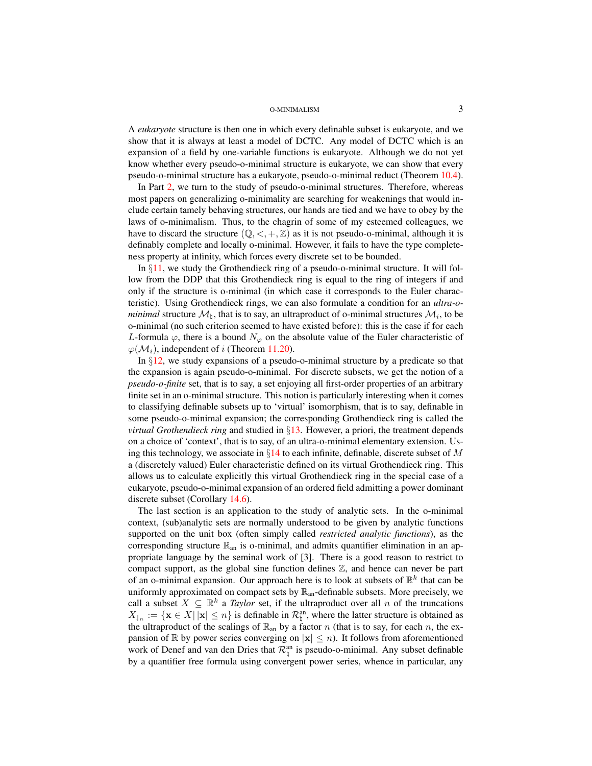A *eukaryote* structure is then one in which every definable subset is eukaryote, and we show that it is always at least a model of DCTC. Any model of DCTC which is an expansion of a field by one-variable functions is eukaryote. Although we do not yet know whether every pseudo-o-minimal structure is eukaryote, we can show that every pseudo-o-minimal structure has a eukaryote, pseudo-o-minimal reduct (Theorem 10.4).

In Part 2, we turn to the study of pseudo-o-minimal structures. Therefore, whereas most papers on generalizing o-minimality are searching for weakenings that would include certain tamely behaving structures, our hands are tied and we have to obey by the laws of o-minimalism. Thus, to the chagrin of some of my esteemed colleagues, we have to discard the structure $(\mathbb{Q}, <, +, \mathbb{Z})$ as it is not pseudo-o-minimal, although it is definably complete and locally o-minimal. However, it fails to have the type completeness property at infinity, which forces every discrete set to be bounded.

In §11, we study the Grothendieck ring of a pseudo-o-minimal structure. It will follow from the DDP that this Grothendieck ring is equal to the ring of integers if and only if the structure is o-minimal (in which case it corresponds to the Euler characteristic). Using Grothendieck rings, we can also formulate a condition for an *ultra-o-minimal* structure $\mathcal{M}_\natural$, that is to say, an ultraproduct of o-minimal structures $\mathcal{M}_i$, to be o-minimal (no such criterion seemed to have existed before): this is the case if for each $L$-formula $\varphi$, there is a bound $N_\varphi$ on the absolute value of the Euler characteristic of $\varphi(\mathcal{M}_i)$, independent of $i$ (Theorem 11.20).

In §12, we study expansions of a pseudo-o-minimal structure by a predicate so that the expansion is again pseudo-o-minimal. For discrete subsets, we get the notion of a *pseudo-o-finite* set, that is to say, a set enjoying all first-order properties of an arbitrary finite set in an o-minimal structure. This notion is particularly interesting when it comes to classifying definable subsets up to 'virtual' isomorphism, that is to say, definable in some pseudo-o-minimal expansion; the corresponding Grothendieck ring is called the *virtual Grothendieck ring* and studied in §13. However, a priori, the treatment depends on a choice of 'context', that is to say, of an ultra-o-minimal elementary extension. Using this technology, we associate in §14 to each infinite, definable, discrete subset of $M$ a (discretely valued) Euler characteristic defined on its virtual Grothendieck ring. This allows us to calculate explicitly this virtual Grothendieck ring in the special case of a eukaryote, pseudo-o-minimal expansion of an ordered field admitting a power dominant discrete subset (Corollary 14.6).

The last section is an application to the study of analytic sets. In the o-minimal context, (sub)analytic sets are normally understood to be given by analytic functions supported on the unit box (often simply called *restricted analytic functions*), as the corresponding structure $\mathbb{R}_{\text{an}}$ is o-minimal, and admits quantifier elimination in an appropriate language by the seminal work of [3]. There is a good reason to restrict to compact support, as the global sine function defines $\mathbb{Z}$, and hence can never be part of an o-minimal expansion. Our approach here is to look at subsets of $\mathbb{R}^k$ that can be uniformly approximated on compact sets by $\mathbb{R}_{\text{an}}$-definable subsets. More precisely, we call a subset $X \subseteq \mathbb{R}^k$ a *Taylor* set, if the ultraproduct over all $n$ of the truncations $X_{\downharpoonright n} := \{\mathbf{x} \in X \,|\, |\mathbf{x}| \leq n\}$ is definable in $\mathcal{R}^{\text{an}}_\natural$, where the latter structure is obtained as the ultraproduct of the scalings of $\mathbb{R}_{\text{an}}$ by a factor $n$ (that is to say, for each $n$, the expansion of $\mathbb{R}$ by power series converging on $|\mathbf{x}| \leq n$). It follows from aforementioned work of Denef and van den Dries that $\mathcal{R}^{\text{an}}_\natural$ is pseudo-o-minimal. Any subset definable by a quantifier free formula using convergent power series, whence in particular, any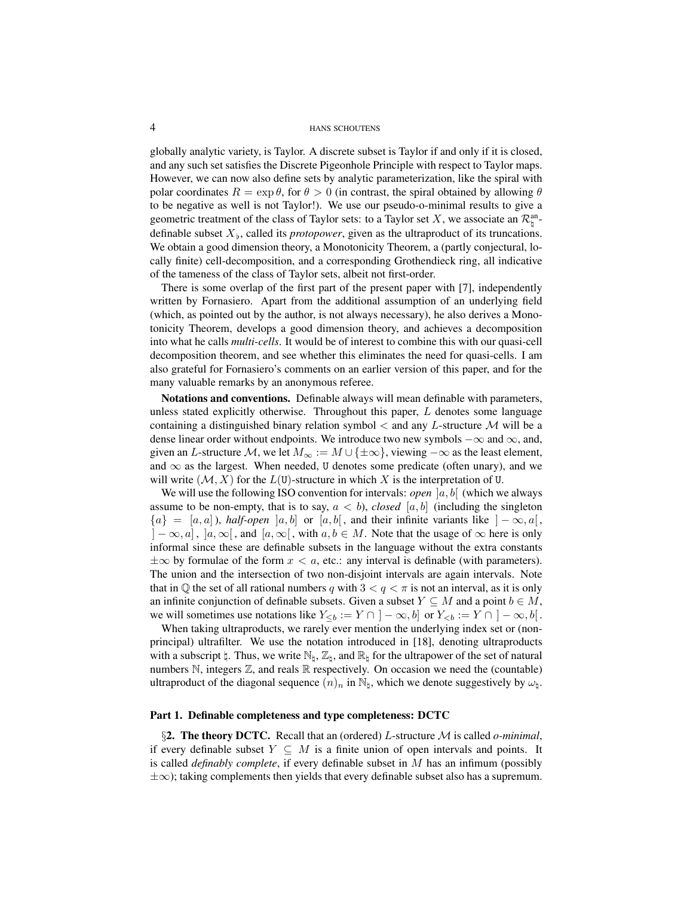globally analytic variety, is Taylor. A discrete subset is Taylor if and only if it is closed, and any such set satisfies the Discrete Pigeonhole Principle with respect to Taylor maps. However, we can now also define sets by analytic parameterization, like the spiral with polar coordinates $R = \exp\theta$, for $\theta > 0$ (in contrast, the spiral obtained by allowing $\theta$ to be negative as well is not Taylor!). We use our pseudo-o-minimal results to give a geometric treatment of the class of Taylor sets: to a Taylor set $X$, we associate an $\mathcal{R}^{\text{an}}_{\natural}$-definable subset $X_\flat$, called its *protopower*, given as the ultraproduct of its truncations. We obtain a good dimension theory, a Monotonicity Theorem, a (partly conjectural, locally finite) cell-decomposition, and a corresponding Grothendieck ring, all indicative of the tameness of the class of Taylor sets, albeit not first-order.

There is some overlap of the first part of the present paper with [7], independently written by Fornasiero. Apart from the additional assumption of an underlying field (which, as pointed out by the author, is not always necessary), he also derives a Monotonicity Theorem, develops a good dimension theory, and achieves a decomposition into what he calls *multi-cells*. It would be of interest to combine this with our quasi-cell decomposition theorem, and see whether this eliminates the need for quasi-cells. I am also grateful for Fornasiero's comments on an earlier version of this paper, and for the many valuable remarks by an anonymous referee.

**Notations and conventions.** Definable always will mean definable with parameters, unless stated explicitly otherwise. Throughout this paper, $L$ denotes some language containing a distinguished binary relation symbol $<$ and any $L$-structure $\mathcal{M}$ will be a dense linear order without endpoints. We introduce two new symbols $-\infty$ and $\infty$, and, given an $L$-structure $\mathcal{M}$, we let $M_\infty := M \cup \{\pm\infty\}$, viewing $-\infty$ as the least element, and $\infty$ as the largest. When needed, $\mathtt{U}$ denotes some predicate (often unary), and we will write $(\mathcal{M}, X)$ for the $L(\mathtt{U})$-structure in which $X$ is the interpretation of $\mathtt{U}$.

We will use the following ISO convention for intervals: *open* $]a,b[$ (which we always assume to be non-empty, that is to say, $a < b$), *closed* $[a,b]$ (including the singleton $\{a\} = [a,a]$), *half-open* $]a,b]$ or $[a,b[$, and their infinite variants like $]-\infty,a[$, $]-\infty,a]$, $]a,\infty[$, and $[a,\infty[$, with $a,b \in M$. Note that the usage of $\infty$ here is only informal since these are definable subsets in the language without the extra constants $\pm\infty$ by formulae of the form $x < a$, etc.: any interval is definable (with parameters). The union and the intersection of two non-disjoint intervals are again intervals. Note that in $\mathbb{Q}$ the set of all rational numbers $q$ with $3 < q < \pi$ is not an interval, as it is only an infinite conjunction of definable subsets. Given a subset $Y \subseteq M$ and a point $b \in M$, we will sometimes use notations like $Y_{\leq b} := Y \cap\, ]-\infty, b]$ or $Y_{<b} := Y \cap\, ]-\infty, b[$.

When taking ultraproducts, we rarely ever mention the underlying index set or (non-principal) ultrafilter. We use the notation introduced in [18], denoting ultraproducts with a subscript $\natural$. Thus, we write $\mathbb{N}_\natural$, $\mathbb{Z}_\natural$, and $\mathbb{R}_\natural$ for the ultrapower of the set of natural numbers $\mathbb{N}$, integers $\mathbb{Z}$, and reals $\mathbb{R}$ respectively. On occasion we need the (countable) ultraproduct of the diagonal sequence $(n)_n$ in $\mathbb{N}_\natural$, which we denote suggestively by $\omega_\natural$.

## Part 1. Definable completeness and type completeness: DCTC

§**2. The theory DCTC.** Recall that an (ordered) $L$-structure $\mathcal{M}$ is called *o-minimal*, if every definable subset $Y \subseteq M$ is a finite union of open intervals and points. It is called *definably complete*, if every definable subset in $M$ has an infimum (possibly $\pm\infty$); taking complements then yields that every definable subset also has a supremum.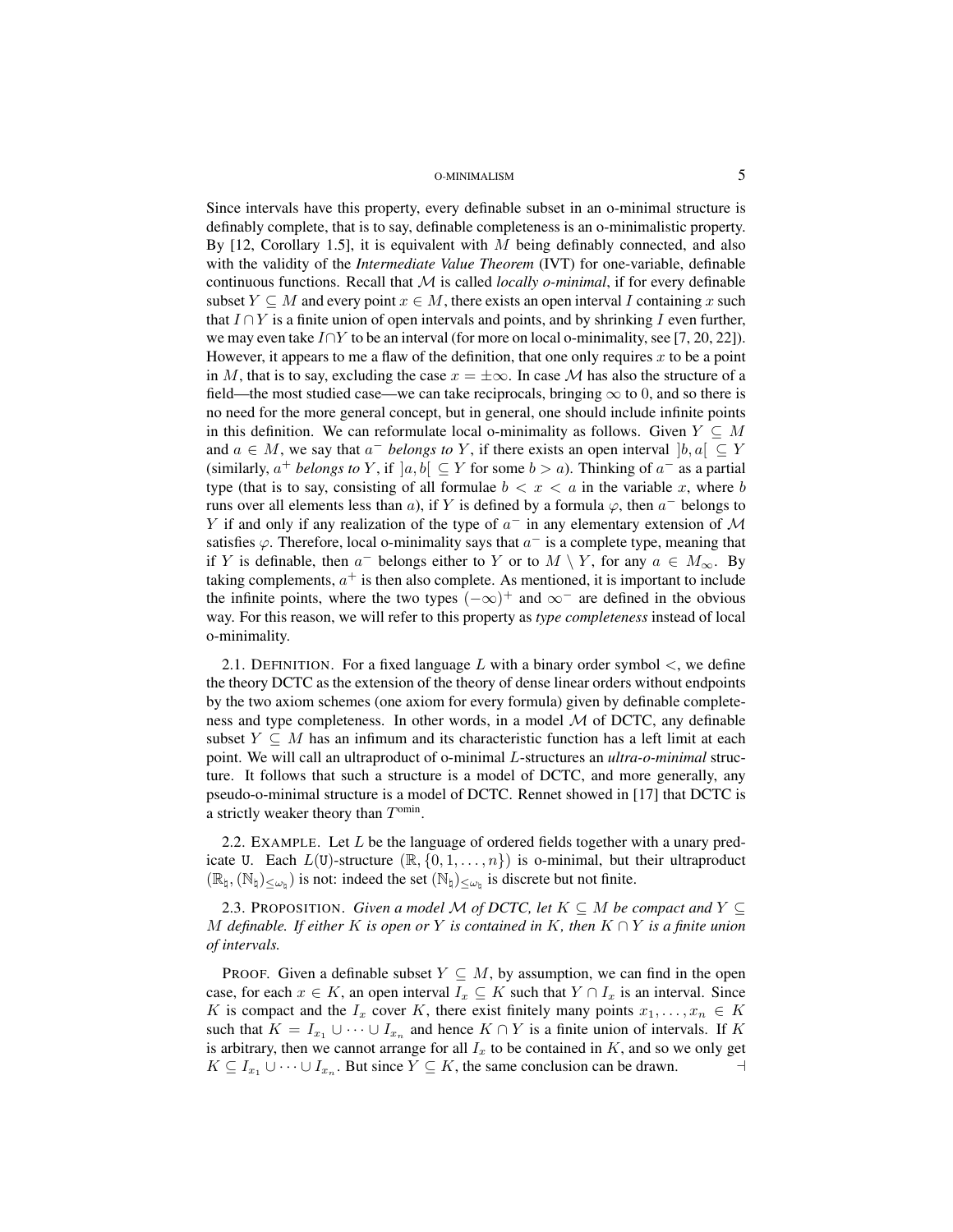Since intervals have this property, every definable subset in an o-minimal structure is definably complete, that is to say, definable completeness is an o-minimalistic property. By [12, Corollary 1.5], it is equivalent with $M$ being definably connected, and also with the validity of the *Intermediate Value Theorem* (IVT) for one-variable, definable continuous functions. Recall that $\mathcal{M}$ is called *locally o-minimal*, if for every definable subset $Y \subseteq M$ and every point $x \in M$, there exists an open interval $I$ containing $x$ such that $I \cap Y$ is a finite union of open intervals and points, and by shrinking $I$ even further, we may even take $I \cap Y$ to be an interval (for more on local o-minimality, see [7, 20, 22]). However, it appears to me a flaw of the definition, that one only requires $x$ to be a point in $M$, that is to say, excluding the case $x = \pm\infty$. In case $\mathcal{M}$ has also the structure of a field—the most studied case—we can take reciprocals, bringing $\infty$ to $0$, and so there is no need for the more general concept, but in general, one should include infinite points in this definition. We can reformulate local o-minimality as follows. Given $Y \subseteq M$ and $a \in M$, we say that $a^-$ *belongs to* $Y$, if there exists an open interval $]b, a[\ \subseteq Y$ (similarly, $a^+$ *belongs to* $Y$, if $]a, b[\ \subseteq Y$ for some $b > a$). Thinking of $a^-$ as a partial type (that is to say, consisting of all formulae $b < x < a$ in the variable $x$, where $b$ runs over all elements less than $a$), if $Y$ is defined by a formula $\varphi$, then $a^-$ belongs to $Y$ if and only if any realization of the type of $a^-$ in any elementary extension of $\mathcal{M}$ satisfies $\varphi$. Therefore, local o-minimality says that $a^-$ is a complete type, meaning that if $Y$ is definable, then $a^-$ belongs either to $Y$ or to $M \setminus Y$, for any $a \in M_\infty$. By taking complements, $a^+$ is then also complete. As mentioned, it is important to include the infinite points, where the two types $(-\infty)^+$ and $\infty^-$ are defined in the obvious way. For this reason, we will refer to this property as *type completeness* instead of local o-minimality.

2.1. Definition. For a fixed language $L$ with a binary order symbol $<$, we define the theory DCTC as the extension of the theory of dense linear orders without endpoints by the two axiom schemes (one axiom for every formula) given by definable completeness and type completeness. In other words, in a model $\mathcal{M}$ of DCTC, any definable subset $Y \subseteq M$ has an infimum and its characteristic function has a left limit at each point. We will call an ultraproduct of o-minimal $L$-structures an *ultra-o-minimal* structure. It follows that such a structure is a model of DCTC, and more generally, any pseudo-o-minimal structure is a model of DCTC. Rennet showed in [17] that DCTC is a strictly weaker theory than $T^{\text{omin}}$.

2.2. Example. Let $L$ be the language of ordered fields together with a unary predicate $\mathtt{U}$. Each $L(\mathtt{U})$-structure $(\mathbb{R}, \{0, 1, \dots, n\})$ is o-minimal, but their ultraproduct $(\mathbb{R}_\natural, (\mathbb{N}_\natural)_{\leq\omega_\natural})$ is not: indeed the set $(\mathbb{N}_\natural)_{\leq\omega_\natural}$ is discrete but not finite.

2.3. Proposition. *Given a model $\mathcal{M}$ of DCTC, let $K \subseteq M$ be compact and $Y \subseteq M$ definable. If either $K$ is open or $Y$ is contained in $K$, then $K \cap Y$ is a finite union of intervals.*

Proof. Given a definable subset $Y \subseteq M$, by assumption, we can find in the open case, for each $x \in K$, an open interval $I_x \subseteq K$ such that $Y \cap I_x$ is an interval. Since $K$ is compact and the $I_x$ cover $K$, there exist finitely many points $x_1, \dots, x_n \in K$ such that $K = I_{x_1} \cup \dots \cup I_{x_n}$ and hence $K \cap Y$ is a finite union of intervals. If $K$ is arbitrary, then we cannot arrange for all $I_x$ to be contained in $K$, and so we only get $K \subseteq I_{x_1} \cup \dots \cup I_{x_n}$. But since $Y \subseteq K$, the same conclusion can be drawn. $\dashv$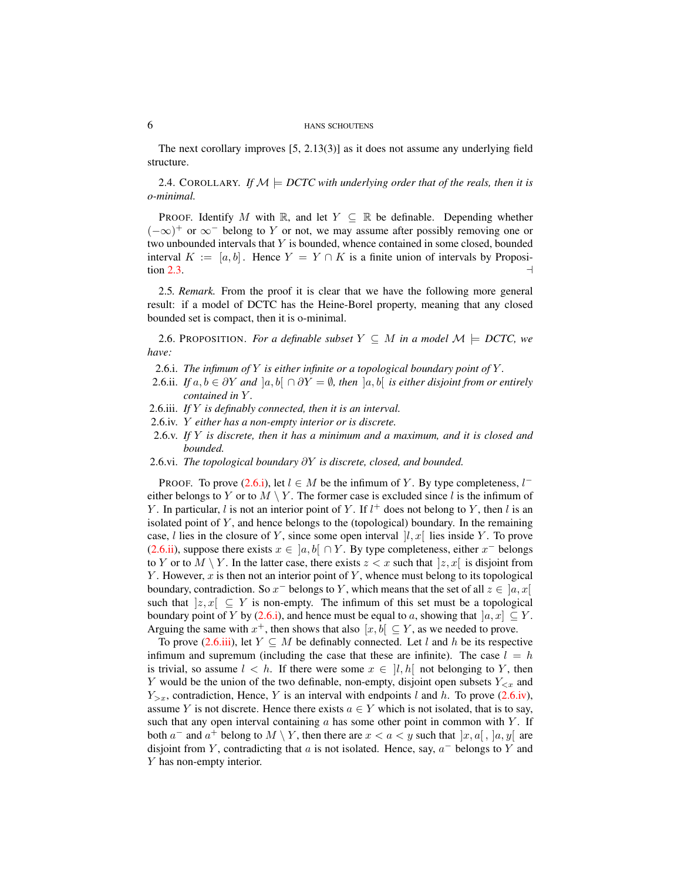The next corollary improves [5, 2.13(3)] as it does not assume any underlying field structure.

2.4. COROLLARY. *If $\mathcal{M} \models$ DCTC with underlying order that of the reals, then it is o-minimal.*

PROOF. Identify $M$ with $\mathbb{R}$, and let $Y \subseteq \mathbb{R}$ be definable. Depending whether $(-\infty)^+$ or $\infty^-$ belong to $Y$ or not, we may assume after possibly removing one or two unbounded intervals that $Y$ is bounded, whence contained in some closed, bounded interval $K := [a, b]$. Hence $Y = Y \cap K$ is a finite union of intervals by Proposition 2.3. ⊣

2.5. *Remark.* From the proof it is clear that we have the following more general result: if a model of DCTC has the Heine-Borel property, meaning that any closed bounded set is compact, then it is o-minimal.

2.6. PROPOSITION. *For a definable subset $Y \subseteq M$ in a model $\mathcal{M} \models$ DCTC, we have:*

- 2.6.i. *The infimum of $Y$ is either infinite or a topological boundary point of $Y$.*
- 2.6.ii. *If $a, b \in \partial Y$ and $]a, b[ \cap \partial Y = \emptyset$, then $]a, b[$ is either disjoint from or entirely contained in $Y$.*
- 2.6.iii. *If $Y$ is definably connected, then it is an interval.*
- 2.6.iv. *$Y$ either has a non-empty interior or is discrete.*
- 2.6.v. *If $Y$ is discrete, then it has a minimum and a maximum, and it is closed and bounded.*
- 2.6.vi. *The topological boundary $\partial Y$ is discrete, closed, and bounded.*

PROOF. To prove (2.6.i), let $l \in M$ be the infimum of $Y$. By type completeness, $l^-$ either belongs to $Y$ or to $M \setminus Y$. The former case is excluded since $l$ is the infimum of $Y$. In particular, $l$ is not an interior point of $Y$. If $l^+$ does not belong to $Y$, then $l$ is an isolated point of $Y$, and hence belongs to the (topological) boundary. In the remaining case, $l$ lies in the closure of $Y$, since some open interval $]l, x[$ lies inside $Y$. To prove (2.6.ii), suppose there exists $x \in\ ]a, b[ \cap Y$. By type completeness, either $x^-$ belongs to $Y$ or to $M \setminus Y$. In the latter case, there exists $z < x$ such that $]z, x[$ is disjoint from $Y$. However, $x$ is then not an interior point of $Y$, whence must belong to its topological boundary, contradiction. So $x^-$ belongs to $Y$, which means that the set of all $z \in\ ]a, x[$ such that $]z, x[\ \subseteq Y$ is non-empty. The infimum of this set must be a topological boundary point of $Y$ by (2.6.i), and hence must be equal to $a$, showing that $]a, x]\ \subseteq Y$. Arguing the same with $x^+$, then shows that also $[x, b[\ \subseteq Y$, as we needed to prove.

To prove (2.6.iii), let $Y \subseteq M$ be definably connected. Let $l$ and $h$ be its respective infimum and supremum (including the case that these are infinite). The case $l = h$ is trivial, so assume $l < h$. If there were some $x \in\ ]l, h[$ not belonging to $Y$, then $Y$ would be the union of the two definable, non-empty, disjoint open subsets $Y_{<x}$ and $Y_{>x}$, contradiction, Hence, $Y$ is an interval with endpoints $l$ and $h$. To prove (2.6.iv), assume $Y$ is not discrete. Hence there exists $a \in Y$ which is not isolated, that is to say, such that any open interval containing $a$ has some other point in common with $Y$. If both $a^-$ and $a^+$ belong to $M \setminus Y$, then there are $x < a < y$ such that $]x, a[\,, ]a, y[$ are disjoint from $Y$, contradicting that $a$ is not isolated. Hence, say, $a^-$ belongs to $Y$ and $Y$ has non-empty interior.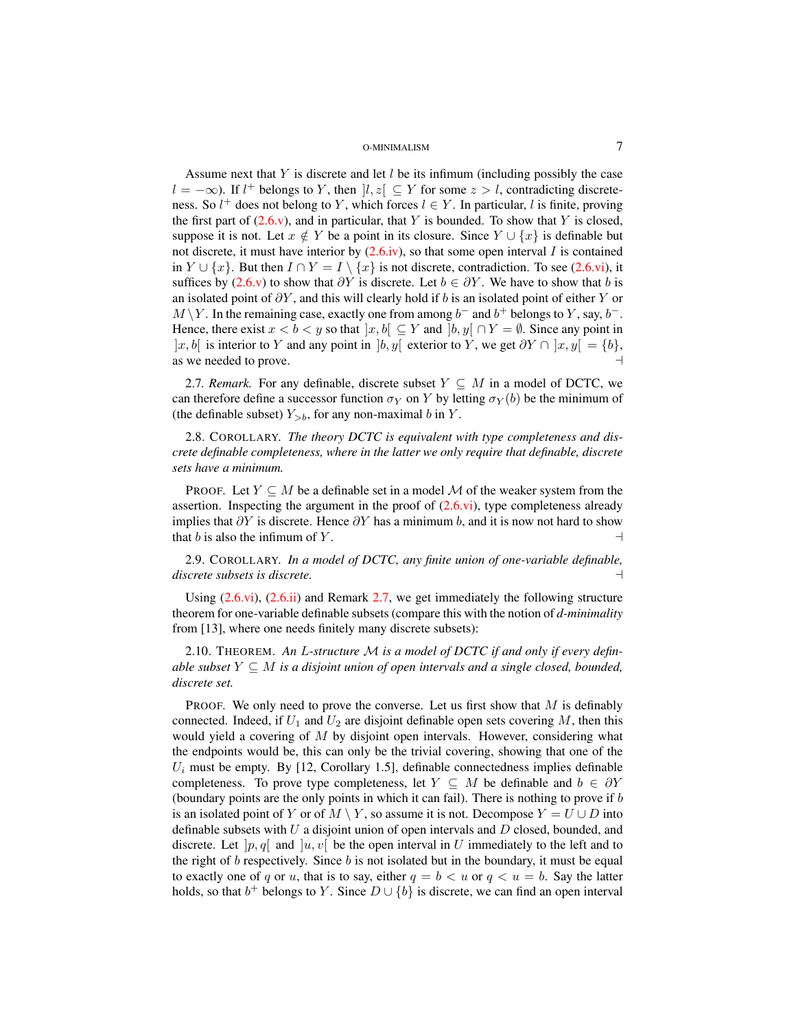Assume next that $Y$ is discrete and let $l$ be its infimum (including possibly the case $l = -\infty$). If $l^+$ belongs to $Y$, then $]l, z[\ \subseteq Y$ for some $z > l$, contradicting discreteness. So $l^+$ does not belong to $Y$, which forces $l \in Y$. In particular, $l$ is finite, proving the first part of (2.6.v), and in particular, that $Y$ is bounded. To show that $Y$ is closed, suppose it is not. Let $x \notin Y$ be a point in its closure. Since $Y \cup \{x\}$ is definable but not discrete, it must have interior by (2.6.iv), so that some open interval $I$ is contained in $Y \cup \{x\}$. But then $I \cap Y = I \setminus \{x\}$ is not discrete, contradiction. To see (2.6.vi), it suffices by (2.6.v) to show that $\partial Y$ is discrete. Let $b \in \partial Y$. We have to show that $b$ is an isolated point of $\partial Y$, and this will clearly hold if $b$ is an isolated point of either $Y$ or $M \setminus Y$. In the remaining case, exactly one from among $b^-$ and $b^+$ belongs to $Y$, say, $b^-$. Hence, there exist $x < b < y$ so that $]x, b[\ \subseteq Y$ and $]b, y[\ \cap Y = \emptyset$. Since any point in $]x, b[$ is interior to $Y$ and any point in $]b, y[$ exterior to $Y$, we get $\partial Y \cap\ ]x, y[\ = \{b\}$, as we needed to prove. $\dashv$

2.7. *Remark.* For any definable, discrete subset $Y \subseteq M$ in a model of DCTC, we can therefore define a successor function $\sigma_Y$ on $Y$ by letting $\sigma_Y(b)$ be the minimum of (the definable subset) $Y_{>b}$, for any non-maximal $b$ in $Y$.

2.8. COROLLARY. *The theory DCTC is equivalent with type completeness and discrete definable completeness, where in the latter we only require that definable, discrete sets have a minimum.*

PROOF. Let $Y \subseteq M$ be a definable set in a model $\mathcal{M}$ of the weaker system from the assertion. Inspecting the argument in the proof of (2.6.vi), type completeness already implies that $\partial Y$ is discrete. Hence $\partial Y$ has a minimum $b$, and it is now not hard to show that $b$ is also the infimum of $Y$. $\dashv$

2.9. COROLLARY. *In a model of DCTC, any finite union of one-variable definable, discrete subsets is discrete.* $\dashv$

Using (2.6.vi), (2.6.ii) and Remark 2.7, we get immediately the following structure theorem for one-variable definable subsets (compare this with the notion of *d-minimality* from [13], where one needs finitely many discrete subsets):

2.10. THEOREM. *An $L$-structure $\mathcal{M}$ is a model of DCTC if and only if every definable subset $Y \subseteq M$ is a disjoint union of open intervals and a single closed, bounded, discrete set.*

PROOF. We only need to prove the converse. Let us first show that $M$ is definably connected. Indeed, if $U_1$ and $U_2$ are disjoint definable open sets covering $M$, then this would yield a covering of $M$ by disjoint open intervals. However, considering what the endpoints would be, this can only be the trivial covering, showing that one of the $U_i$ must be empty. By [12, Corollary 1.5], definable connectedness implies definable completeness. To prove type completeness, let $Y \subseteq M$ be definable and $b \in \partial Y$ (boundary points are the only points in which it can fail). There is nothing to prove if $b$ is an isolated point of $Y$ or of $M \setminus Y$, so assume it is not. Decompose $Y = U \cup D$ into definable subsets with $U$ a disjoint union of open intervals and $D$ closed, bounded, and discrete. Let $]p, q[$ and $]u, v[$ be the open interval in $U$ immediately to the left and to the right of $b$ respectively. Since $b$ is not isolated but in the boundary, it must be equal to exactly one of $q$ or $u$, that is to say, either $q = b < u$ or $q < u = b$. Say the latter holds, so that $b^+$ belongs to $Y$. Since $D \cup \{b\}$ is discrete, we can find an open interval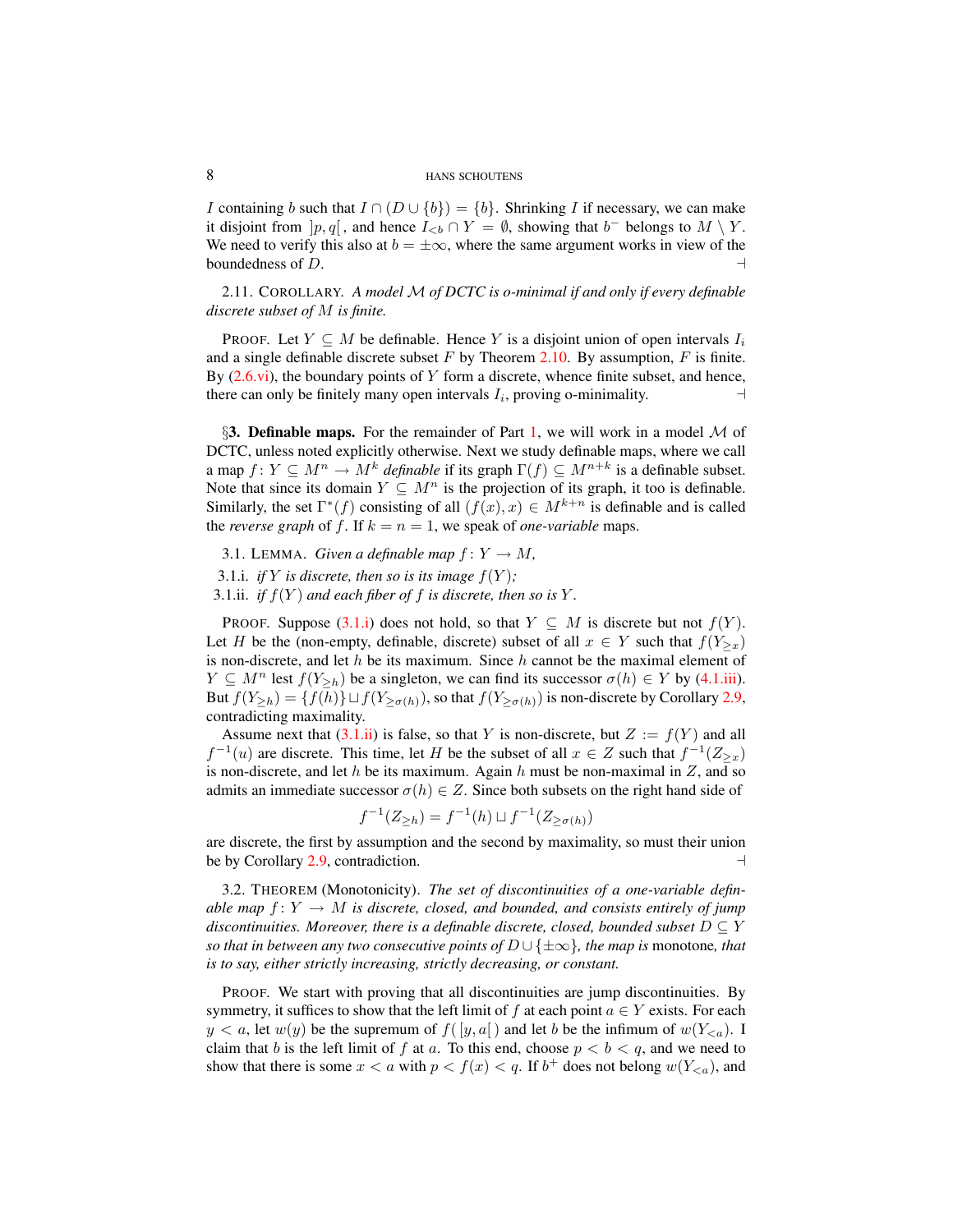$I$ containing $b$ such that $I \cap (D \cup \{b\}) = \{b\}$. Shrinking $I$ if necessary, we can make it disjoint from $]p, q[$, and hence $I_{<b} \cap Y = \emptyset$, showing that $b^-$ belongs to $M \setminus Y$. We need to verify this also at $b = \pm\infty$, where the same argument works in view of the boundedness of $D$. ⊣

2.11. COROLLARY. *A model $\mathcal{M}$ of DCTC is o-minimal if and only if every definable discrete subset of $M$ is finite.*

PROOF. Let $Y \subseteq M$ be definable. Hence $Y$ is a disjoint union of open intervals $I_i$ and a single definable discrete subset $F$ by Theorem 2.10. By assumption, $F$ is finite. By (2.6.vi), the boundary points of $Y$ form a discrete, whence finite subset, and hence, there can only be finitely many open intervals $I_i$, proving o-minimality. ⊣

§**3. Definable maps.** For the remainder of Part 1, we will work in a model $\mathcal{M}$ of DCTC, unless noted explicitly otherwise. Next we study definable maps, where we call a map $f\colon Y \subseteq M^n \to M^k$ *definable* if its graph $\Gamma(f) \subseteq M^{n+k}$ is a definable subset. Note that since its domain $Y \subseteq M^n$ is the projection of its graph, it too is definable. Similarly, the set $\Gamma^*(f)$ consisting of all $(f(x), x) \in M^{k+n}$ is definable and is called the *reverse graph* of $f$. If $k = n = 1$, we speak of *one-variable* maps.

3.1. LEMMA. *Given a definable map $f\colon Y \to M$,*

3.1.i. *if $Y$ is discrete, then so is its image $f(Y)$;*

3.1.ii. *if $f(Y)$ and each fiber of $f$ is discrete, then so is $Y$.*

PROOF. Suppose (3.1.i) does not hold, so that $Y \subseteq M$ is discrete but not $f(Y)$. Let $H$ be the (non-empty, definable, discrete) subset of all $x \in Y$ such that $f(Y_{\geq x})$ is non-discrete, and let $h$ be its maximum. Since $h$ cannot be the maximal element of $Y \subseteq M^n$ lest $f(Y_{\geq h})$ be a singleton, we can find its successor $\sigma(h) \in Y$ by (4.1.iii). But $f(Y_{\geq h}) = \{f(h)\} \sqcup f(Y_{\geq \sigma(h)})$, so that $f(Y_{\geq \sigma(h)})$ is non-discrete by Corollary 2.9, contradicting maximality.

Assume next that (3.1.ii) is false, so that $Y$ is non-discrete, but $Z := f(Y)$ and all $f^{-1}(u)$ are discrete. This time, let $H$ be the subset of all $x \in Z$ such that $f^{-1}(Z_{\geq x})$ is non-discrete, and let $h$ be its maximum. Again $h$ must be non-maximal in $Z$, and so admits an immediate successor $\sigma(h) \in Z$. Since both subsets on the right hand side of

$$f^{-1}(Z_{\geq h}) = f^{-1}(h) \sqcup f^{-1}(Z_{\geq \sigma(h)})$$

are discrete, the first by assumption and the second by maximality, so must their union be by Corollary 2.9, contradiction. ⊣

3.2. THEOREM (Monotonicity). *The set of discontinuities of a one-variable definable map $f\colon Y \to M$ is discrete, closed, and bounded, and consists entirely of jump discontinuities. Moreover, there is a definable discrete, closed, bounded subset $D \subseteq Y$ so that in between any two consecutive points of $D \cup \{\pm\infty\}$, the map is* monotone*, that is to say, either strictly increasing, strictly decreasing, or constant.*

PROOF. We start with proving that all discontinuities are jump discontinuities. By symmetry, it suffices to show that the left limit of $f$ at each point $a \in Y$ exists. For each $y < a$, let $w(y)$ be the supremum of $f(\,[y, a[\,)$ and let $b$ be the infimum of $w(Y_{<a})$. I claim that $b$ is the left limit of $f$ at $a$. To this end, choose $p < b < q$, and we need to show that there is some $x < a$ with $p < f(x) < q$. If $b^+$ does not belong $w(Y_{<a})$, and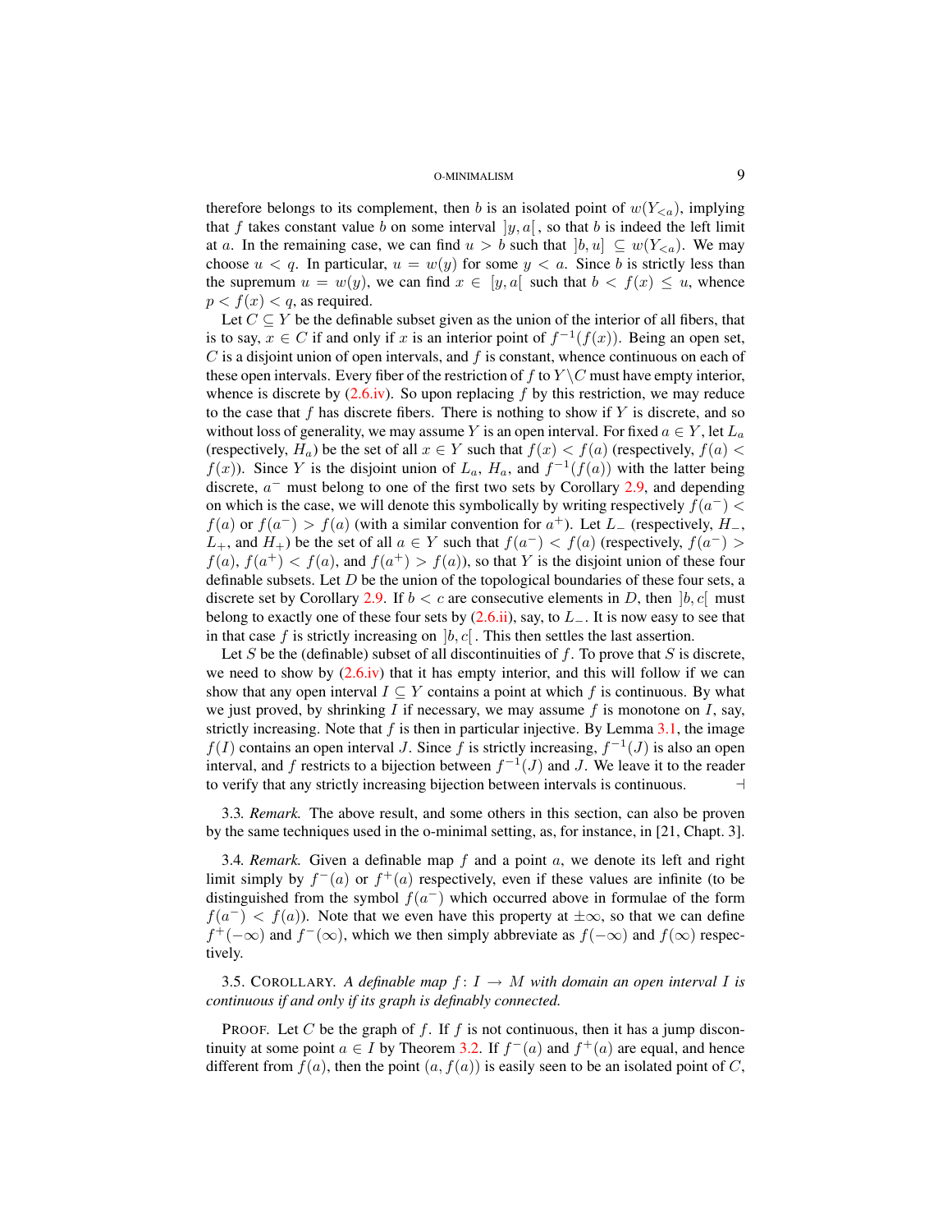therefore belongs to its complement, then $b$ is an isolated point of $w(Y_{<a})$, implying that $f$ takes constant value $b$ on some interval $]y, a[$, so that $b$ is indeed the left limit at $a$. In the remaining case, we can find $u > b$ such that $]b, u] \subseteq w(Y_{<a})$. We may choose $u < q$. In particular, $u = w(y)$ for some $y < a$. Since $b$ is strictly less than the supremum $u = w(y)$, we can find $x \in [y, a[$ such that $b < f(x) \leq u$, whence $p < f(x) < q$, as required.

Let $C \subseteq Y$ be the definable subset given as the union of the interior of all fibers, that is to say, $x \in C$ if and only if $x$ is an interior point of $f^{-1}(f(x))$. Being an open set, $C$ is a disjoint union of open intervals, and $f$ is constant, whence continuous on each of these open intervals. Every fiber of the restriction of $f$ to $Y \setminus C$ must have empty interior, whence is discrete by (2.6.iv). So upon replacing $f$ by this restriction, we may reduce to the case that $f$ has discrete fibers. There is nothing to show if $Y$ is discrete, and so without loss of generality, we may assume $Y$ is an open interval. For fixed $a \in Y$, let $L_a$ (respectively, $H_a$) be the set of all $x \in Y$ such that $f(x) < f(a)$ (respectively, $f(a) < f(x)$). Since $Y$ is the disjoint union of $L_a$, $H_a$, and $f^{-1}(f(a))$ with the latter being discrete, $a^-$ must belong to one of the first two sets by Corollary 2.9, and depending on which is the case, we will denote this symbolically by writing respectively $f(a^-) < f(a)$ or $f(a^-) > f(a)$ (with a similar convention for $a^+$). Let $L_-$ (respectively, $H_-$, $L_+$, and $H_+$) be the set of all $a \in Y$ such that $f(a^-) < f(a)$ (respectively, $f(a^-) > f(a)$, $f(a^+) < f(a)$, and $f(a^+) > f(a)$), so that $Y$ is the disjoint union of these four definable subsets. Let $D$ be the union of the topological boundaries of these four sets, a discrete set by Corollary 2.9. If $b < c$ are consecutive elements in $D$, then $]b, c[$ must belong to exactly one of these four sets by (2.6.ii), say, to $L_-$. It is now easy to see that in that case $f$ is strictly increasing on $]b, c[$. This then settles the last assertion.

Let $S$ be the (definable) subset of all discontinuities of $f$. To prove that $S$ is discrete, we need to show by (2.6.iv) that it has empty interior, and this will follow if we can show that any open interval $I \subseteq Y$ contains a point at which $f$ is continuous. By what we just proved, by shrinking $I$ if necessary, we may assume $f$ is monotone on $I$, say, strictly increasing. Note that $f$ is then in particular injective. By Lemma 3.1, the image $f(I)$ contains an open interval $J$. Since $f$ is strictly increasing, $f^{-1}(J)$ is also an open interval, and $f$ restricts to a bijection between $f^{-1}(J)$ and $J$. We leave it to the reader to verify that any strictly increasing bijection between intervals is continuous. $\dashv$

3.3. *Remark.* The above result, and some others in this section, can also be proven by the same techniques used in the o-minimal setting, as, for instance, in [21, Chapt. 3].

3.4. *Remark.* Given a definable map $f$ and a point $a$, we denote its left and right limit simply by $f^-(a)$ or $f^+(a)$ respectively, even if these values are infinite (to be distinguished from the symbol $f(a^-)$ which occurred above in formulae of the form $f(a^-) < f(a)$). Note that we even have this property at $\pm\infty$, so that we can define $f^+(-\infty)$ and $f^-(\infty)$, which we then simply abbreviate as $f(-\infty)$ and $f(\infty)$ respectively.

3.5. COROLLARY. *A definable map $f\colon I \to M$ with domain an open interval $I$ is continuous if and only if its graph is definably connected.*

PROOF. Let $C$ be the graph of $f$. If $f$ is not continuous, then it has a jump discontinuity at some point $a \in I$ by Theorem 3.2. If $f^-(a)$ and $f^+(a)$ are equal, and hence different from $f(a)$, then the point $(a, f(a))$ is easily seen to be an isolated point of $C$,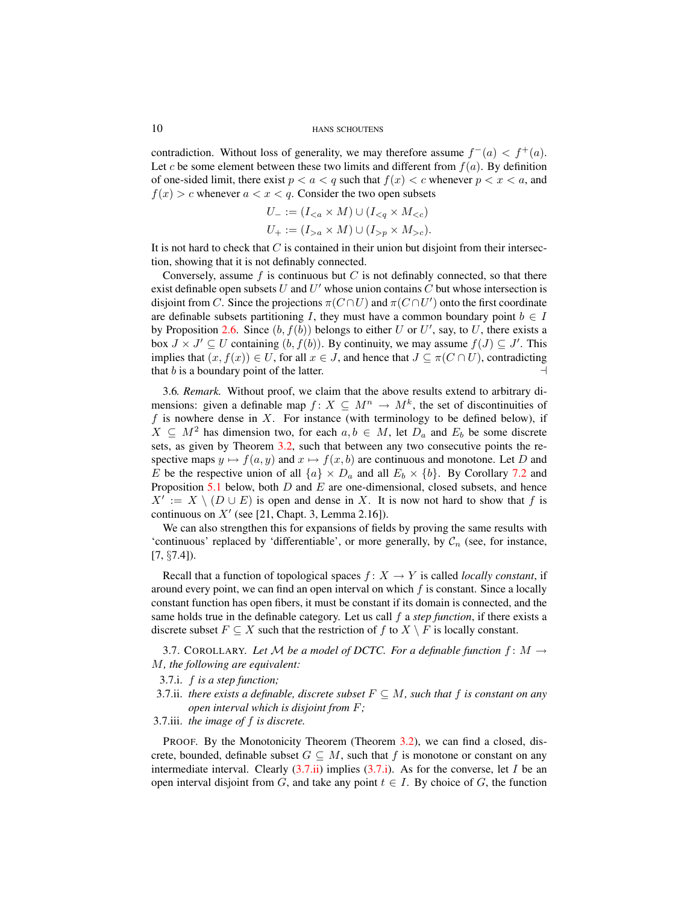contradiction. Without loss of generality, we may therefore assume $f^-(a) < f^+(a)$. Let $c$ be some element between these two limits and different from $f(a)$. By definition of one-sided limit, there exist $p < a < q$ such that $f(x) < c$ whenever $p < x < a$, and $f(x) > c$ whenever $a < x < q$. Consider the two open subsets

$$U_- := (I_{<a} \times M) \cup (I_{<q} \times M_{<c})$$
$$U_+ := (I_{>a} \times M) \cup (I_{>p} \times M_{>c}).$$

It is not hard to check that $C$ is contained in their union but disjoint from their intersection, showing that it is not definably connected.

Conversely, assume $f$ is continuous but $C$ is not definably connected, so that there exist definable open subsets $U$ and $U'$ whose union contains $C$ but whose intersection is disjoint from $C$. Since the projections $\pi(C \cap U)$ and $\pi(C \cap U')$ onto the first coordinate are definable subsets partitioning $I$, they must have a common boundary point $b \in I$ by Proposition 2.6. Since $(b, f(b))$ belongs to either $U$ or $U'$, say, to $U$, there exists a box $J \times J' \subseteq U$ containing $(b, f(b))$. By continuity, we may assume $f(J) \subseteq J'$. This implies that $(x, f(x)) \in U$, for all $x \in J$, and hence that $J \subseteq \pi(C \cap U)$, contradicting that $b$ is a boundary point of the latter. ⊣

3.6. *Remark.* Without proof, we claim that the above results extend to arbitrary dimensions: given a definable map $f \colon X \subseteq M^n \to M^k$, the set of discontinuities of $f$ is nowhere dense in $X$. For instance (with terminology to be defined below), if $X \subseteq M^2$ has dimension two, for each $a, b \in M$, let $D_a$ and $E_b$ be some discrete sets, as given by Theorem 3.2, such that between any two consecutive points the respective maps $y \mapsto f(a, y)$ and $x \mapsto f(x, b)$ are continuous and monotone. Let $D$ and $E$ be the respective union of all $\{a\} \times D_a$ and all $E_b \times \{b\}$. By Corollary 7.2 and Proposition 5.1 below, both $D$ and $E$ are one-dimensional, closed subsets, and hence $X' := X \setminus (D \cup E)$ is open and dense in $X$. It is now not hard to show that $f$ is continuous on $X'$ (see [21, Chapt. 3, Lemma 2.16]).

We can also strengthen this for expansions of fields by proving the same results with 'continuous' replaced by 'differentiable', or more generally, by $\mathcal{C}_n$ (see, for instance, [7, §7.4]).

Recall that a function of topological spaces $f \colon X \to Y$ is called *locally constant*, if around every point, we can find an open interval on which $f$ is constant. Since a locally constant function has open fibers, it must be constant if its domain is connected, and the same holds true in the definable category. Let us call $f$ a *step function*, if there exists a discrete subset $F \subseteq X$ such that the restriction of $f$ to $X \setminus F$ is locally constant.

3.7. COROLLARY. *Let $\mathcal{M}$ be a model of DCTC. For a definable function $f \colon M \to M$, the following are equivalent:*

3.7.i. *$f$ is a step function;*

3.7.ii. *there exists a definable, discrete subset $F \subseteq M$, such that $f$ is constant on any open interval which is disjoint from $F$;*

3.7.iii. *the image of $f$ is discrete.*

PROOF. By the Monotonicity Theorem (Theorem 3.2), we can find a closed, discrete, bounded, definable subset $G \subseteq M$, such that $f$ is monotone or constant on any intermediate interval. Clearly (3.7.ii) implies (3.7.i). As for the converse, let $I$ be an open interval disjoint from $G$, and take any point $t \in I$. By choice of $G$, the function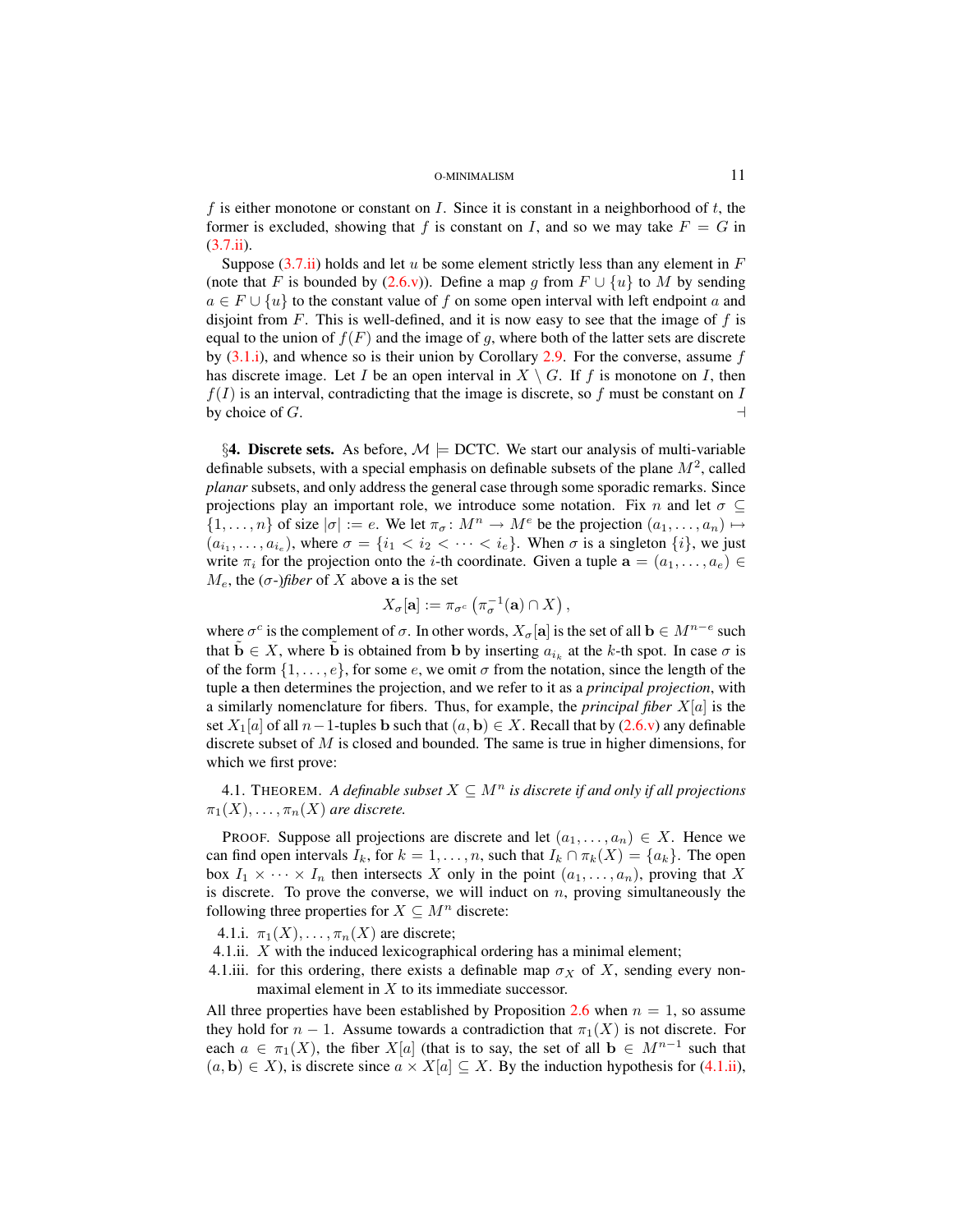$f$ is either monotone or constant on $I$. Since it is constant in a neighborhood of $t$, the former is excluded, showing that $f$ is constant on $I$, and so we may take $F = G$ in (3.7.ii).

Suppose (3.7.ii) holds and let $u$ be some element strictly less than any element in $F$ (note that $F$ is bounded by (2.6.v)). Define a map $g$ from $F \cup \{u\}$ to $M$ by sending $a \in F \cup \{u\}$ to the constant value of $f$ on some open interval with left endpoint $a$ and disjoint from $F$. This is well-defined, and it is now easy to see that the image of $f$ is equal to the union of $f(F)$ and the image of $g$, where both of the latter sets are discrete by (3.1.i), and whence so is their union by Corollary 2.9. For the converse, assume $f$ has discrete image. Let $I$ be an open interval in $X \setminus G$. If $f$ is monotone on $I$, then $f(I)$ is an interval, contradicting that the image is discrete, so $f$ must be constant on $I$ by choice of $G$. ⊣

§**4. Discrete sets.** As before, $\mathcal{M} \models$ DCTC. We start our analysis of multi-variable definable subsets, with a special emphasis on definable subsets of the plane $M^2$, called ***planar*** subsets, and only address the general case through some sporadic remarks. Since projections play an important role, we introduce some notation. Fix $n$ and let $\sigma \subseteq \{1, \dots, n\}$ of size $|\sigma| := e$. We let $\pi_\sigma \colon M^n \to M^e$ be the projection $(a_1, \dots, a_n) \mapsto (a_{i_1}, \dots, a_{i_e})$, where $\sigma = \{i_1 < i_2 < \dots < i_e\}$. When $\sigma$ is a singleton $\{i\}$, we just write $\pi_i$ for the projection onto the $i$-th coordinate. Given a tuple $\mathbf{a} = (a_1, \dots, a_e) \in M_e$, the ($\sigma$-)***fiber*** of $X$ above $\mathbf{a}$ is the set

$$X_\sigma[\mathbf{a}] := \pi_{\sigma^c}\left(\pi_\sigma^{-1}(\mathbf{a}) \cap X\right),$$

where $\sigma^c$ is the complement of $\sigma$. In other words, $X_\sigma[\mathbf{a}]$ is the set of all $\mathbf{b} \in M^{n-e}$ such that $\tilde{\mathbf{b}} \in X$, where $\tilde{\mathbf{b}}$ is obtained from $\mathbf{b}$ by inserting $a_{i_k}$ at the $k$-th spot. In case $\sigma$ is of the form $\{1, \dots, e\}$, for some $e$, we omit $\sigma$ from the notation, since the length of the tuple $\mathbf{a}$ then determines the projection, and we refer to it as a ***principal projection***, with a similarly nomenclature for fibers. Thus, for example, the ***principal fiber*** $X[a]$ is the set $X_1[a]$ of all $n-1$-tuples $\mathbf{b}$ such that $(a, \mathbf{b}) \in X$. Recall that by (2.6.v) any definable discrete subset of $M$ is closed and bounded. The same is true in higher dimensions, for which we first prove:

4.1. THEOREM. *A definable subset $X \subseteq M^n$ is discrete if and only if all projections $\pi_1(X), \dots, \pi_n(X)$ are discrete.*

PROOF. Suppose all projections are discrete and let $(a_1, \dots, a_n) \in X$. Hence we can find open intervals $I_k$, for $k = 1, \dots, n$, such that $I_k \cap \pi_k(X) = \{a_k\}$. The open box $I_1 \times \dots \times I_n$ then intersects $X$ only in the point $(a_1, \dots, a_n)$, proving that $X$ is discrete. To prove the converse, we will induct on $n$, proving simultaneously the following three properties for $X \subseteq M^n$ discrete:

4.1.i. $\pi_1(X), \dots, \pi_n(X)$ are discrete;

4.1.ii. $X$ with the induced lexicographical ordering has a minimal element;

4.1.iii. for this ordering, there exists a definable map $\sigma_X$ of $X$, sending every non-maximal element in $X$ to its immediate successor.

All three properties have been established by Proposition 2.6 when $n = 1$, so assume they hold for $n - 1$. Assume towards a contradiction that $\pi_1(X)$ is not discrete. For each $a \in \pi_1(X)$, the fiber $X[a]$ (that is to say, the set of all $\mathbf{b} \in M^{n-1}$ such that $(a, \mathbf{b}) \in X$), is discrete since $a \times X[a] \subseteq X$. By the induction hypothesis for (4.1.ii),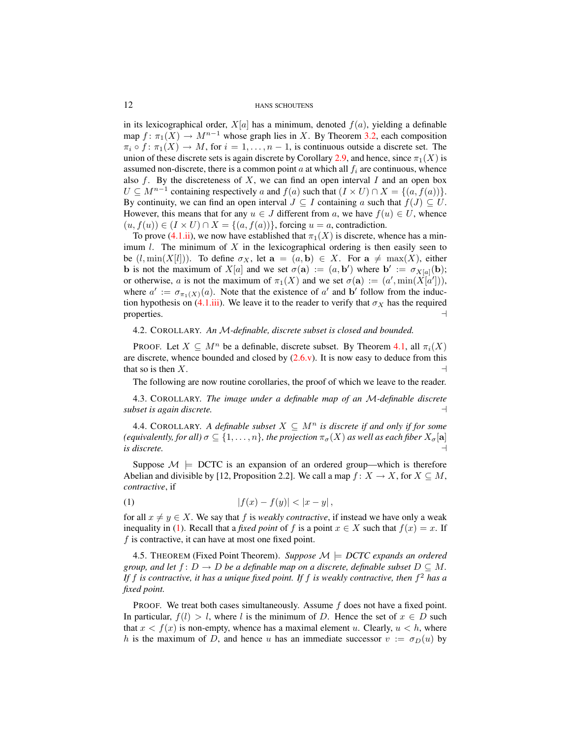in its lexicographical order, $X[a]$ has a minimum, denoted $f(a)$, yielding a definable map $f\colon \pi_1(X) \to M^{n-1}$ whose graph lies in $X$. By Theorem 3.2, each composition $\pi_i \circ f\colon \pi_1(X) \to M$, for $i = 1, \dots, n-1$, is continuous outside a discrete set. The union of these discrete sets is again discrete by Corollary 2.9, and hence, since $\pi_1(X)$ is assumed non-discrete, there is a common point $a$ at which all $f_i$ are continuous, whence also $f$. By the discreteness of $X$, we can find an open interval $I$ and an open box $U \subseteq M^{n-1}$ containing respectively $a$ and $f(a)$ such that $(I \times U) \cap X = \{(a, f(a))\}$. By continuity, we can find an open interval $J \subseteq I$ containing $a$ such that $f(J) \subseteq U$. However, this means that for any $u \in J$ different from $a$, we have $f(u) \in U$, whence $(u, f(u)) \in (I \times U) \cap X = \{(a, f(a))\}$, forcing $u = a$, contradiction.

To prove (4.1.ii), we now have established that $\pi_1(X)$ is discrete, whence has a minimum $l$. The minimum of $X$ in the lexicographical ordering is then easily seen to be $(l, \min(X[l]))$. To define $\sigma_X$, let $\mathbf{a} = (a, \mathbf{b}) \in X$. For $\mathbf{a} \neq \max(X)$, either $\mathbf{b}$ is not the maximum of $X[a]$ and we set $\sigma(\mathbf{a}) := (a, \mathbf{b}')$ where $\mathbf{b}' := \sigma_{X[a]}(\mathbf{b})$; or otherwise, $a$ is not the maximum of $\pi_1(X)$ and we set $\sigma(\mathbf{a}) := (a', \min(X[a']))$, where $a' := \sigma_{\pi_1(X)}(a)$. Note that the existence of $a'$ and $\mathbf{b}'$ follow from the induction hypothesis on (4.1.iii). We leave it to the reader to verify that $\sigma_X$ has the required properties. ⊣

4.2. COROLLARY. *An $\mathcal{M}$-definable, discrete subset is closed and bounded.*

PROOF. Let $X \subseteq M^n$ be a definable, discrete subset. By Theorem 4.1, all $\pi_i(X)$ are discrete, whence bounded and closed by (2.6.v). It is now easy to deduce from this that so is then $X$. ⊣

The following are now routine corollaries, the proof of which we leave to the reader.

4.3. COROLLARY. *The image under a definable map of an $\mathcal{M}$-definable discrete subset is again discrete.* ⊣

4.4. COROLLARY. *A definable subset $X \subseteq M^n$ is discrete if and only if for some (equivalently, for all) $\sigma \subseteq \{1, \dots, n\}$, the projection $\pi_\sigma(X)$ as well as each fiber $X_\sigma[\mathbf{a}]$ is discrete.* ⊣

Suppose $\mathcal{M} \models$ DCTC is an expansion of an ordered group—which is therefore Abelian and divisible by [12, Proposition 2.2]. We call a map $f\colon X \to X$, for $X \subseteq M$, *contractive*, if

$$|f(x) - f(y)| < |x - y|\,, \tag{1}$$

for all $x \neq y \in X$. We say that $f$ is *weakly contractive*, if instead we have only a weak inequality in (1). Recall that a *fixed point* of $f$ is a point $x \in X$ such that $f(x) = x$. If $f$ is contractive, it can have at most one fixed point.

4.5. THEOREM (Fixed Point Theorem). *Suppose $\mathcal{M} \models$ DCTC expands an ordered group, and let $f\colon D \to D$ be a definable map on a discrete, definable subset $D \subseteq M$. If $f$ is contractive, it has a unique fixed point. If $f$ is weakly contractive, then $f^2$ has a fixed point.*

PROOF. We treat both cases simultaneously. Assume $f$ does not have a fixed point. In particular, $f(l) > l$, where $l$ is the minimum of $D$. Hence the set of $x \in D$ such that $x < f(x)$ is non-empty, whence has a maximal element $u$. Clearly, $u < h$, where $h$ is the maximum of $D$, and hence $u$ has an immediate successor $v := \sigma_D(u)$ by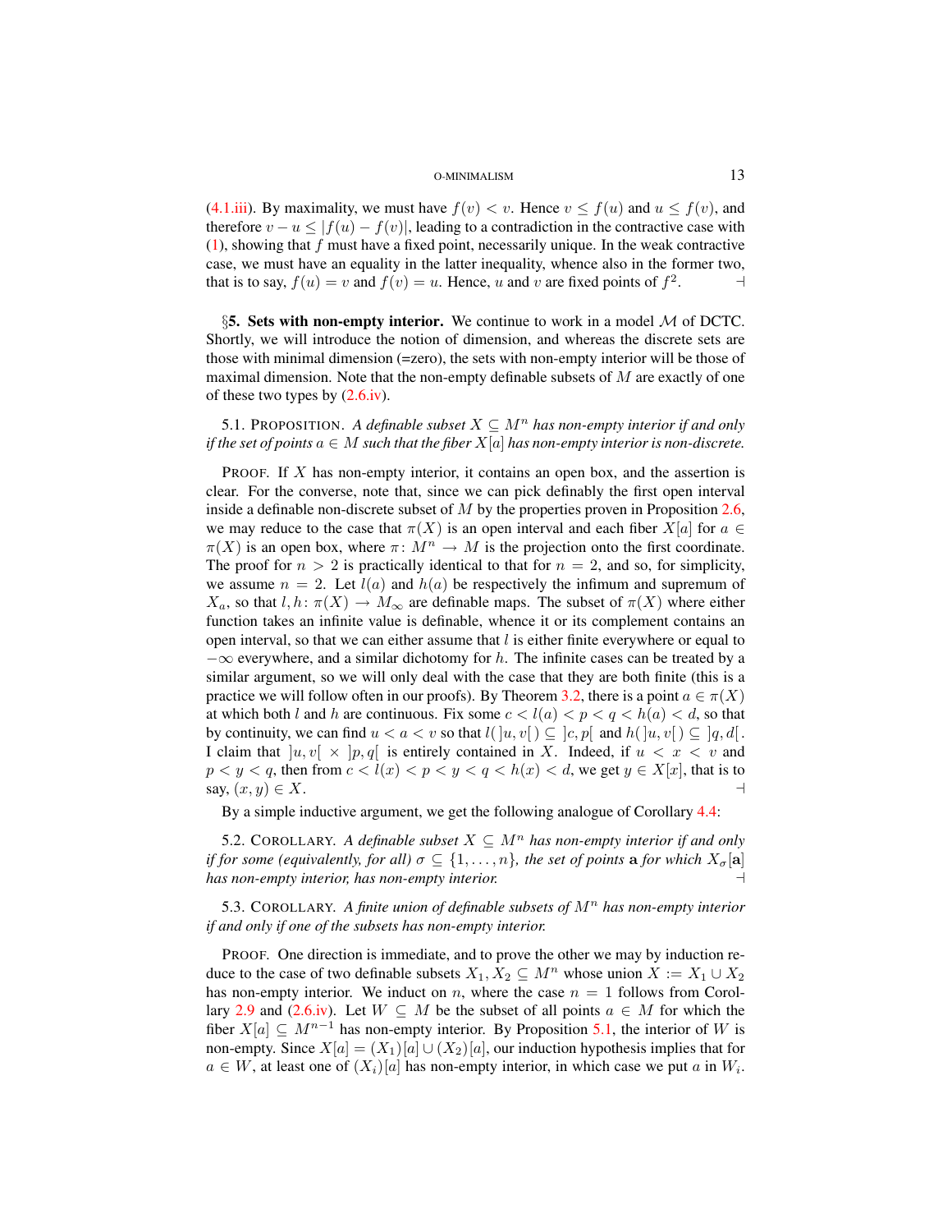(4.1.iii). By maximality, we must have $f(v) < v$. Hence $v \leq f(u)$ and $u \leq f(v)$, and therefore $v - u \leq |f(u) - f(v)|$, leading to a contradiction in the contractive case with (1), showing that $f$ must have a fixed point, necessarily unique. In the weak contractive case, we must have an equality in the latter inequality, whence also in the former two, that is to say, $f(u) = v$ and $f(v) = u$. Hence, $u$ and $v$ are fixed points of $f^2$. ⊣

§**5. Sets with non-empty interior.** We continue to work in a model $\mathcal{M}$ of DCTC. Shortly, we will introduce the notion of dimension, and whereas the discrete sets are those with minimal dimension (=zero), the sets with non-empty interior will be those of maximal dimension. Note that the non-empty definable subsets of $M$ are exactly of one of these two types by (2.6.iv).

5.1. PROPOSITION. *A definable subset $X \subseteq M^n$ has non-empty interior if and only if the set of points $a \in M$ such that the fiber $X[a]$ has non-empty interior is non-discrete.*

PROOF. If $X$ has non-empty interior, it contains an open box, and the assertion is clear. For the converse, note that, since we can pick definably the first open interval inside a definable non-discrete subset of $M$ by the properties proven in Proposition 2.6, we may reduce to the case that $\pi(X)$ is an open interval and each fiber $X[a]$ for $a \in \pi(X)$ is an open box, where $\pi\colon M^n \to M$ is the projection onto the first coordinate. The proof for $n > 2$ is practically identical to that for $n = 2$, and so, for simplicity, we assume $n = 2$. Let $l(a)$ and $h(a)$ be respectively the infimum and supremum of $X_a$, so that $l, h\colon \pi(X) \to M_\infty$ are definable maps. The subset of $\pi(X)$ where either function takes an infinite value is definable, whence it or its complement contains an open interval, so that we can either assume that $l$ is either finite everywhere or equal to $-\infty$ everywhere, and a similar dichotomy for $h$. The infinite cases can be treated by a similar argument, so we will only deal with the case that they are both finite (this is a practice we will follow often in our proofs). By Theorem 3.2, there is a point $a \in \pi(X)$ at which both $l$ and $h$ are continuous. Fix some $c < l(a) < p < q < h(a) < d$, so that by continuity, we can find $u < a < v$ so that $l(\,]u, v[\,) \subseteq \,]c, p[$ and $h(\,]u, v[\,) \subseteq \,]q, d[$. I claim that $]u, v[ \times ]p, q[$ is entirely contained in $X$. Indeed, if $u < x < v$ and $p < y < q$, then from $c < l(x) < p < y < q < h(x) < d$, we get $y \in X[x]$, that is to say, $(x, y) \in X$. ⊣

By a simple inductive argument, we get the following analogue of Corollary 4.4:

5.2. COROLLARY. *A definable subset $X \subseteq M^n$ has non-empty interior if and only if for some (equivalently, for all) $\sigma \subseteq \{1, \dots, n\}$, the set of points $\mathbf{a}$ for which $X_\sigma[\mathbf{a}]$ has non-empty interior, has non-empty interior.* ⊣

5.3. COROLLARY. *A finite union of definable subsets of $M^n$ has non-empty interior if and only if one of the subsets has non-empty interior.*

PROOF. One direction is immediate, and to prove the other we may by induction reduce to the case of two definable subsets $X_1, X_2 \subseteq M^n$ whose union $X := X_1 \cup X_2$ has non-empty interior. We induct on $n$, where the case $n = 1$ follows from Corollary 2.9 and (2.6.iv). Let $W \subseteq M$ be the subset of all points $a \in M$ for which the fiber $X[a] \subseteq M^{n-1}$ has non-empty interior. By Proposition 5.1, the interior of $W$ is non-empty. Since $X[a] = (X_1)[a] \cup (X_2)[a]$, our induction hypothesis implies that for $a \in W$, at least one of $(X_i)[a]$ has non-empty interior, in which case we put $a$ in $W_i$.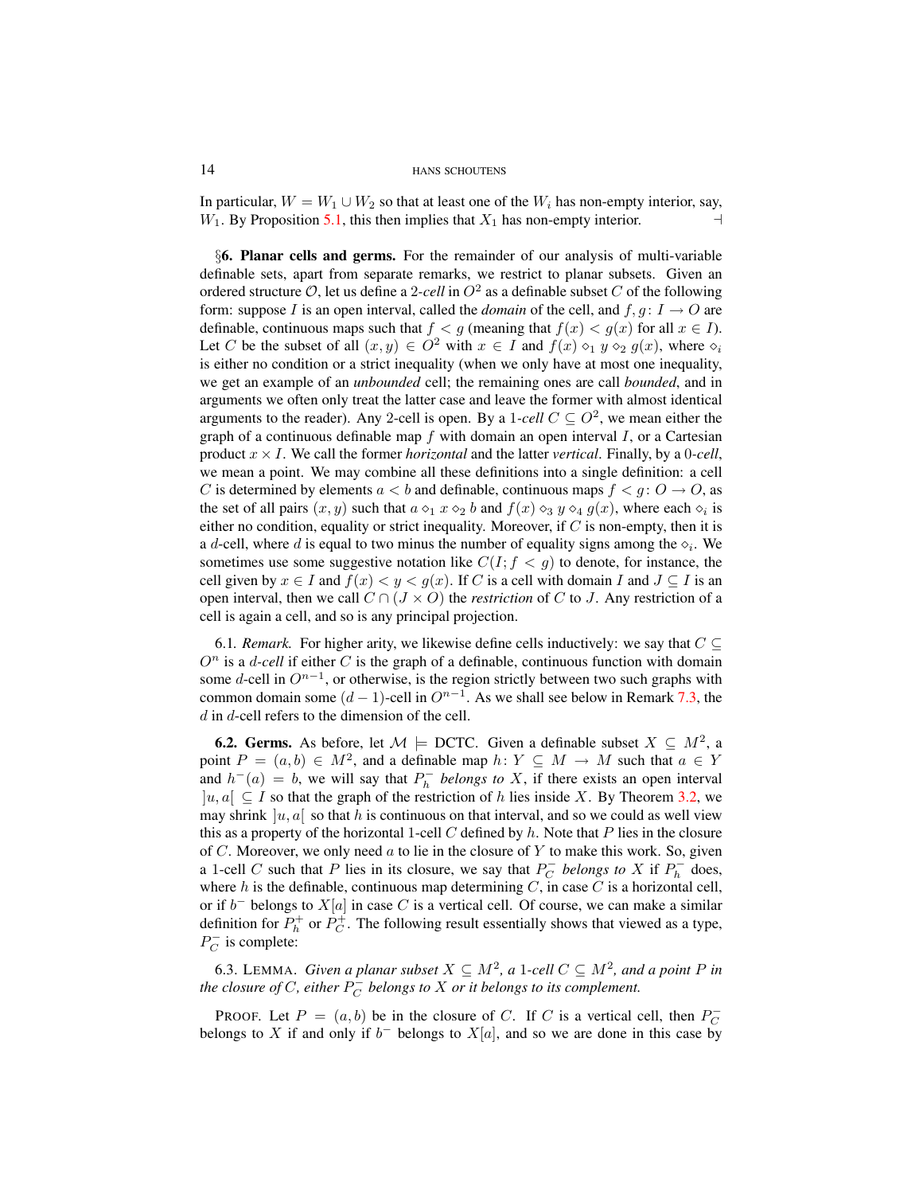In particular, $W = W_1 \cup W_2$ so that at least one of the $W_i$ has non-empty interior, say, $W_1$. By Proposition 5.1, this then implies that $X_1$ has non-empty interior. $\dashv$

§**6. Planar cells and germs.** For the remainder of our analysis of multi-variable definable sets, apart from separate remarks, we restrict to planar subsets. Given an ordered structure $\mathcal{O}$, let us define a 2*-cell* in $O^2$ as a definable subset $C$ of the following form: suppose $I$ is an open interval, called the *domain* of the cell, and $f, g \colon I \to O$ are definable, continuous maps such that $f < g$ (meaning that $f(x) < g(x)$ for all $x \in I$). Let $C$ be the subset of all $(x, y) \in O^2$ with $x \in I$ and $f(x) \diamond_1 y \diamond_2 g(x)$, where $\diamond_i$ is either no condition or a strict inequality (when we only have at most one inequality, we get an example of an *unbounded* cell; the remaining ones are call *bounded*, and in arguments we often only treat the latter case and leave the former with almost identical arguments to the reader). Any 2-cell is open. By a 1*-cell* $C \subseteq O^2$, we mean either the graph of a continuous definable map $f$ with domain an open interval $I$, or a Cartesian product $x \times I$. We call the former *horizontal* and the latter *vertical*. Finally, by a 0*-cell*, we mean a point. We may combine all these definitions into a single definition: a cell $C$ is determined by elements $a < b$ and definable, continuous maps $f < g \colon O \to O$, as the set of all pairs $(x, y)$ such that $a \diamond_1 x \diamond_2 b$ and $f(x) \diamond_3 y \diamond_4 g(x)$, where each $\diamond_i$ is either no condition, equality or strict inequality. Moreover, if $C$ is non-empty, then it is a $d$-cell, where $d$ is equal to two minus the number of equality signs among the $\diamond_i$. We sometimes use some suggestive notation like $C(I; f < g)$ to denote, for instance, the cell given by $x \in I$ and $f(x) < y < g(x)$. If $C$ is a cell with domain $I$ and $J \subseteq I$ is an open interval, then we call $C \cap (J \times O)$ the *restriction* of $C$ to $J$. Any restriction of a cell is again a cell, and so is any principal projection.

6.1. *Remark.* For higher arity, we likewise define cells inductively: we say that $C \subseteq O^n$ is a $d$*-cell* if either $C$ is the graph of a definable, continuous function with domain some $d$-cell in $O^{n-1}$, or otherwise, is the region strictly between two such graphs with common domain some $(d-1)$-cell in $O^{n-1}$. As we shall see below in Remark 7.3, the $d$ in $d$-cell refers to the dimension of the cell.

**6.2. Germs.** As before, let $\mathcal{M} \models$ DCTC. Given a definable subset $X \subseteq M^2$, a point $P = (a, b) \in M^2$, and a definable map $h \colon Y \subseteq M \to M$ such that $a \in Y$ and $h^-(a) = b$, we will say that $P_h^-$ *belongs to* $X$, if there exists an open interval $]u, a[ \subseteq I$ so that the graph of the restriction of $h$ lies inside $X$. By Theorem 3.2, we may shrink $]u, a[$ so that $h$ is continuous on that interval, and so we could as well view this as a property of the horizontal 1-cell $C$ defined by $h$. Note that $P$ lies in the closure of $C$. Moreover, we only need $a$ to lie in the closure of $Y$ to make this work. So, given a 1-cell $C$ such that $P$ lies in its closure, we say that $P_C^-$ *belongs to* $X$ if $P_h^-$ does, where $h$ is the definable, continuous map determining $C$, in case $C$ is a horizontal cell, or if $b^-$ belongs to $X[a]$ in case $C$ is a vertical cell. Of course, we can make a similar definition for $P_h^+$ or $P_C^+$. The following result essentially shows that viewed as a type, $P_C^-$ is complete:

6.3. LEMMA. *Given a planar subset $X \subseteq M^2$, a 1-cell $C \subseteq M^2$, and a point $P$ in the closure of $C$, either $P_C^-$ belongs to $X$ or it belongs to its complement.*

PROOF. Let $P = (a, b)$ be in the closure of $C$. If $C$ is a vertical cell, then $P_C^-$ belongs to $X$ if and only if $b^-$ belongs to $X[a]$, and so we are done in this case by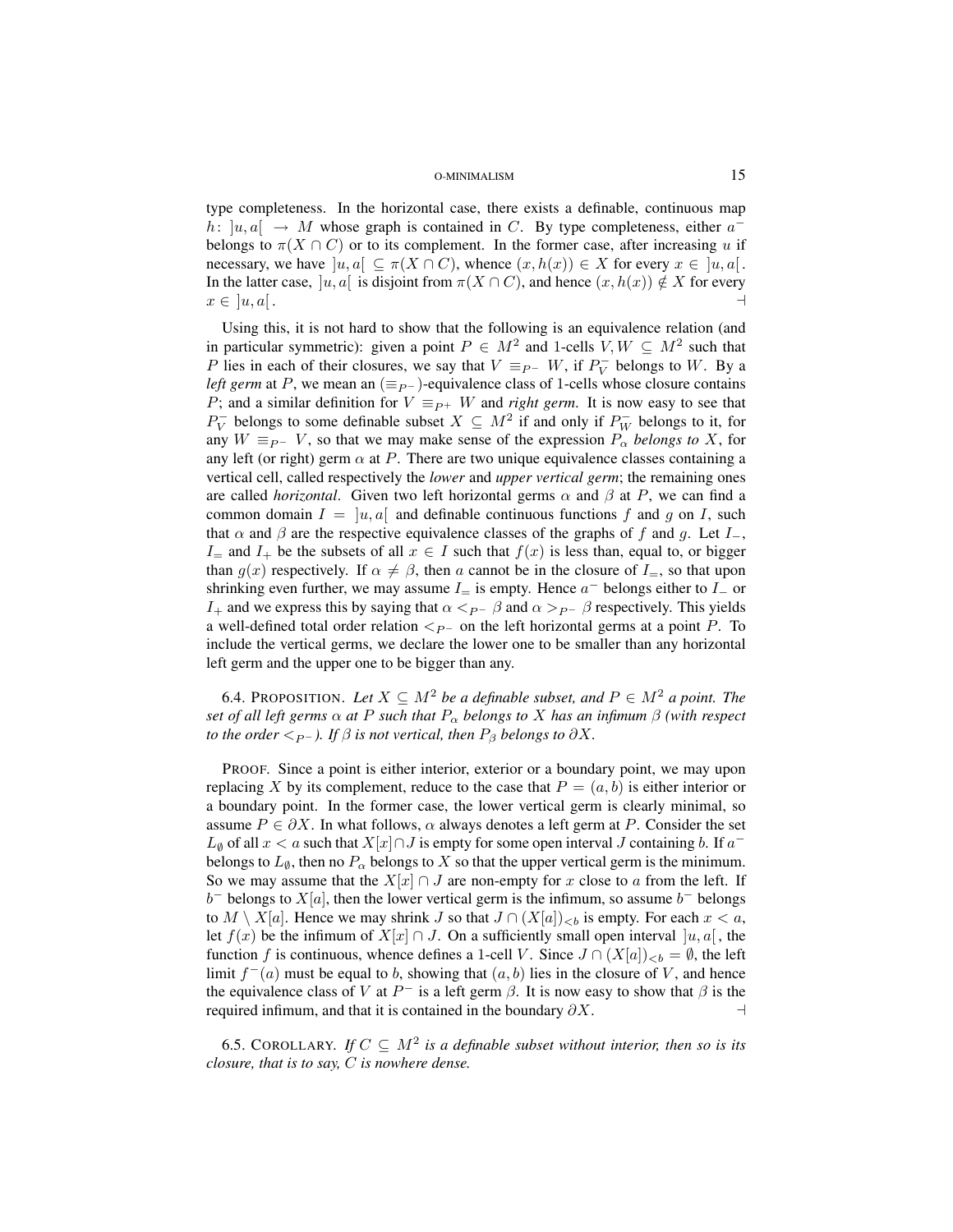type completeness. In the horizontal case, there exists a definable, continuous map $h\colon\ ]u,a[\ \to M$ whose graph is contained in $C$. By type completeness, either $a^-$ belongs to $\pi(X \cap C)$ or to its complement. In the former case, after increasing $u$ if necessary, we have $]u,a[\ \subseteq \pi(X\cap C)$, whence $(x,h(x)) \in X$ for every $x \in\ ]u,a[$. In the latter case, $]u,a[$ is disjoint from $\pi(X\cap C)$, and hence $(x,h(x)) \notin X$ for every $x \in\ ]u,a[$. ⊣

Using this, it is not hard to show that the following is an equivalence relation (and in particular symmetric): given a point $P \in M^2$ and 1-cells $V, W \subseteq M^2$ such that $P$ lies in each of their closures, we say that $V \equiv_{P^-} W$, if $P_V^-$ belongs to $W$. By a *left germ* at $P$, we mean an $(\equiv_{P^-})$-equivalence class of 1-cells whose closure contains $P$; and a similar definition for $V \equiv_{P^+} W$ and *right germ*. It is now easy to see that $P_V^-$ belongs to some definable subset $X \subseteq M^2$ if and only if $P_W^-$ belongs to it, for any $W \equiv_{P^-} V$, so that we may make sense of the expression $P_\alpha$ *belongs to* $X$, for any left (or right) germ $\alpha$ at $P$. There are two unique equivalence classes containing a vertical cell, called respectively the *lower* and *upper vertical germ*; the remaining ones are called *horizontal*. Given two left horizontal germs $\alpha$ and $\beta$ at $P$, we can find a common domain $I = \ ]u,a[$ and definable continuous functions $f$ and $g$ on $I$, such that $\alpha$ and $\beta$ are the respective equivalence classes of the graphs of $f$ and $g$. Let $I_-$, $I_=$ and $I_+$ be the subsets of all $x \in I$ such that $f(x)$ is less than, equal to, or bigger than $g(x)$ respectively. If $\alpha \neq \beta$, then $a$ cannot be in the closure of $I_=$, so that upon shrinking even further, we may assume $I_=$ is empty. Hence $a^-$ belongs either to $I_-$ or $I_+$ and we express this by saying that $\alpha <_{P^-} \beta$ and $\alpha >_{P^-} \beta$ respectively. This yields a well-defined total order relation $<_{P^-}$ on the left horizontal germs at a point $P$. To include the vertical germs, we declare the lower one to be smaller than any horizontal left germ and the upper one to be bigger than any.

6.4. PROPOSITION. *Let $X \subseteq M^2$ be a definable subset, and $P \in M^2$ a point. The set of all left germs $\alpha$ at $P$ such that $P_\alpha$ belongs to $X$ has an infimum $\beta$ (with respect to the order $<_{P^-}$). If $\beta$ is not vertical, then $P_\beta$ belongs to $\partial X$.*

PROOF. Since a point is either interior, exterior or a boundary point, we may upon replacing $X$ by its complement, reduce to the case that $P = (a,b)$ is either interior or a boundary point. In the former case, the lower vertical germ is clearly minimal, so assume $P \in \partial X$. In what follows, $\alpha$ always denotes a left germ at $P$. Consider the set $L_\emptyset$ of all $x < a$ such that $X[x] \cap J$ is empty for some open interval $J$ containing $b$. If $a^-$ belongs to $L_\emptyset$, then no $P_\alpha$ belongs to $X$ so that the upper vertical germ is the minimum. So we may assume that the $X[x] \cap J$ are non-empty for $x$ close to $a$ from the left. If $b^-$ belongs to $X[a]$, then the lower vertical germ is the infimum, so assume $b^-$ belongs to $M \setminus X[a]$. Hence we may shrink $J$ so that $J \cap (X[a])_{<b}$ is empty. For each $x < a$, let $f(x)$ be the infimum of $X[x] \cap J$. On a sufficiently small open interval $]u,a[$, the function $f$ is continuous, whence defines a 1-cell $V$. Since $J \cap (X[a])_{<b} = \emptyset$, the left limit $f^-(a)$ must be equal to $b$, showing that $(a,b)$ lies in the closure of $V$, and hence the equivalence class of $V$ at $P^-$ is a left germ $\beta$. It is now easy to show that $\beta$ is the required infimum, and that it is contained in the boundary $\partial X$. ⊣

6.5. COROLLARY. *If $C \subseteq M^2$ is a definable subset without interior, then so is its closure, that is to say, $C$ is nowhere dense.*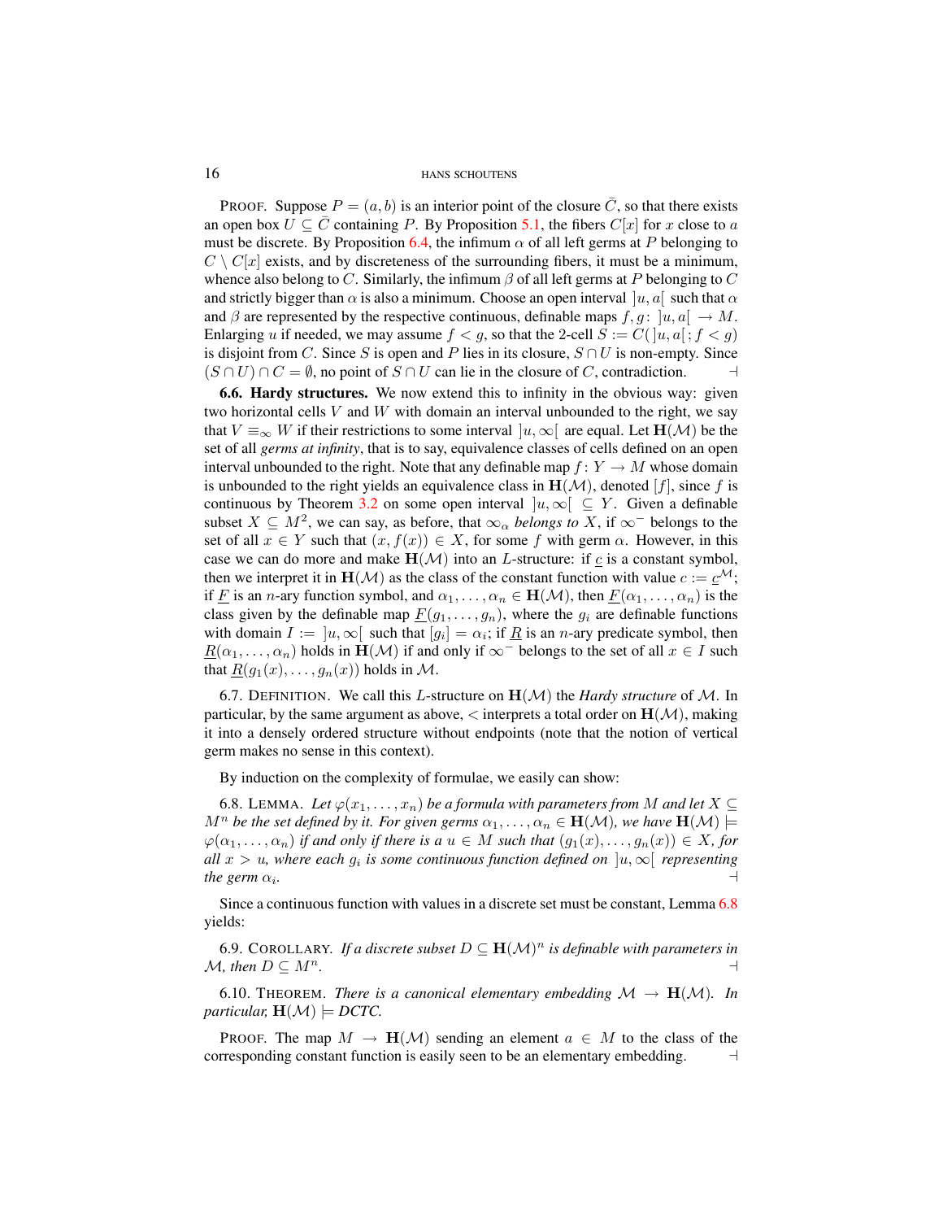PROOF. Suppose $P = (a, b)$ is an interior point of the closure $\bar{C}$, so that there exists an open box $U \subseteq \bar{C}$ containing $P$. By Proposition 5.1, the fibers $C[x]$ for $x$ close to $a$ must be discrete. By Proposition 6.4, the infimum $\alpha$ of all left germs at $P$ belonging to $C \setminus C[x]$ exists, and by discreteness of the surrounding fibers, it must be a minimum, whence also belong to $C$. Similarly, the infimum $\beta$ of all left germs at $P$ belonging to $C$ and strictly bigger than $\alpha$ is also a minimum. Choose an open interval $]u, a[$ such that $\alpha$ and $\beta$ are represented by the respective continuous, definable maps $f, g\colon ]u, a[ \to M$. Enlarging $u$ if needed, we may assume $f < g$, so that the 2-cell $S := C(]u, a[; f < g)$ is disjoint from $C$. Since $S$ is open and $P$ lies in its closure, $S \cap U$ is non-empty. Since $(S \cap U) \cap C = \emptyset$, no point of $S \cap U$ can lie in the closure of $C$, contradiction. ⊣

**6.6. Hardy structures.** We now extend this to infinity in the obvious way: given two horizontal cells $V$ and $W$ with domain an interval unbounded to the right, we say that $V \equiv_\infty W$ if their restrictions to some interval $]u, \infty[$ are equal. Let $\mathbf{H}(\mathcal{M})$ be the set of all *germs at infinity*, that is to say, equivalence classes of cells defined on an open interval unbounded to the right. Note that any definable map $f\colon Y \to M$ whose domain is unbounded to the right yields an equivalence class in $\mathbf{H}(\mathcal{M})$, denoted $[f]$, since $f$ is continuous by Theorem 3.2 on some open interval $]u, \infty[ \subseteq Y$. Given a definable subset $X \subseteq M^2$, we can say, as before, that $\infty_\alpha$ *belongs to* $X$, if $\infty^-$ belongs to the set of all $x \in Y$ such that $(x, f(x)) \in X$, for some $f$ with germ $\alpha$. However, in this case we can do more and make $\mathbf{H}(\mathcal{M})$ into an $L$-structure: if $\underline{c}$ is a constant symbol, then we interpret it in $\mathbf{H}(\mathcal{M})$ as the class of the constant function with value $c := \underline{c}^{\mathcal{M}}$; if $\underline{F}$ is an $n$-ary function symbol, and $\alpha_1, \dots, \alpha_n \in \mathbf{H}(\mathcal{M})$, then $\underline{F}(\alpha_1, \dots, \alpha_n)$ is the class given by the definable map $\underline{F}(g_1, \dots, g_n)$, where the $g_i$ are definable functions with domain $I := \,]u, \infty[$ such that $[g_i] = \alpha_i$; if $\underline{R}$ is an $n$-ary predicate symbol, then $\underline{R}(\alpha_1, \dots, \alpha_n)$ holds in $\mathbf{H}(\mathcal{M})$ if and only if $\infty^-$ belongs to the set of all $x \in I$ such that $\underline{R}(g_1(x), \dots, g_n(x))$ holds in $\mathcal{M}$.

6.7. DEFINITION. We call this $L$-structure on $\mathbf{H}(\mathcal{M})$ the *Hardy structure* of $\mathcal{M}$. In particular, by the same argument as above, $<$ interprets a total order on $\mathbf{H}(\mathcal{M})$, making it into a densely ordered structure without endpoints (note that the notion of vertical germ makes no sense in this context).

By induction on the complexity of formulae, we easily can show:

6.8. LEMMA. *Let $\varphi(x_1, \dots, x_n)$ be a formula with parameters from $M$ and let $X \subseteq M^n$ be the set defined by it. For given germs $\alpha_1, \dots, \alpha_n \in \mathbf{H}(\mathcal{M})$, we have $\mathbf{H}(\mathcal{M}) \models \varphi(\alpha_1, \dots, \alpha_n)$ if and only if there is a $u \in M$ such that $(g_1(x), \dots, g_n(x)) \in X$, for all $x > u$, where each $g_i$ is some continuous function defined on $]u, \infty[$ representing the germ $\alpha_i$.* ⊣

Since a continuous function with values in a discrete set must be constant, Lemma 6.8 yields:

6.9. COROLLARY. *If a discrete subset $D \subseteq \mathbf{H}(\mathcal{M})^n$ is definable with parameters in $\mathcal{M}$, then $D \subseteq M^n$.* ⊣

6.10. THEOREM. *There is a canonical elementary embedding $\mathcal{M} \to \mathbf{H}(\mathcal{M})$. In particular, $\mathbf{H}(\mathcal{M}) \models$ DCTC.*

PROOF. The map $M \to \mathbf{H}(\mathcal{M})$ sending an element $a \in M$ to the class of the corresponding constant function is easily seen to be an elementary embedding. ⊣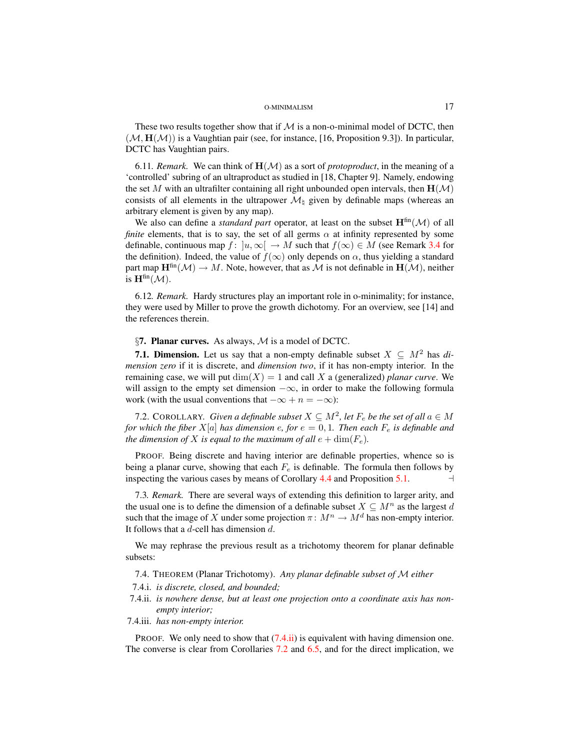These two results together show that if $\mathcal{M}$ is a non-o-minimal model of DCTC, then $(\mathcal{M}, \mathbf{H}(\mathcal{M}))$ is a Vaughtian pair (see, for instance, [16, Proposition 9.3]). In particular, DCTC has Vaughtian pairs.

6.11. *Remark.* We can think of $\mathbf{H}(\mathcal{M})$ as a sort of *protoproduct*, in the meaning of a 'controlled' subring of an ultraproduct as studied in [18, Chapter 9]. Namely, endowing the set $M$ with an ultrafilter containing all right unbounded open intervals, then $\mathbf{H}(\mathcal{M})$ consists of all elements in the ultrapower $\mathcal{M}_\natural$ given by definable maps (whereas an arbitrary element is given by any map).

We also can define a *standard part* operator, at least on the subset $\mathbf{H}^{\text{fin}}(\mathcal{M})$ of all *finite* elements, that is to say, the set of all germs $\alpha$ at infinity represented by some definable, continuous map $f\colon\ ]u,\infty[\ \to M$ such that $f(\infty) \in M$ (see Remark 3.4 for the definition). Indeed, the value of $f(\infty)$ only depends on $\alpha$, thus yielding a standard part map $\mathbf{H}^{\text{fin}}(\mathcal{M}) \to M$. Note, however, that as $\mathcal{M}$ is not definable in $\mathbf{H}(\mathcal{M})$, neither is $\mathbf{H}^{\text{fin}}(\mathcal{M})$.

6.12. *Remark.* Hardy structures play an important role in o-minimality; for instance, they were used by Miller to prove the growth dichotomy. For an overview, see [14] and the references therein.

## §7. Planar curves.

As always, $\mathcal{M}$ is a model of DCTC.

**7.1. Dimension.** Let us say that a non-empty definable subset $X \subseteq M^2$ has *dimension zero* if it is discrete, and *dimension two*, if it has non-empty interior. In the remaining case, we will put $\dim(X) = 1$ and call $X$ a (generalized) *planar curve*. We will assign to the empty set dimension $-\infty$, in order to make the following formula work (with the usual conventions that $-\infty + n = -\infty$):

7.2. COROLLARY. *Given a definable subset $X \subseteq M^2$, let $F_e$ be the set of all $a \in M$ for which the fiber $X[a]$ has dimension $e$, for $e = 0, 1$. Then each $F_e$ is definable and the dimension of $X$ is equal to the maximum of all $e + \dim(F_e)$.*

PROOF. Being discrete and having interior are definable properties, whence so is being a planar curve, showing that each $F_e$ is definable. The formula then follows by inspecting the various cases by means of Corollary 4.4 and Proposition 5.1. ⊣

7.3. *Remark.* There are several ways of extending this definition to larger arity, and the usual one is to define the dimension of a definable subset $X \subseteq M^n$ as the largest $d$ such that the image of $X$ under some projection $\pi\colon M^n \to M^d$ has non-empty interior. It follows that a $d$-cell has dimension $d$.

We may rephrase the previous result as a trichotomy theorem for planar definable subsets:

7.4. THEOREM (Planar Trichotomy). *Any planar definable subset of $\mathcal{M}$ either*

7.4.i. *is discrete, closed, and bounded;*

7.4.ii. *is nowhere dense, but at least one projection onto a coordinate axis has non-empty interior;*

7.4.iii. *has non-empty interior.*

PROOF. We only need to show that (7.4.ii) is equivalent with having dimension one. The converse is clear from Corollaries 7.2 and 6.5, and for the direct implication, we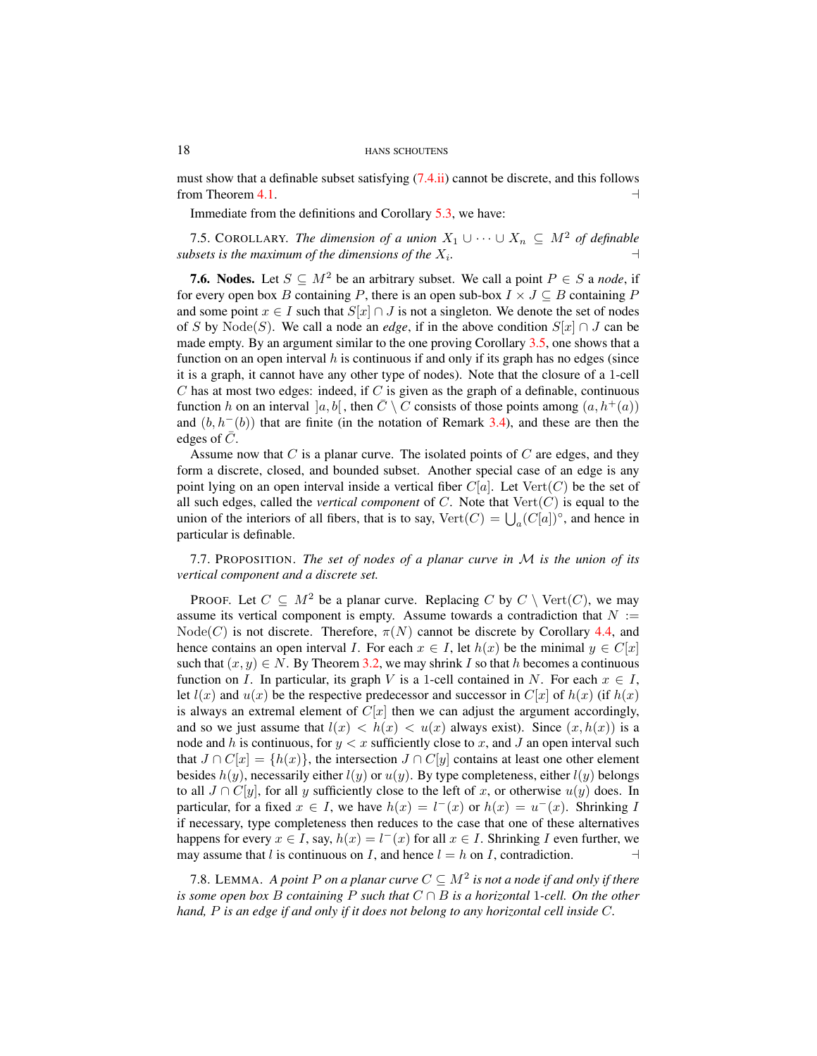must show that a definable subset satisfying (7.4.ii) cannot be discrete, and this follows from Theorem 4.1. ⊣

Immediate from the definitions and Corollary 5.3, we have:

7.5. COROLLARY. *The dimension of a union $X_1 \cup \dots \cup X_n \subseteq M^2$ of definable subsets is the maximum of the dimensions of the $X_i$.* ⊣

**7.6. Nodes.** Let $S \subseteq M^2$ be an arbitrary subset. We call a point $P \in S$ a *node*, if for every open box $B$ containing $P$, there is an open sub-box $I \times J \subseteq B$ containing $P$ and some point $x \in I$ such that $S[x] \cap J$ is not a singleton. We denote the set of nodes of $S$ by $\operatorname{Node}(S)$. We call a node an *edge*, if in the above condition $S[x] \cap J$ can be made empty. By an argument similar to the one proving Corollary 3.5, one shows that a function on an open interval $h$ is continuous if and only if its graph has no edges (since it is a graph, it cannot have any other type of nodes). Note that the closure of a 1-cell $C$ has at most two edges: indeed, if $C$ is given as the graph of a definable, continuous function $h$ on an interval $]a, b[$, then $\bar{C} \setminus C$ consists of those points among $(a, h^+(a))$ and $(b, h^-(b))$ that are finite (in the notation of Remark 3.4), and these are then the edges of $\bar{C}$.

Assume now that $C$ is a planar curve. The isolated points of $C$ are edges, and they form a discrete, closed, and bounded subset. Another special case of an edge is any point lying on an open interval inside a vertical fiber $C[a]$. Let $\operatorname{Vert}(C)$ be the set of all such edges, called the *vertical component* of $C$. Note that $\operatorname{Vert}(C)$ is equal to the union of the interiors of all fibers, that is to say, $\operatorname{Vert}(C) = \bigcup_a (C[a])^\circ$, and hence in particular is definable.

7.7. PROPOSITION. *The set of nodes of a planar curve in $\mathcal{M}$ is the union of its vertical component and a discrete set.*

PROOF. Let $C \subseteq M^2$ be a planar curve. Replacing $C$ by $C \setminus \operatorname{Vert}(C)$, we may assume its vertical component is empty. Assume towards a contradiction that $N := \operatorname{Node}(C)$ is not discrete. Therefore, $\pi(N)$ cannot be discrete by Corollary 4.4, and hence contains an open interval $I$. For each $x \in I$, let $h(x)$ be the minimal $y \in C[x]$ such that $(x, y) \in N$. By Theorem 3.2, we may shrink $I$ so that $h$ becomes a continuous function on $I$. In particular, its graph $V$ is a 1-cell contained in $N$. For each $x \in I$, let $l(x)$ and $u(x)$ be the respective predecessor and successor in $C[x]$ of $h(x)$ (if $h(x)$ is always an extremal element of $C[x]$ then we can adjust the argument accordingly, and so we just assume that $l(x) < h(x) < u(x)$ always exist). Since $(x, h(x))$ is a node and $h$ is continuous, for $y < x$ sufficiently close to $x$, and $J$ an open interval such that $J \cap C[x] = \{h(x)\}$, the intersection $J \cap C[y]$ contains at least one other element besides $h(y)$, necessarily either $l(y)$ or $u(y)$. By type completeness, either $l(y)$ belongs to all $J \cap C[y]$, for all $y$ sufficiently close to the left of $x$, or otherwise $u(y)$ does. In particular, for a fixed $x \in I$, we have $h(x) = l^-(x)$ or $h(x) = u^-(x)$. Shrinking $I$ if necessary, type completeness then reduces to the case that one of these alternatives happens for every $x \in I$, say, $h(x) = l^-(x)$ for all $x \in I$. Shrinking $I$ even further, we may assume that $l$ is continuous on $I$, and hence $l = h$ on $I$, contradiction. ⊣

7.8. LEMMA. *A point $P$ on a planar curve $C \subseteq M^2$ is not a node if and only if there is some open box $B$ containing $P$ such that $C \cap B$ is a horizontal 1-cell. On the other hand, $P$ is an edge if and only if it does not belong to any horizontal cell inside $C$.*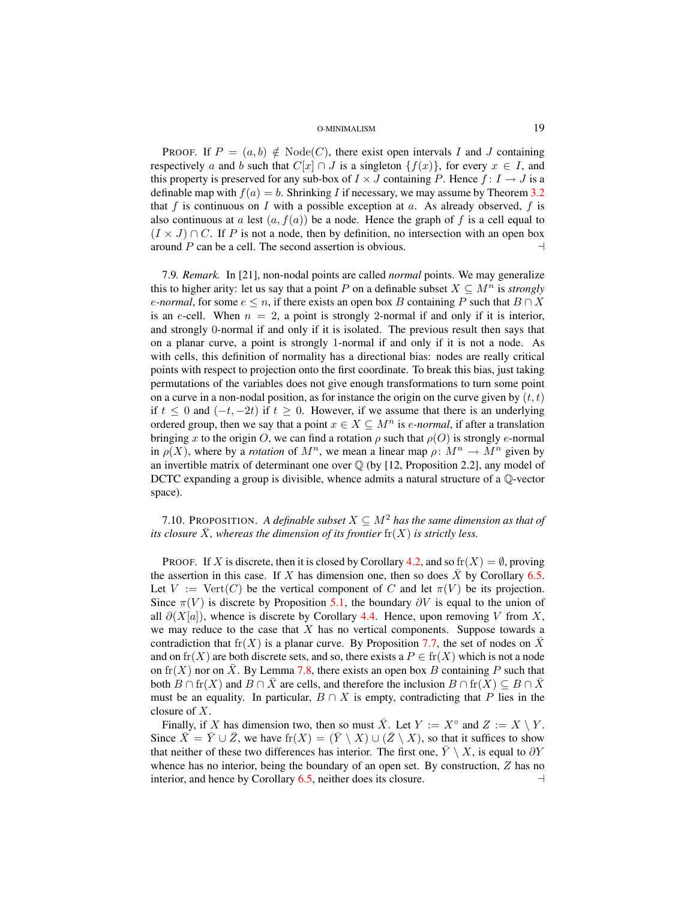PROOF. If $P = (a, b) \notin \mathrm{Node}(C)$, there exist open intervals $I$ and $J$ containing respectively $a$ and $b$ such that $C[x] \cap J$ is a singleton $\{f(x)\}$, for every $x \in I$, and this property is preserved for any sub-box of $I \times J$ containing $P$. Hence $f\colon I \to J$ is a definable map with $f(a) = b$. Shrinking $I$ if necessary, we may assume by Theorem 3.2 that $f$ is continuous on $I$ with a possible exception at $a$. As already observed, $f$ is also continuous at $a$ lest $(a, f(a))$ be a node. Hence the graph of $f$ is a cell equal to $(I \times J) \cap C$. If $P$ is not a node, then by definition, no intersection with an open box around $P$ can be a cell. The second assertion is obvious. ⊣

7.9. *Remark.* In [21], non-nodal points are called *normal* points. We may generalize this to higher arity: let us say that a point $P$ on a definable subset $X \subseteq M^n$ is *strongly $e$-normal*, for some $e \leq n$, if there exists an open box $B$ containing $P$ such that $B \cap X$ is an $e$-cell. When $n = 2$, a point is strongly 2-normal if and only if it is interior, and strongly 0-normal if and only if it is isolated. The previous result then says that on a planar curve, a point is strongly 1-normal if and only if it is not a node. As with cells, this definition of normality has a directional bias: nodes are really critical points with respect to projection onto the first coordinate. To break this bias, just taking permutations of the variables does not give enough transformations to turn some point on a curve in a non-nodal position, as for instance the origin on the curve given by $(t, t)$ if $t \leq 0$ and $(-t, -2t)$ if $t \geq 0$. However, if we assume that there is an underlying ordered group, then we say that a point $x \in X \subseteq M^n$ is *$e$-normal*, if after a translation bringing $x$ to the origin $O$, we can find a rotation $\rho$ such that $\rho(O)$ is strongly $e$-normal in $\rho(X)$, where by a *rotation* of $M^n$, we mean a linear map $\rho\colon M^n \to M^n$ given by an invertible matrix of determinant one over $\mathbb{Q}$ (by [12, Proposition 2.2], any model of DCTC expanding a group is divisible, whence admits a natural structure of a $\mathbb{Q}$-vector space).

7.10. PROPOSITION. *A definable subset $X \subseteq M^2$ has the same dimension as that of its closure $\bar{X}$, whereas the dimension of its frontier $\mathrm{fr}(X)$ is strictly less.*

PROOF. If $X$ is discrete, then it is closed by Corollary 4.2, and so $\mathrm{fr}(X) = \emptyset$, proving the assertion in this case. If $X$ has dimension one, then so does $\bar{X}$ by Corollary 6.5. Let $V := \mathrm{Vert}(C)$ be the vertical component of $C$ and let $\pi(V)$ be its projection. Since $\pi(V)$ is discrete by Proposition 5.1, the boundary $\partial V$ is equal to the union of all $\partial(X[a])$, whence is discrete by Corollary 4.4. Hence, upon removing $V$ from $X$, we may reduce to the case that $X$ has no vertical components. Suppose towards a contradiction that $\mathrm{fr}(X)$ is a planar curve. By Proposition 7.7, the set of nodes on $\bar{X}$ and on $\mathrm{fr}(X)$ are both discrete sets, and so, there exists a $P \in \mathrm{fr}(X)$ which is not a node on $\mathrm{fr}(X)$ nor on $\bar{X}$. By Lemma 7.8, there exists an open box $B$ containing $P$ such that both $B \cap \mathrm{fr}(X)$ and $B \cap \bar{X}$ are cells, and therefore the inclusion $B \cap \mathrm{fr}(X) \subseteq B \cap \bar{X}$ must be an equality. In particular, $B \cap X$ is empty, contradicting that $P$ lies in the closure of $X$.

Finally, if $X$ has dimension two, then so must $\bar{X}$. Let $Y := X^\circ$ and $Z := X \setminus Y$. Since $\bar{X} = \bar{Y} \cup \bar{Z}$, we have $\mathrm{fr}(X) = (\bar{Y} \setminus X) \cup (\bar{Z} \setminus X)$, so that it suffices to show that neither of these two differences has interior. The first one, $\bar{Y} \setminus X$, is equal to $\partial Y$ whence has no interior, being the boundary of an open set. By construction, $Z$ has no interior, and hence by Corollary 6.5, neither does its closure. ⊣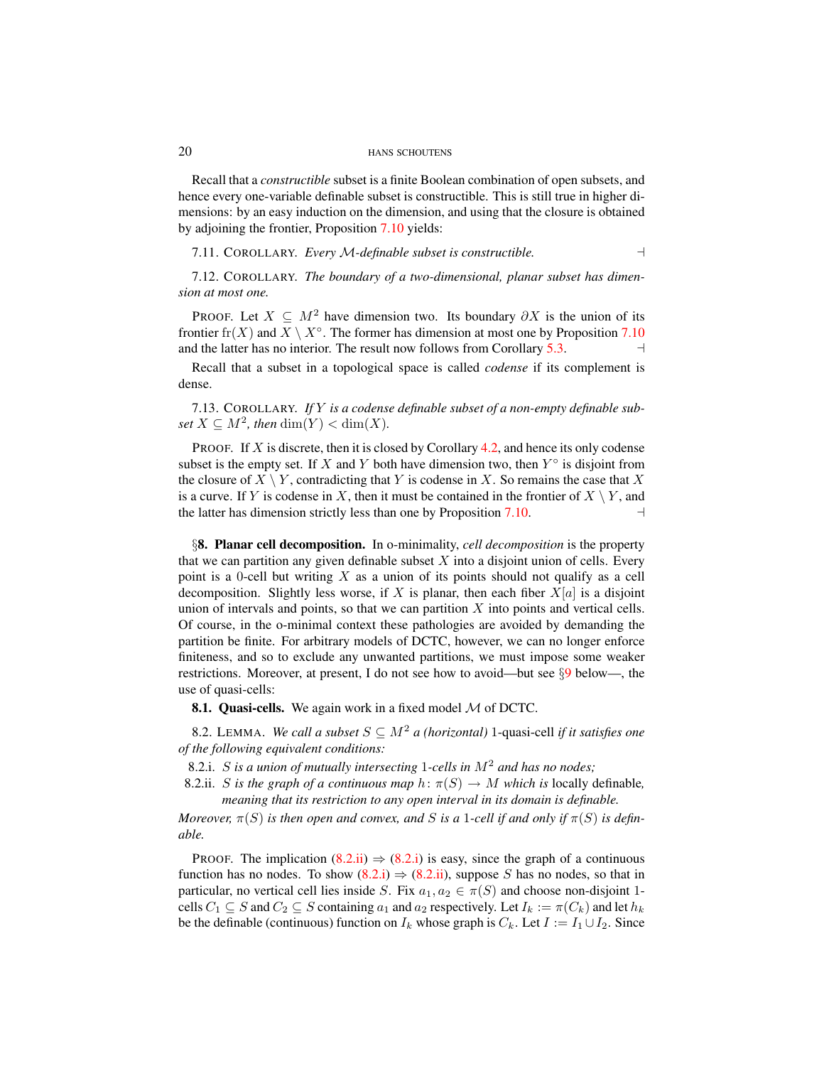Recall that a *constructible* subset is a finite Boolean combination of open subsets, and hence every one-variable definable subset is constructible. This is still true in higher dimensions: by an easy induction on the dimension, and using that the closure is obtained by adjoining the frontier, Proposition 7.10 yields:

7.11. COROLLARY. *Every $\mathcal{M}$-definable subset is constructible.* ⊣

7.12. COROLLARY. *The boundary of a two-dimensional, planar subset has dimension at most one.*

PROOF. Let $X \subseteq M^2$ have dimension two. Its boundary $\partial X$ is the union of its frontier $\mathrm{fr}(X)$ and $X \setminus X^\circ$. The former has dimension at most one by Proposition 7.10 and the latter has no interior. The result now follows from Corollary 5.3. ⊣

Recall that a subset in a topological space is called *codense* if its complement is dense.

7.13. COROLLARY. *If $Y$ is a codense definable subset of a non-empty definable subset $X \subseteq M^2$, then $\dim(Y) < \dim(X)$.*

PROOF. If $X$ is discrete, then it is closed by Corollary 4.2, and hence its only codense subset is the empty set. If $X$ and $Y$ both have dimension two, then $Y^\circ$ is disjoint from the closure of $X \setminus Y$, contradicting that $Y$ is codense in $X$. So remains the case that $X$ is a curve. If $Y$ is codense in $X$, then it must be contained in the frontier of $X \setminus Y$, and the latter has dimension strictly less than one by Proposition 7.10. ⊣

§**8. Planar cell decomposition.** In o-minimality, *cell decomposition* is the property that we can partition any given definable subset $X$ into a disjoint union of cells. Every point is a 0-cell but writing $X$ as a union of its points should not qualify as a cell decomposition. Slightly less worse, if $X$ is planar, then each fiber $X[a]$ is a disjoint union of intervals and points, so that we can partition $X$ into points and vertical cells. Of course, in the o-minimal context these pathologies are avoided by demanding the partition be finite. For arbitrary models of DCTC, however, we can no longer enforce finiteness, and so to exclude any unwanted partitions, we must impose some weaker restrictions. Moreover, at present, I do not see how to avoid—but see §9 below—, the use of quasi-cells:

**8.1. Quasi-cells.** We again work in a fixed model $\mathcal{M}$ of DCTC.

8.2. LEMMA. *We call a subset $S \subseteq M^2$ a (horizontal)* 1-quasi-cell *if it satisfies one of the following equivalent conditions:*

8.2.i. *$S$ is a union of mutually intersecting 1-cells in $M^2$ and has no nodes;*

8.2.ii. *$S$ is the graph of a continuous map $h\colon \pi(S) \to M$ which is* locally definable*, meaning that its restriction to any open interval in its domain is definable.*

*Moreover, $\pi(S)$ is then open and convex, and $S$ is a 1-cell if and only if $\pi(S)$ is definable.*

PROOF. The implication (8.2.ii) ⇒ (8.2.i) is easy, since the graph of a continuous function has no nodes. To show (8.2.i) ⇒ (8.2.ii), suppose $S$ has no nodes, so that in particular, no vertical cell lies inside $S$. Fix $a_1, a_2 \in \pi(S)$ and choose non-disjoint 1-cells $C_1 \subseteq S$ and $C_2 \subseteq S$ containing $a_1$ and $a_2$ respectively. Let $I_k := \pi(C_k)$ and let $h_k$ be the definable (continuous) function on $I_k$ whose graph is $C_k$. Let $I := I_1 \cup I_2$. Since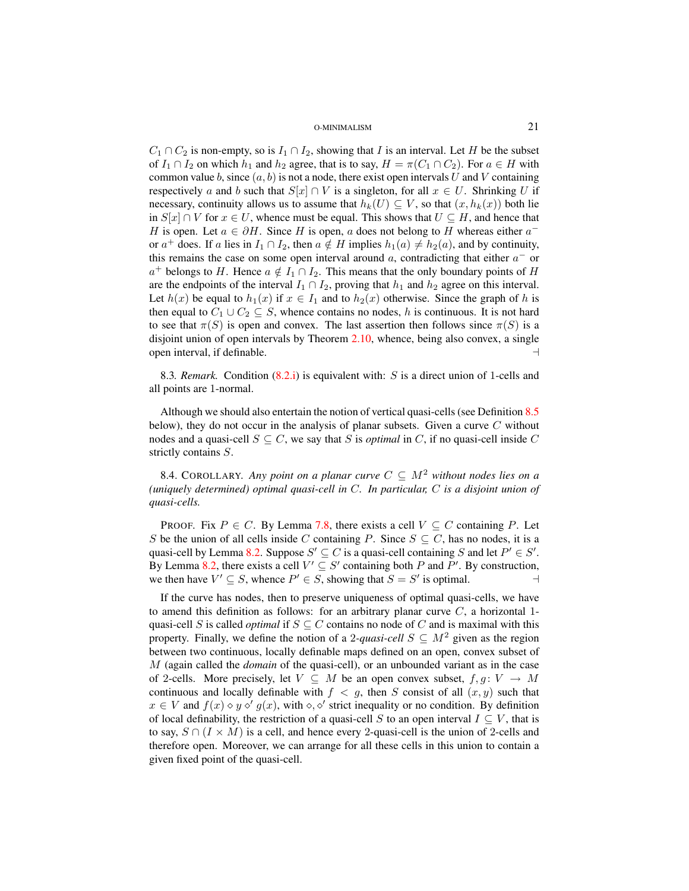$C_1 \cap C_2$ is non-empty, so is $I_1 \cap I_2$, showing that $I$ is an interval. Let $H$ be the subset of $I_1 \cap I_2$ on which $h_1$ and $h_2$ agree, that is to say, $H = \pi(C_1 \cap C_2)$. For $a \in H$ with common value $b$, since $(a, b)$ is not a node, there exist open intervals $U$ and $V$ containing respectively $a$ and $b$ such that $S[x] \cap V$ is a singleton, for all $x \in U$. Shrinking $U$ if necessary, continuity allows us to assume that $h_k(U) \subseteq V$, so that $(x, h_k(x))$ both lie in $S[x] \cap V$ for $x \in U$, whence must be equal. This shows that $U \subseteq H$, and hence that $H$ is open. Let $a \in \partial H$. Since $H$ is open, $a$ does not belong to $H$ whereas either $a^-$ or $a^+$ does. If $a$ lies in $I_1 \cap I_2$, then $a \notin H$ implies $h_1(a) \neq h_2(a)$, and by continuity, this remains the case on some open interval around $a$, contradicting that either $a^-$ or $a^+$ belongs to $H$. Hence $a \notin I_1 \cap I_2$. This means that the only boundary points of $H$ are the endpoints of the interval $I_1 \cap I_2$, proving that $h_1$ and $h_2$ agree on this interval. Let $h(x)$ be equal to $h_1(x)$ if $x \in I_1$ and to $h_2(x)$ otherwise. Since the graph of $h$ is then equal to $C_1 \cup C_2 \subseteq S$, whence contains no nodes, $h$ is continuous. It is not hard to see that $\pi(S)$ is open and convex. The last assertion then follows since $\pi(S)$ is a disjoint union of open intervals by Theorem 2.10, whence, being also convex, a single open interval, if definable. ⊣

8.3. *Remark.* Condition (8.2.i) is equivalent with: $S$ is a direct union of 1-cells and all points are 1-normal.

Although we should also entertain the notion of vertical quasi-cells (see Definition 8.5 below), they do not occur in the analysis of planar subsets. Given a curve $C$ without nodes and a quasi-cell $S \subseteq C$, we say that $S$ is *optimal* in $C$, if no quasi-cell inside $C$ strictly contains $S$.

8.4. COROLLARY. *Any point on a planar curve $C \subseteq M^2$ without nodes lies on a (uniquely determined) optimal quasi-cell in $C$. In particular, $C$ is a disjoint union of quasi-cells.*

PROOF. Fix $P \in C$. By Lemma 7.8, there exists a cell $V \subseteq C$ containing $P$. Let $S$ be the union of all cells inside $C$ containing $P$. Since $S \subseteq C$, has no nodes, it is a quasi-cell by Lemma 8.2. Suppose $S' \subseteq C$ is a quasi-cell containing $S$ and let $P' \in S'$. By Lemma 8.2, there exists a cell $V' \subseteq S'$ containing both $P$ and $P'$. By construction, we then have $V' \subseteq S$, whence $P' \in S$, showing that $S = S'$ is optimal. ⊣

If the curve has nodes, then to preserve uniqueness of optimal quasi-cells, we have to amend this definition as follows: for an arbitrary planar curve $C$, a horizontal 1-quasi-cell $S$ is called *optimal* if $S \subseteq C$ contains no node of $C$ and is maximal with this property. Finally, we define the notion of a 2-*quasi-cell* $S \subseteq M^2$ given as the region between two continuous, locally definable maps defined on an open, convex subset of $M$ (again called the *domain* of the quasi-cell), or an unbounded variant as in the case of 2-cells. More precisely, let $V \subseteq M$ be an open convex subset, $f, g\colon V \to M$ continuous and locally definable with $f < g$, then $S$ consist of all $(x, y)$ such that $x \in V$ and $f(x) \diamond y \diamond' g(x)$, with $\diamond, \diamond'$ strict inequality or no condition. By definition of local definability, the restriction of a quasi-cell $S$ to an open interval $I \subseteq V$, that is to say, $S \cap (I \times M)$ is a cell, and hence every 2-quasi-cell is the union of 2-cells and therefore open. Moreover, we can arrange for all these cells in this union to contain a given fixed point of the quasi-cell.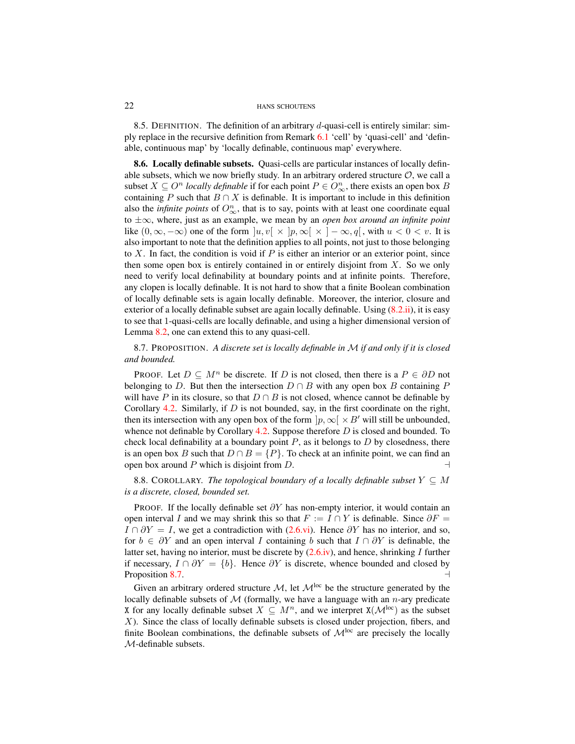8.5. DEFINITION. The definition of an arbitrary $d$-quasi-cell is entirely similar: simply replace in the recursive definition from Remark 6.1 'cell' by 'quasi-cell' and 'definable, continuous map' by 'locally definable, continuous map' everywhere.

**8.6. Locally definable subsets.** Quasi-cells are particular instances of locally definable subsets, which we now briefly study. In an arbitrary ordered structure $\mathcal{O}$, we call a subset $X \subseteq O^n$ *locally definable* if for each point $P \in O^n_\infty$, there exists an open box $B$ containing $P$ such that $B \cap X$ is definable. It is important to include in this definition also the *infinite points* of $O^n_\infty$, that is to say, points with at least one coordinate equal to $\pm\infty$, where, just as an example, we mean by an *open box around an infinite point* like $(0, \infty, -\infty)$ one of the form $]u, v[\, \times\, ]p, \infty[\, \times\, ]-\infty, q[$, with $u < 0 < v$. It is also important to note that the definition applies to all points, not just to those belonging to $X$. In fact, the condition is void if $P$ is either an interior or an exterior point, since then some open box is entirely contained in or entirely disjoint from $X$. So we only need to verify local definability at boundary points and at infinite points. Therefore, any clopen is locally definable. It is not hard to show that a finite Boolean combination of locally definable sets is again locally definable. Moreover, the interior, closure and exterior of a locally definable subset are again locally definable. Using (8.2.ii), it is easy to see that 1-quasi-cells are locally definable, and using a higher dimensional version of Lemma 8.2, one can extend this to any quasi-cell.

8.7. PROPOSITION. *A discrete set is locally definable in $\mathcal{M}$ if and only if it is closed and bounded.*

PROOF. Let $D \subseteq M^n$ be discrete. If $D$ is not closed, then there is a $P \in \partial D$ not belonging to $D$. But then the intersection $D \cap B$ with any open box $B$ containing $P$ will have $P$ in its closure, so that $D \cap B$ is not closed, whence cannot be definable by Corollary 4.2. Similarly, if $D$ is not bounded, say, in the first coordinate on the right, then its intersection with any open box of the form $]p, \infty[\, \times B'$ will still be unbounded, whence not definable by Corollary 4.2. Suppose therefore $D$ is closed and bounded. To check local definability at a boundary point $P$, as it belongs to $D$ by closedness, there is an open box $B$ such that $D \cap B = \{P\}$. To check at an infinite point, we can find an open box around $P$ which is disjoint from $D$. ⊣

8.8. COROLLARY. *The topological boundary of a locally definable subset $Y \subseteq M$ is a discrete, closed, bounded set.*

PROOF. If the locally definable set $\partial Y$ has non-empty interior, it would contain an open interval $I$ and we may shrink this so that $F := I \cap Y$ is definable. Since $\partial F = I \cap \partial Y = I$, we get a contradiction with (2.6.vi). Hence $\partial Y$ has no interior, and so, for $b \in \partial Y$ and an open interval $I$ containing $b$ such that $I \cap \partial Y$ is definable, the latter set, having no interior, must be discrete by (2.6.iv), and hence, shrinking $I$ further if necessary, $I \cap \partial Y = \{b\}$. Hence $\partial Y$ is discrete, whence bounded and closed by Proposition 8.7. ⊣

Given an arbitrary ordered structure $\mathcal{M}$, let $\mathcal{M}^{\text{loc}}$ be the structure generated by the locally definable subsets of $\mathcal{M}$ (formally, we have a language with an $n$-ary predicate $\mathtt{X}$ for any locally definable subset $X \subseteq M^n$, and we interpret $\mathtt{X}(\mathcal{M}^{\text{loc}})$ as the subset $X$). Since the class of locally definable subsets is closed under projection, fibers, and finite Boolean combinations, the definable subsets of $\mathcal{M}^{\text{loc}}$ are precisely the locally $\mathcal{M}$-definable subsets.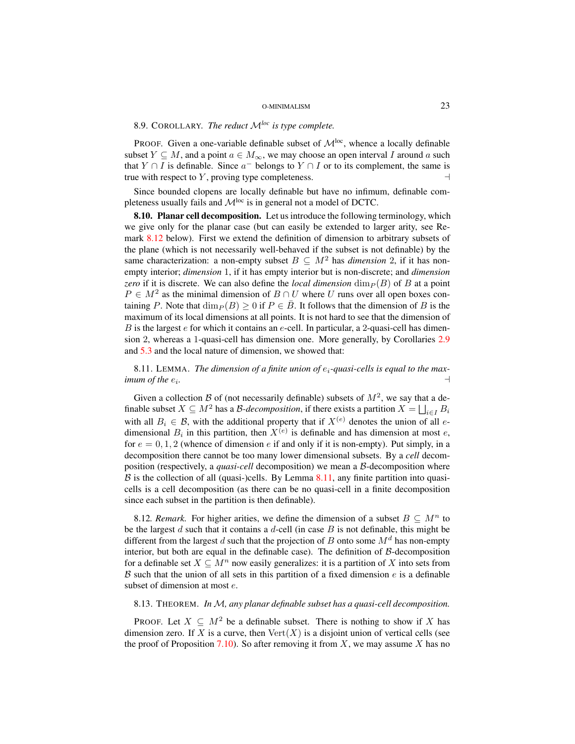**8.9. Corollary.** *The reduct $\mathcal{M}^{loc}$ is type complete.*

Proof. Given a one-variable definable subset of $\mathcal{M}^{\text{loc}}$, whence a locally definable subset $Y \subseteq M$, and a point $a \in M_\infty$, we may choose an open interval $I$ around $a$ such that $Y \cap I$ is definable. Since $a^-$ belongs to $Y \cap I$ or to its complement, the same is true with respect to $Y$, proving type completeness. $\dashv$

Since bounded clopens are locally definable but have no infimum, definable completeness usually fails and $\mathcal{M}^{\text{loc}}$ is in general not a model of DCTC.

**8.10. Planar cell decomposition.** Let us introduce the following terminology, which we give only for the planar case (but can easily be extended to larger arity, see Remark 8.12 below). First we extend the definition of dimension to arbitrary subsets of the plane (which is not necessarily well-behaved if the subset is not definable) by the same characterization: a non-empty subset $B \subseteq M^2$ has *dimension* 2, if it has non-empty interior; *dimension* 1, if it has empty interior but is non-discrete; and *dimension zero* if it is discrete. We can also define the *local dimension* $\dim_P(B)$ of $B$ at a point $P \in M^2$ as the minimal dimension of $B \cap U$ where $U$ runs over all open boxes containing $P$. Note that $\dim_P(B) \geq 0$ if $P \in \bar{B}$. It follows that the dimension of $B$ is the maximum of its local dimensions at all points. It is not hard to see that the dimension of $B$ is the largest $e$ for which it contains an $e$-cell. In particular, a 2-quasi-cell has dimension 2, whereas a 1-quasi-cell has dimension one. More generally, by Corollaries 2.9 and 5.3 and the local nature of dimension, we showed that:

**8.11. Lemma.** *The dimension of a finite union of $e_i$-quasi-cells is equal to the maximum of the $e_i$.* $\dashv$

Given a collection $\mathcal{B}$ of (not necessarily definable) subsets of $M^2$, we say that a definable subset $X \subseteq M^2$ has a *$\mathcal{B}$-decomposition*, if there exists a partition $X = \bigsqcup_{i \in I} B_i$ with all $B_i \in \mathcal{B}$, with the additional property that if $X^{(e)}$ denotes the union of all $e$-dimensional $B_i$ in this partition, then $X^{(e)}$ is definable and has dimension at most $e$, for $e = 0, 1, 2$ (whence of dimension $e$ if and only if it is non-empty). Put simply, in a decomposition there cannot be too many lower dimensional subsets. By a *cell* decomposition (respectively, a *quasi-cell* decomposition) we mean a $\mathcal{B}$-decomposition where $\mathcal{B}$ is the collection of all (quasi-)cells. By Lemma 8.11, any finite partition into quasi-cells is a cell decomposition (as there can be no quasi-cell in a finite decomposition since each subset in the partition is then definable).

8.12. *Remark.* For higher arities, we define the dimension of a subset $B \subseteq M^n$ to be the largest $d$ such that it contains a $d$-cell (in case $B$ is not definable, this might be different from the largest $d$ such that the projection of $B$ onto some $M^d$ has non-empty interior, but both are equal in the definable case). The definition of $\mathcal{B}$-decomposition for a definable set $X \subseteq M^n$ now easily generalizes: it is a partition of $X$ into sets from $\mathcal{B}$ such that the union of all sets in this partition of a fixed dimension $e$ is a definable subset of dimension at most $e$.

**8.13. Theorem.** *In $\mathcal{M}$, any planar definable subset has a quasi-cell decomposition.*

Proof. Let $X \subseteq M^2$ be a definable subset. There is nothing to show if $X$ has dimension zero. If $X$ is a curve, then $\operatorname{Vert}(X)$ is a disjoint union of vertical cells (see the proof of Proposition 7.10). So after removing it from $X$, we may assume $X$ has no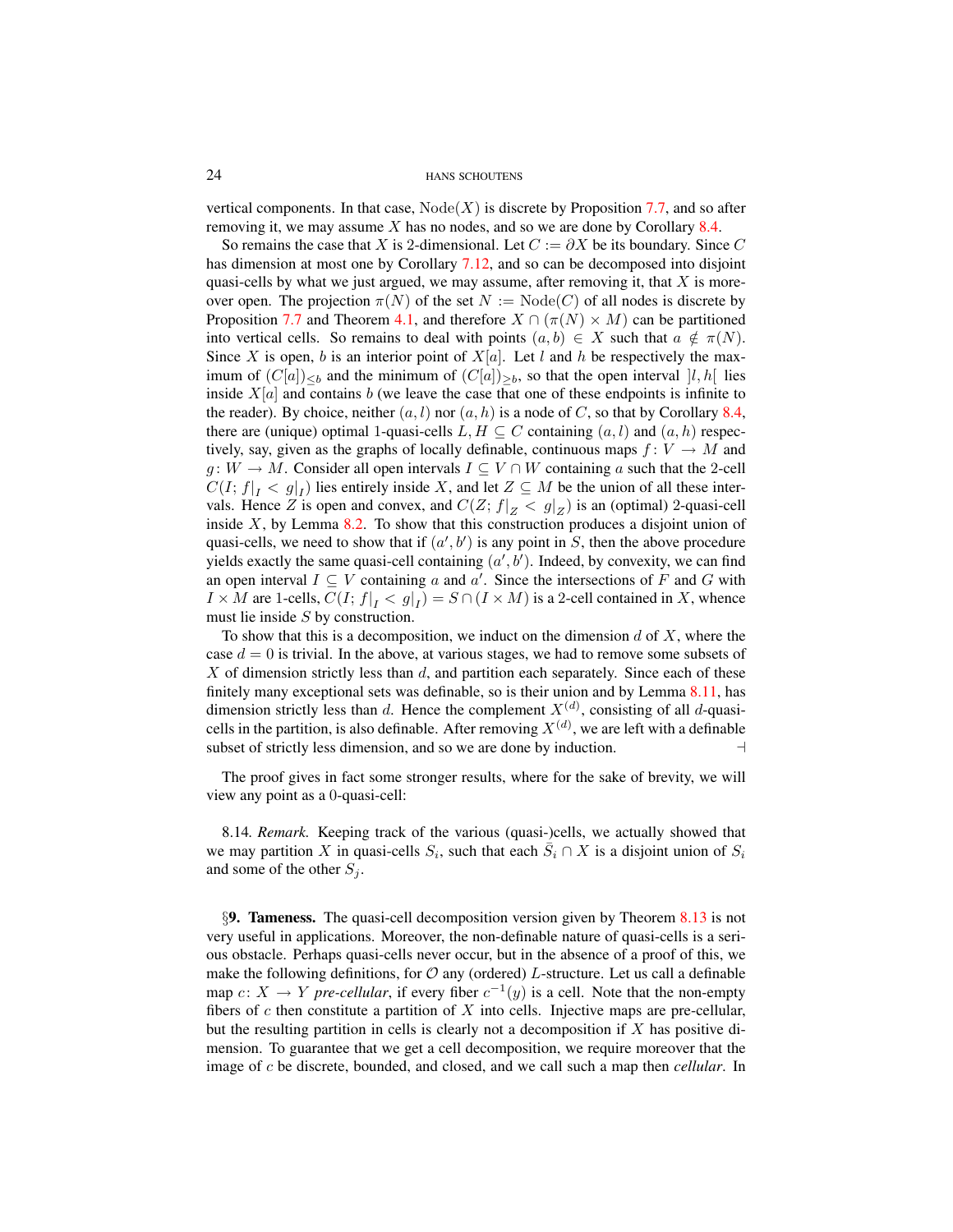vertical components. In that case, $\mathrm{Node}(X)$ is discrete by Proposition 7.7, and so after removing it, we may assume $X$ has no nodes, and so we are done by Corollary 8.4.

So remains the case that $X$ is 2-dimensional. Let $C := \partial X$ be its boundary. Since $C$ has dimension at most one by Corollary 7.12, and so can be decomposed into disjoint quasi-cells by what we just argued, we may assume, after removing it, that $X$ is moreover open. The projection $\pi(N)$ of the set $N := \mathrm{Node}(C)$ of all nodes is discrete by Proposition 7.7 and Theorem 4.1, and therefore $X \cap (\pi(N) \times M)$ can be partitioned into vertical cells. So remains to deal with points $(a, b) \in X$ such that $a \notin \pi(N)$. Since $X$ is open, $b$ is an interior point of $X[a]$. Let $l$ and $h$ be respectively the maximum of $(C[a])_{\leq b}$ and the minimum of $(C[a])_{\geq b}$, so that the open interval $]l, h[$ lies inside $X[a]$ and contains $b$ (we leave the case that one of these endpoints is infinite to the reader). By choice, neither $(a, l)$ nor $(a, h)$ is a node of $C$, so that by Corollary 8.4, there are (unique) optimal 1-quasi-cells $L, H \subseteq C$ containing $(a, l)$ and $(a, h)$ respectively, say, given as the graphs of locally definable, continuous maps $f\colon V \to M$ and $g\colon W \to M$. Consider all open intervals $I \subseteq V \cap W$ containing $a$ such that the 2-cell $C(I; f|_I < g|_I)$ lies entirely inside $X$, and let $Z \subseteq M$ be the union of all these intervals. Hence $Z$ is open and convex, and $C(Z; f|_Z < g|_Z)$ is an (optimal) 2-quasi-cell inside $X$, by Lemma 8.2. To show that this construction produces a disjoint union of quasi-cells, we need to show that if $(a', b')$ is any point in $S$, then the above procedure yields exactly the same quasi-cell containing $(a', b')$. Indeed, by convexity, we can find an open interval $I \subseteq V$ containing $a$ and $a'$. Since the intersections of $F$ and $G$ with $I \times M$ are 1-cells, $C(I; f|_I < g|_I) = S \cap (I \times M)$ is a 2-cell contained in $X$, whence must lie inside $S$ by construction.

To show that this is a decomposition, we induct on the dimension $d$ of $X$, where the case $d = 0$ is trivial. In the above, at various stages, we had to remove some subsets of $X$ of dimension strictly less than $d$, and partition each separately. Since each of these finitely many exceptional sets was definable, so is their union and by Lemma 8.11, has dimension strictly less than $d$. Hence the complement $X^{(d)}$, consisting of all $d$-quasi-cells in the partition, is also definable. After removing $X^{(d)}$, we are left with a definable subset of strictly less dimension, and so we are done by induction. ⊣

The proof gives in fact some stronger results, where for the sake of brevity, we will view any point as a 0-quasi-cell:

8.14. *Remark.* Keeping track of the various (quasi-)cells, we actually showed that we may partition $X$ in quasi-cells $S_i$, such that each $\bar{S}_i \cap X$ is a disjoint union of $S_i$ and some of the other $S_j$.

§**9. Tameness.** The quasi-cell decomposition version given by Theorem 8.13 is not very useful in applications. Moreover, the non-definable nature of quasi-cells is a serious obstacle. Perhaps quasi-cells never occur, but in the absence of a proof of this, we make the following definitions, for $\mathcal{O}$ any (ordered) $L$-structure. Let us call a definable map $c\colon X \to Y$ *pre-cellular*, if every fiber $c^{-1}(y)$ is a cell. Note that the non-empty fibers of $c$ then constitute a partition of $X$ into cells. Injective maps are pre-cellular, but the resulting partition in cells is clearly not a decomposition if $X$ has positive dimension. To guarantee that we get a cell decomposition, we require moreover that the image of $c$ be discrete, bounded, and closed, and we call such a map then *cellular*. In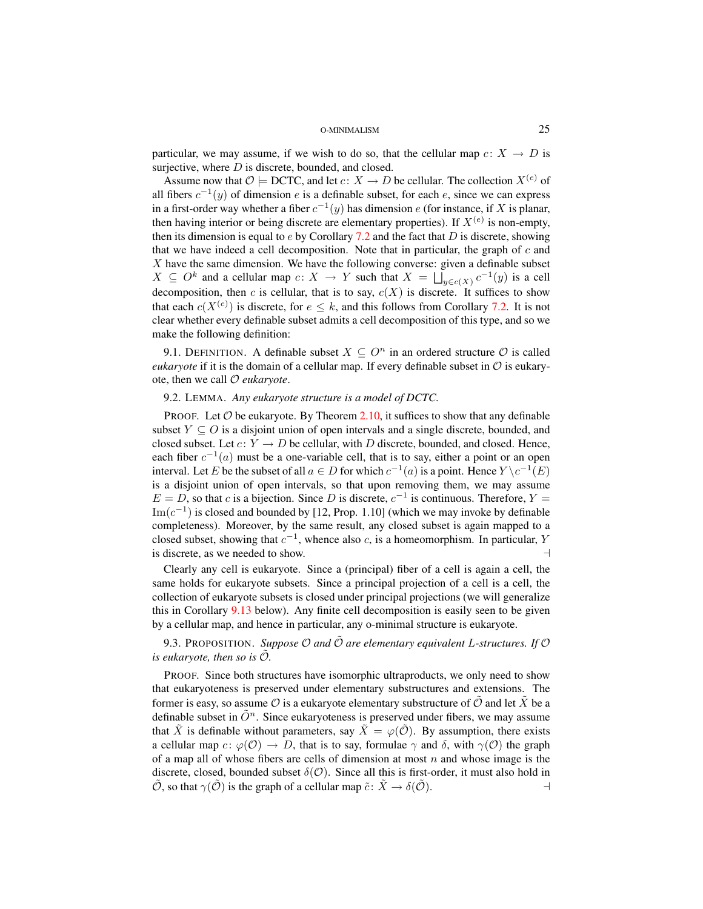particular, we may assume, if we wish to do so, that the cellular map $c\colon X \to D$ is surjective, where $D$ is discrete, bounded, and closed.

Assume now that $\mathcal{O} \models$ DCTC, and let $c\colon X \to D$ be cellular. The collection $X^{(e)}$ of all fibers $c^{-1}(y)$ of dimension $e$ is a definable subset, for each $e$, since we can express in a first-order way whether a fiber $c^{-1}(y)$ has dimension $e$ (for instance, if $X$ is planar, then having interior or being discrete are elementary properties). If $X^{(e)}$ is non-empty, then its dimension is equal to $e$ by Corollary 7.2 and the fact that $D$ is discrete, showing that we have indeed a cell decomposition. Note that in particular, the graph of $c$ and $X$ have the same dimension. We have the following converse: given a definable subset $X \subseteq O^k$ and a cellular map $c\colon X \to Y$ such that $X = \bigsqcup_{y \in c(X)} c^{-1}(y)$ is a cell decomposition, then $c$ is cellular, that is to say, $c(X)$ is discrete. It suffices to show that each $c(X^{(e)})$ is discrete, for $e \leq k$, and this follows from Corollary 7.2. It is not clear whether every definable subset admits a cell decomposition of this type, and so we make the following definition:

9.1. Definition. A definable subset $X \subseteq O^n$ in an ordered structure $\mathcal{O}$ is called *eukaryote* if it is the domain of a cellular map. If every definable subset in $\mathcal{O}$ is eukaryote, then we call $\mathcal{O}$ *eukaryote*.

9.2. Lemma. *Any eukaryote structure is a model of DCTC.*

Proof. Let $\mathcal{O}$ be eukaryote. By Theorem 2.10, it suffices to show that any definable subset $Y \subseteq O$ is a disjoint union of open intervals and a single discrete, bounded, and closed subset. Let $c\colon Y \to D$ be cellular, with $D$ discrete, bounded, and closed. Hence, each fiber $c^{-1}(a)$ must be a one-variable cell, that is to say, either a point or an open interval. Let $E$ be the subset of all $a \in D$ for which $c^{-1}(a)$ is a point. Hence $Y \setminus c^{-1}(E)$ is a disjoint union of open intervals, so that upon removing them, we may assume $E = D$, so that $c$ is a bijection. Since $D$ is discrete, $c^{-1}$ is continuous. Therefore, $Y = \operatorname{Im}(c^{-1})$ is closed and bounded by [12, Prop. 1.10] (which we may invoke by definable completeness). Moreover, by the same result, any closed subset is again mapped to a closed subset, showing that $c^{-1}$, whence also $c$, is a homeomorphism. In particular, $Y$ is discrete, as we needed to show. ⊣

Clearly any cell is eukaryote. Since a (principal) fiber of a cell is again a cell, the same holds for eukaryote subsets. Since a principal projection of a cell is a cell, the collection of eukaryote subsets is closed under principal projections (we will generalize this in Corollary 9.13 below). Any finite cell decomposition is easily seen to be given by a cellular map, and hence in particular, any o-minimal structure is eukaryote.

9.3. Proposition. *Suppose $\mathcal{O}$ and $\tilde{\mathcal{O}}$ are elementary equivalent $L$-structures. If $\mathcal{O}$ is eukaryote, then so is $\tilde{\mathcal{O}}$.*

Proof. Since both structures have isomorphic ultraproducts, we only need to show that eukaryoteness is preserved under elementary substructures and extensions. The former is easy, so assume $\mathcal{O}$ is a eukaryote elementary substructure of $\tilde{\mathcal{O}}$ and let $\tilde{X}$ be a definable subset in $\tilde{O}^n$. Since eukaryoteness is preserved under fibers, we may assume that $\tilde{X}$ is definable without parameters, say $\tilde{X} = \varphi(\tilde{\mathcal{O}})$. By assumption, there exists a cellular map $c\colon \varphi(\mathcal{O}) \to D$, that is to say, formulae $\gamma$ and $\delta$, with $\gamma(\mathcal{O})$ the graph of a map all of whose fibers are cells of dimension at most $n$ and whose image is the discrete, closed, bounded subset $\delta(\mathcal{O})$. Since all this is first-order, it must also hold in $\tilde{\mathcal{O}}$, so that $\gamma(\tilde{\mathcal{O}})$ is the graph of a cellular map $\tilde{c}\colon \tilde{X} \to \delta(\tilde{\mathcal{O}})$. ⊣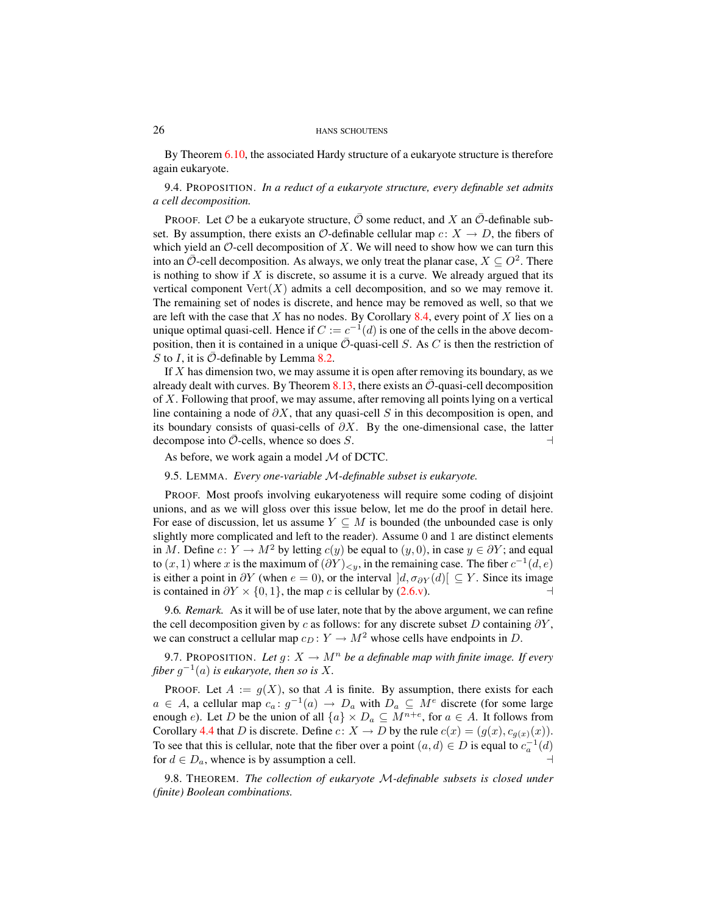By Theorem 6.10, the associated Hardy structure of a eukaryote structure is therefore again eukaryote.

9.4. PROPOSITION. *In a reduct of a eukaryote structure, every definable set admits a cell decomposition.*

PROOF. Let $\mathcal{O}$ be a eukaryote structure, $\bar{\mathcal{O}}$ some reduct, and $X$ an $\bar{\mathcal{O}}$-definable subset. By assumption, there exists an $\mathcal{O}$-definable cellular map $c\colon X \to D$, the fibers of which yield an $\mathcal{O}$-cell decomposition of $X$. We will need to show how we can turn this into an $\bar{\mathcal{O}}$-cell decomposition. As always, we only treat the planar case, $X \subseteq O^2$. There is nothing to show if $X$ is discrete, so assume it is a curve. We already argued that its vertical component $\operatorname{Vert}(X)$ admits a cell decomposition, and so we may remove it. The remaining set of nodes is discrete, and hence may be removed as well, so that we are left with the case that $X$ has no nodes. By Corollary 8.4, every point of $X$ lies on a unique optimal quasi-cell. Hence if $C := c^{-1}(d)$ is one of the cells in the above decomposition, then it is contained in a unique $\bar{\mathcal{O}}$-quasi-cell $S$. As $C$ is then the restriction of $S$ to $I$, it is $\bar{\mathcal{O}}$-definable by Lemma 8.2.

If $X$ has dimension two, we may assume it is open after removing its boundary, as we already dealt with curves. By Theorem 8.13, there exists an $\bar{\mathcal{O}}$-quasi-cell decomposition of $X$. Following that proof, we may assume, after removing all points lying on a vertical line containing a node of $\partial X$, that any quasi-cell $S$ in this decomposition is open, and its boundary consists of quasi-cells of $\partial X$. By the one-dimensional case, the latter decompose into $\bar{\mathcal{O}}$-cells, whence so does $S$. ⊣

As before, we work again a model $\mathcal{M}$ of DCTC.

9.5. LEMMA. *Every one-variable $\mathcal{M}$-definable subset is eukaryote.*

PROOF. Most proofs involving eukaryoteness will require some coding of disjoint unions, and as we will gloss over this issue below, let me do the proof in detail here. For ease of discussion, let us assume $Y \subseteq M$ is bounded (the unbounded case is only slightly more complicated and left to the reader). Assume 0 and 1 are distinct elements in $M$. Define $c\colon Y \to M^2$ by letting $c(y)$ be equal to $(y, 0)$, in case $y \in \partial Y$; and equal to $(x, 1)$ where $x$ is the maximum of $(\partial Y)_{<y}$, in the remaining case. The fiber $c^{-1}(d, e)$ is either a point in $\partial Y$ (when $e = 0$), or the interval $]d, \sigma_{\partial Y}(d)[\ \subseteq Y$. Since its image is contained in $\partial Y \times \{0, 1\}$, the map $c$ is cellular by (2.6.v). ⊣

9.6. *Remark.* As it will be of use later, note that by the above argument, we can refine the cell decomposition given by $c$ as follows: for any discrete subset $D$ containing $\partial Y$, we can construct a cellular map $c_D\colon Y \to M^2$ whose cells have endpoints in $D$.

9.7. PROPOSITION. *Let $g\colon X \to M^n$ be a definable map with finite image. If every fiber $g^{-1}(a)$ is eukaryote, then so is $X$.*

PROOF. Let $A := g(X)$, so that $A$ is finite. By assumption, there exists for each $a \in A$, a cellular map $c_a\colon g^{-1}(a) \to D_a$ with $D_a \subseteq M^e$ discrete (for some large enough $e$). Let $D$ be the union of all $\{a\} \times D_a \subseteq M^{n+e}$, for $a \in A$. It follows from Corollary 4.4 that $D$ is discrete. Define $c\colon X \to D$ by the rule $c(x) = (g(x), c_{g(x)}(x))$. To see that this is cellular, note that the fiber over a point $(a, d) \in D$ is equal to $c_a^{-1}(d)$ for $d \in D_a$, whence is by assumption a cell. ⊣

9.8. THEOREM. *The collection of eukaryote $\mathcal{M}$-definable subsets is closed under (finite) Boolean combinations.*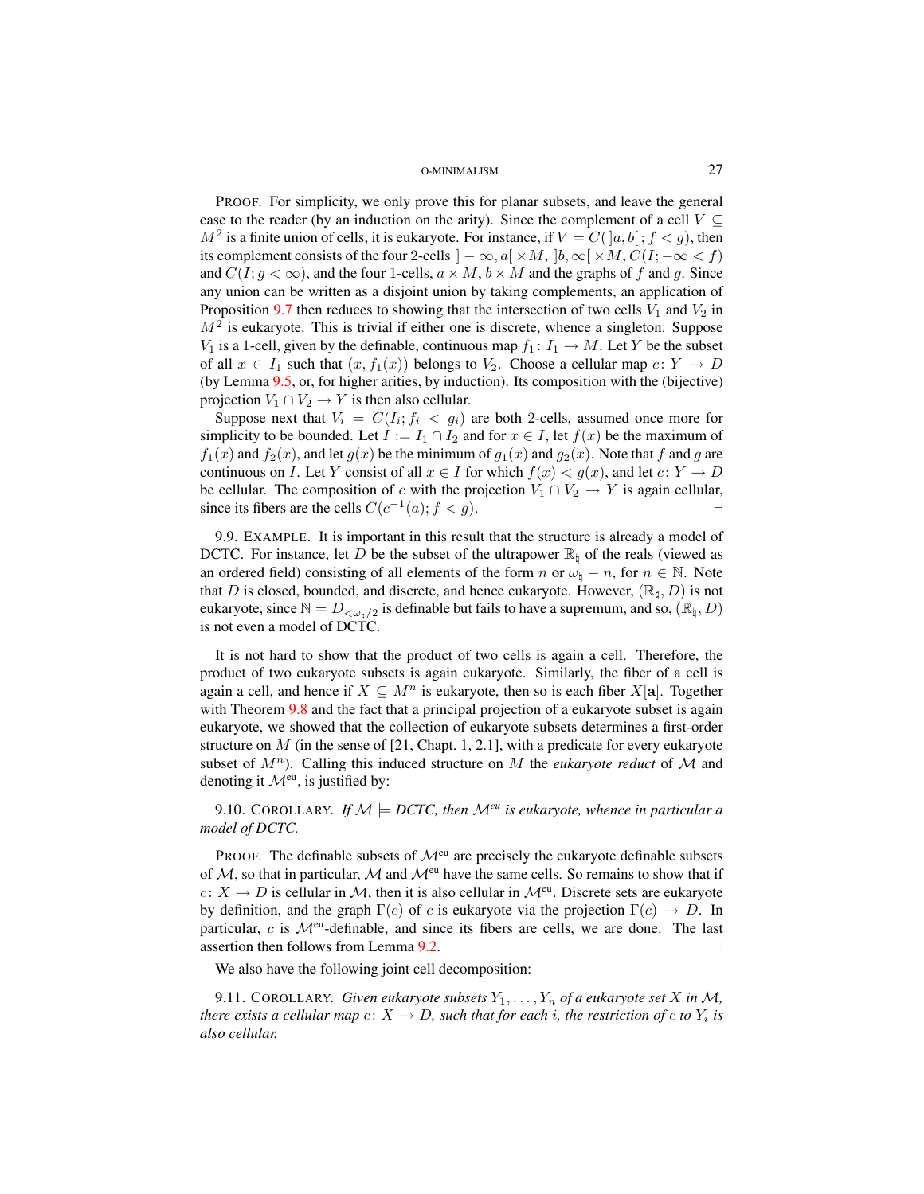PROOF. For simplicity, we only prove this for planar subsets, and leave the general case to the reader (by an induction on the arity). Since the complement of a cell $V \subseteq M^2$ is a finite union of cells, it is eukaryote. For instance, if $V = C(]a, b[; f < g)$, then its complement consists of the four 2-cells $]-\infty, a[\times M$, $]b, \infty[\times M$, $C(I; -\infty < f)$ and $C(I; g < \infty)$, and the four 1-cells, $a \times M$, $b \times M$ and the graphs of $f$ and $g$. Since any union can be written as a disjoint union by taking complements, an application of Proposition 9.7 then reduces to showing that the intersection of two cells $V_1$ and $V_2$ in $M^2$ is eukaryote. This is trivial if either one is discrete, whence a singleton. Suppose $V_1$ is a 1-cell, given by the definable, continuous map $f_1 \colon I_1 \to M$. Let $Y$ be the subset of all $x \in I_1$ such that $(x, f_1(x))$ belongs to $V_2$. Choose a cellular map $c \colon Y \to D$ (by Lemma 9.5, or, for higher arities, by induction). Its composition with the (bijective) projection $V_1 \cap V_2 \to Y$ is then also cellular.

Suppose next that $V_i = C(I_i; f_i < g_i)$ are both 2-cells, assumed once more for simplicity to be bounded. Let $I := I_1 \cap I_2$ and for $x \in I$, let $f(x)$ be the maximum of $f_1(x)$ and $f_2(x)$, and let $g(x)$ be the minimum of $g_1(x)$ and $g_2(x)$. Note that $f$ and $g$ are continuous on $I$. Let $Y$ consist of all $x \in I$ for which $f(x) < g(x)$, and let $c \colon Y \to D$ be cellular. The composition of $c$ with the projection $V_1 \cap V_2 \to Y$ is again cellular, since its fibers are the cells $C(c^{-1}(a); f < g)$. ⊣

9.9. EXAMPLE. It is important in this result that the structure is already a model of DCTC. For instance, let $D$ be the subset of the ultrapower $\mathbb{R}_\natural$ of the reals (viewed as an ordered field) consisting of all elements of the form $n$ or $\omega_\natural - n$, for $n \in \mathbb{N}$. Note that $D$ is closed, bounded, and discrete, and hence eukaryote. However, $(\mathbb{R}_\natural, D)$ is not eukaryote, since $\mathbb{N} = D_{<\omega_\natural/2}$ is definable but fails to have a supremum, and so, $(\mathbb{R}_\natural, D)$ is not even a model of DCTC.

It is not hard to show that the product of two cells is again a cell. Therefore, the product of two eukaryote subsets is again eukaryote. Similarly, the fiber of a cell is again a cell, and hence if $X \subseteq M^n$ is eukaryote, then so is each fiber $X[\mathbf{a}]$. Together with Theorem 9.8 and the fact that a principal projection of a eukaryote subset is again eukaryote, we showed that the collection of eukaryote subsets determines a first-order structure on $M$ (in the sense of [21, Chapt. 1, 2.1], with a predicate for every eukaryote subset of $M^n$). Calling this induced structure on $M$ the *eukaryote reduct* of $\mathcal{M}$ and denoting it $\mathcal{M}^{\mathrm{eu}}$, is justified by:

9.10. COROLLARY. *If $\mathcal{M} \models$ DCTC, then $\mathcal{M}^{eu}$ is eukaryote, whence in particular a model of DCTC.*

PROOF. The definable subsets of $\mathcal{M}^{\mathrm{eu}}$ are precisely the eukaryote definable subsets of $\mathcal{M}$, so that in particular, $\mathcal{M}$ and $\mathcal{M}^{\mathrm{eu}}$ have the same cells. So remains to show that if $c \colon X \to D$ is cellular in $\mathcal{M}$, then it is also cellular in $\mathcal{M}^{\mathrm{eu}}$. Discrete sets are eukaryote by definition, and the graph $\Gamma(c)$ of $c$ is eukaryote via the projection $\Gamma(c) \to D$. In particular, $c$ is $\mathcal{M}^{\mathrm{eu}}$-definable, and since its fibers are cells, we are done. The last assertion then follows from Lemma 9.2. ⊣

We also have the following joint cell decomposition:

9.11. COROLLARY. *Given eukaryote subsets $Y_1, \dots, Y_n$ of a eukaryote set $X$ in $\mathcal{M}$, there exists a cellular map $c \colon X \to D$, such that for each $i$, the restriction of $c$ to $Y_i$ is also cellular.*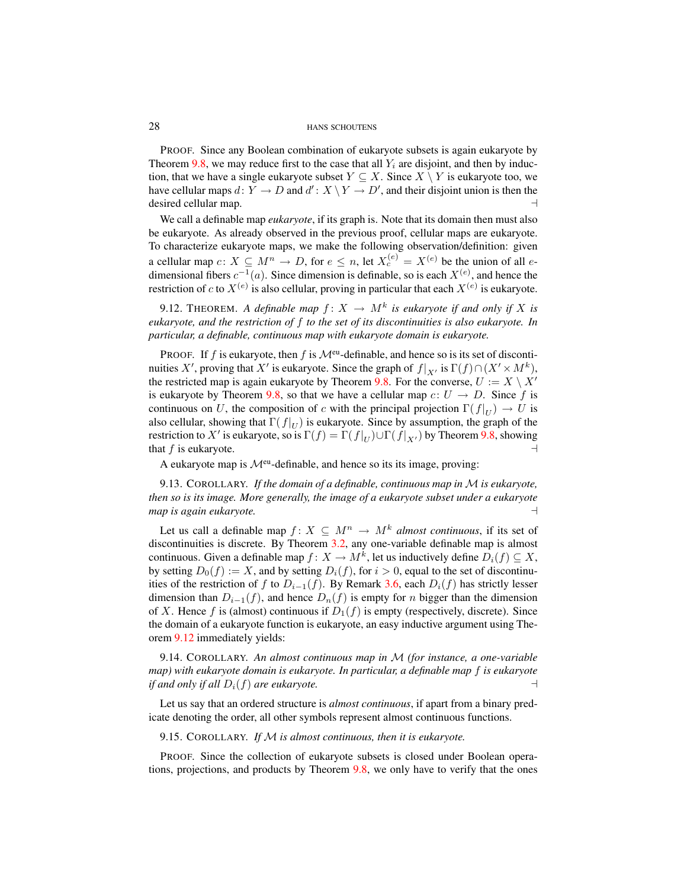PROOF. Since any Boolean combination of eukaryote subsets is again eukaryote by Theorem 9.8, we may reduce first to the case that all $Y_i$ are disjoint, and then by induction, that we have a single eukaryote subset $Y \subseteq X$. Since $X \setminus Y$ is eukaryote too, we have cellular maps $d\colon Y \to D$ and $d'\colon X \setminus Y \to D'$, and their disjoint union is then the desired cellular map. ⊣

We call a definable map *eukaryote*, if its graph is. Note that its domain then must also be eukaryote. As already observed in the previous proof, cellular maps are eukaryote. To characterize eukaryote maps, we make the following observation/definition: given a cellular map $c\colon X \subseteq M^n \to D$, for $e \leq n$, let $X_c^{(e)} = X^{(e)}$ be the union of all $e$-dimensional fibers $c^{-1}(a)$. Since dimension is definable, so is each $X^{(e)}$, and hence the restriction of $c$ to $X^{(e)}$ is also cellular, proving in particular that each $X^{(e)}$ is eukaryote.

9.12. THEOREM. *A definable map $f\colon X \to M^k$ is eukaryote if and only if $X$ is eukaryote, and the restriction of $f$ to the set of its discontinuities is also eukaryote. In particular, a definable, continuous map with eukaryote domain is eukaryote.*

PROOF. If $f$ is eukaryote, then $f$ is $\mathcal{M}^{\text{eu}}$-definable, and hence so is its set of discontinuities $X'$, proving that $X'$ is eukaryote. Since the graph of $f|_{X'}$ is $\Gamma(f) \cap (X' \times M^k)$, the restricted map is again eukaryote by Theorem 9.8. For the converse, $U := X \setminus X'$ is eukaryote by Theorem 9.8, so that we have a cellular map $c\colon U \to D$. Since $f$ is continuous on $U$, the composition of $c$ with the principal projection $\Gamma(f|_U) \to U$ is also cellular, showing that $\Gamma(f|_U)$ is eukaryote. Since by assumption, the graph of the restriction to $X'$ is eukaryote, so is $\Gamma(f) = \Gamma(f|_U) \cup \Gamma(f|_{X'})$ by Theorem 9.8, showing that $f$ is eukaryote. ⊣

A eukaryote map is $\mathcal{M}^{\text{eu}}$-definable, and hence so its its image, proving:

9.13. COROLLARY. *If the domain of a definable, continuous map in $\mathcal{M}$ is eukaryote, then so is its image. More generally, the image of a eukaryote subset under a eukaryote map is again eukaryote.* ⊣

Let us call a definable map $f\colon X \subseteq M^n \to M^k$ *almost continuous*, if its set of discontinuities is discrete. By Theorem 3.2, any one-variable definable map is almost continuous. Given a definable map $f\colon X \to M^k$, let us inductively define $D_i(f) \subseteq X$, by setting $D_0(f) := X$, and by setting $D_i(f)$, for $i > 0$, equal to the set of discontinuities of $f$ to $D_{i-1}(f)$. By Remark 3.6, each $D_i(f)$ has strictly lesser dimension than $D_{i-1}(f)$, and hence $D_n(f)$ is empty for $n$ bigger than the dimension of $X$. Hence $f$ is (almost) continuous if $D_1(f)$ is empty (respectively, discrete). Since the domain of a eukaryote function is eukaryote, an easy inductive argument using Theorem 9.12 immediately yields:

9.14. COROLLARY. *An almost continuous map in $\mathcal{M}$ (for instance, a one-variable map) with eukaryote domain is eukaryote. In particular, a definable map $f$ is eukaryote if and only if all $D_i(f)$ are eukaryote.* ⊣

Let us say that an ordered structure is *almost continuous*, if apart from a binary predicate denoting the order, all other symbols represent almost continuous functions.

9.15. COROLLARY. *If $\mathcal{M}$ is almost continuous, then it is eukaryote.*

PROOF. Since the collection of eukaryote subsets is closed under Boolean operations, projections, and products by Theorem 9.8, we only have to verify that the ones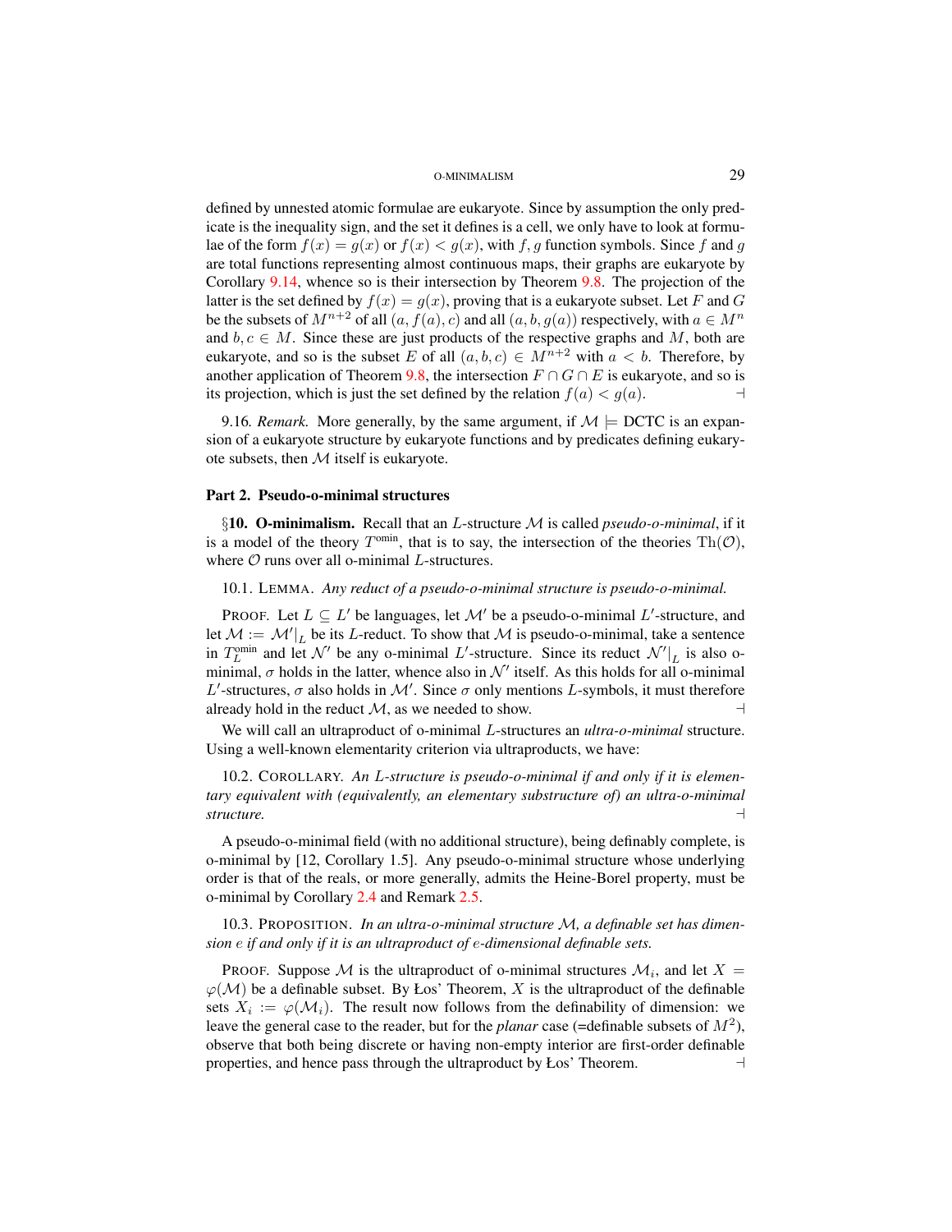defined by unnested atomic formulae are eukaryote. Since by assumption the only predicate is the inequality sign, and the set it defines is a cell, we only have to look at formulae of the form $f(x) = g(x)$ or $f(x) < g(x)$, with $f, g$ function symbols. Since $f$ and $g$ are total functions representing almost continuous maps, their graphs are eukaryote by Corollary 9.14, whence so is their intersection by Theorem 9.8. The projection of the latter is the set defined by $f(x) = g(x)$, proving that is a eukaryote subset. Let $F$ and $G$ be the subsets of $M^{n+2}$ of all $(a, f(a), c)$ and all $(a, b, g(a))$ respectively, with $a \in M^n$ and $b, c \in M$. Since these are just products of the respective graphs and $M$, both are eukaryote, and so is the subset $E$ of all $(a, b, c) \in M^{n+2}$ with $a < b$. Therefore, by another application of Theorem 9.8, the intersection $F \cap G \cap E$ is eukaryote, and so is its projection, which is just the set defined by the relation $f(a) < g(a)$. ⊣

9.16. *Remark.* More generally, by the same argument, if $\mathcal{M} \models$ DCTC is an expansion of a eukaryote structure by eukaryote functions and by predicates defining eukaryote subsets, then $\mathcal{M}$ itself is eukaryote.

## Part 2. Pseudo-o-minimal structures

§**10. O-minimalism.** Recall that an $L$-structure $\mathcal{M}$ is called *pseudo-o-minimal*, if it is a model of the theory $T^{\text{omin}}$, that is to say, the intersection of the theories $\mathrm{Th}(\mathcal{O})$, where $\mathcal{O}$ runs over all o-minimal $L$-structures.

10.1. LEMMA. *Any reduct of a pseudo-o-minimal structure is pseudo-o-minimal.*

PROOF. Let $L \subseteq L'$ be languages, let $\mathcal{M}'$ be a pseudo-o-minimal $L'$-structure, and let $\mathcal{M} := \mathcal{M}'|_L$ be its $L$-reduct. To show that $\mathcal{M}$ is pseudo-o-minimal, take a sentence in $T^{\text{omin}}_L$ and let $\mathcal{N}'$ be any o-minimal $L'$-structure. Since its reduct $\mathcal{N}'|_L$ is also o-minimal, $\sigma$ holds in the latter, whence also in $\mathcal{N}'$ itself. As this holds for all o-minimal $L'$-structures, $\sigma$ also holds in $\mathcal{M}'$. Since $\sigma$ only mentions $L$-symbols, it must therefore already hold in the reduct $\mathcal{M}$, as we needed to show. ⊣

We will call an ultraproduct of o-minimal $L$-structures an *ultra-o-minimal* structure. Using a well-known elementarity criterion via ultraproducts, we have:

10.2. COROLLARY. *An $L$-structure is pseudo-o-minimal if and only if it is elementary equivalent with (equivalently, an elementary substructure of) an ultra-o-minimal structure.* ⊣

A pseudo-o-minimal field (with no additional structure), being definably complete, is o-minimal by [12, Corollary 1.5]. Any pseudo-o-minimal structure whose underlying order is that of the reals, or more generally, admits the Heine-Borel property, must be o-minimal by Corollary 2.4 and Remark 2.5.

10.3. PROPOSITION. *In an ultra-o-minimal structure $\mathcal{M}$, a definable set has dimension $e$ if and only if it is an ultraproduct of $e$-dimensional definable sets.*

PROOF. Suppose $\mathcal{M}$ is the ultraproduct of o-minimal structures $\mathcal{M}_i$, and let $X = \varphi(\mathcal{M})$ be a definable subset. By Łos' Theorem, $X$ is the ultraproduct of the definable sets $X_i := \varphi(\mathcal{M}_i)$. The result now follows from the definability of dimension: we leave the general case to the reader, but for the *planar* case (=definable subsets of $M^2$), observe that both being discrete or having non-empty interior are first-order definable properties, and hence pass through the ultraproduct by Łos' Theorem. ⊣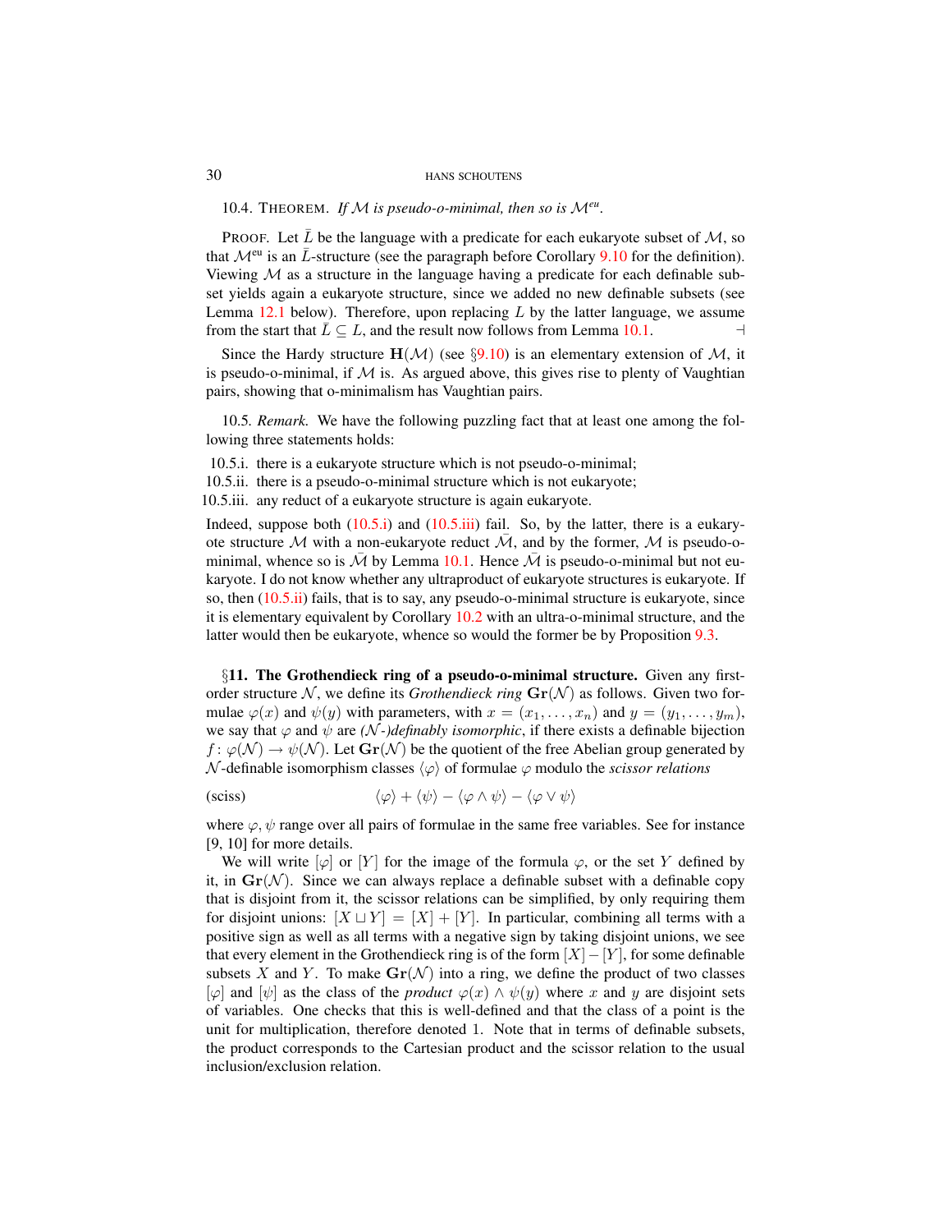10.4. THEOREM. *If $\mathcal{M}$ is pseudo-o-minimal, then so is $\mathcal{M}^{eu}$.*

PROOF. Let $\bar{L}$ be the language with a predicate for each eukaryote subset of $\mathcal{M}$, so that $\mathcal{M}^{\text{eu}}$ is an $\bar{L}$-structure (see the paragraph before Corollary 9.10 for the definition). Viewing $\mathcal{M}$ as a structure in the language having a predicate for each definable subset yields again a eukaryote structure, since we added no new definable subsets (see Lemma 12.1 below). Therefore, upon replacing $L$ by the latter language, we assume from the start that $\bar{L} \subseteq L$, and the result now follows from Lemma 10.1. ⊣

Since the Hardy structure $\mathbf{H}(\mathcal{M})$ (see §9.10) is an elementary extension of $\mathcal{M}$, it is pseudo-o-minimal, if $\mathcal{M}$ is. As argued above, this gives rise to plenty of Vaughtian pairs, showing that o-minimalism has Vaughtian pairs.

10.5. *Remark.* We have the following puzzling fact that at least one among the following three statements holds:

10.5.i. there is a eukaryote structure which is not pseudo-o-minimal;
10.5.ii. there is a pseudo-o-minimal structure which is not eukaryote;
10.5.iii. any reduct of a eukaryote structure is again eukaryote.

Indeed, suppose both (10.5.i) and (10.5.iii) fail. So, by the latter, there is a eukaryote structure $\mathcal{M}$ with a non-eukaryote reduct $\bar{\mathcal{M}}$, and by the former, $\mathcal{M}$ is pseudo-o-minimal, whence so is $\bar{\mathcal{M}}$ by Lemma 10.1. Hence $\bar{\mathcal{M}}$ is pseudo-o-minimal but not eukaryote. I do not know whether any ultraproduct of eukaryote structures is eukaryote. If so, then (10.5.ii) fails, that is to say, any pseudo-o-minimal structure is eukaryote, since it is elementary equivalent by Corollary 10.2 with an ultra-o-minimal structure, and the latter would then be eukaryote, whence so would the former be by Proposition 9.3.

## §11. The Grothendieck ring of a pseudo-o-minimal structure.

Given any first-order structure $\mathcal{N}$, we define its *Grothendieck ring* $\mathbf{Gr}(\mathcal{N})$ as follows. Given two formulae $\varphi(x)$ and $\psi(y)$ with parameters, with $x = (x_1, \dots, x_n)$ and $y = (y_1, \dots, y_m)$, we say that $\varphi$ and $\psi$ are *($\mathcal{N}$-)definably isomorphic*, if there exists a definable bijection $f\colon \varphi(\mathcal{N}) \to \psi(\mathcal{N})$. Let $\mathbf{Gr}(\mathcal{N})$ be the quotient of the free Abelian group generated by $\mathcal{N}$-definable isomorphism classes $\langle\varphi\rangle$ of formulae $\varphi$ modulo the *scissor relations*

$$\text{(sciss)} \qquad \langle\varphi\rangle + \langle\psi\rangle - \langle\varphi \wedge \psi\rangle - \langle\varphi \vee \psi\rangle$$

where $\varphi, \psi$ range over all pairs of formulae in the same free variables. See for instance [9, 10] for more details.

We will write $[\varphi]$ or $[Y]$ for the image of the formula $\varphi$, or the set $Y$ defined by it, in $\mathbf{Gr}(\mathcal{N})$. Since we can always replace a definable subset with a definable copy that is disjoint from it, the scissor relations can be simplified, by only requiring them for disjoint unions: $[X \sqcup Y] = [X] + [Y]$. In particular, combining all terms with a positive sign as well as all terms with a negative sign by taking disjoint unions, we see that every element in the Grothendieck ring is of the form $[X] - [Y]$, for some definable subsets $X$ and $Y$. To make $\mathbf{Gr}(\mathcal{N})$ into a ring, we define the product of two classes $[\varphi]$ and $[\psi]$ as the class of the *product* $\varphi(x) \wedge \psi(y)$ where $x$ and $y$ are disjoint sets of variables. One checks that this is well-defined and that the class of a point is the unit for multiplication, therefore denoted 1. Note that in terms of definable subsets, the product corresponds to the Cartesian product and the scissor relation to the usual inclusion/exclusion relation.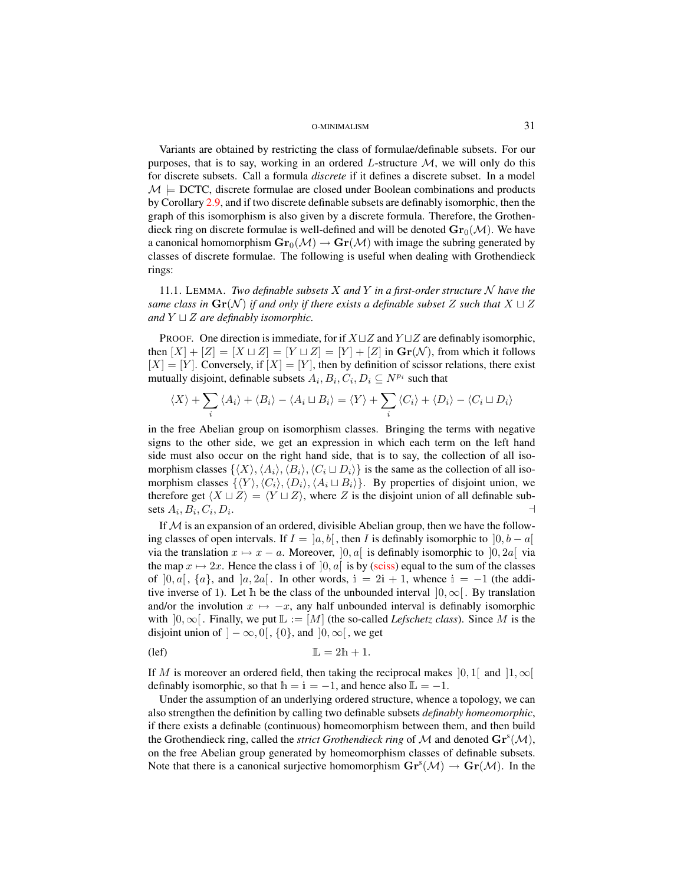Variants are obtained by restricting the class of formulae/definable subsets. For our purposes, that is to say, working in an ordered $L$-structure $\mathcal{M}$, we will only do this for discrete subsets. Call a formula *discrete* if it defines a discrete subset. In a model $\mathcal{M} \models$ DCTC, discrete formulae are closed under Boolean combinations and products by Corollary 2.9, and if two discrete definable subsets are definably isomorphic, then the graph of this isomorphism is also given by a discrete formula. Therefore, the Grothendieck ring on discrete formulae is well-defined and will be denoted $\mathbf{Gr}_0(\mathcal{M})$. We have a canonical homomorphism $\mathbf{Gr}_0(\mathcal{M}) \to \mathbf{Gr}(\mathcal{M})$ with image the subring generated by classes of discrete formulae. The following is useful when dealing with Grothendieck rings:

11.1. LEMMA. *Two definable subsets $X$ and $Y$ in a first-order structure $\mathcal{N}$ have the same class in $\mathbf{Gr}(\mathcal{N})$ if and only if there exists a definable subset $Z$ such that $X \sqcup Z$ and $Y \sqcup Z$ are definably isomorphic.*

PROOF. One direction is immediate, for if $X \sqcup Z$ and $Y \sqcup Z$ are definably isomorphic, then $[X] + [Z] = [X \sqcup Z] = [Y \sqcup Z] = [Y] + [Z]$ in $\mathbf{Gr}(\mathcal{N})$, from which it follows $[X] = [Y]$. Conversely, if $[X] = [Y]$, then by definition of scissor relations, there exist mutually disjoint, definable subsets $A_i, B_i, C_i, D_i \subseteq N^{p_i}$ such that

$$\langle X \rangle + \sum_i \langle A_i \rangle + \langle B_i \rangle - \langle A_i \sqcup B_i \rangle = \langle Y \rangle + \sum_i \langle C_i \rangle + \langle D_i \rangle - \langle C_i \sqcup D_i \rangle$$

in the free Abelian group on isomorphism classes. Bringing the terms with negative signs to the other side, we get an expression in which each term on the left hand side must also occur on the right hand side, that is to say, the collection of all isomorphism classes $\{\langle X \rangle, \langle A_i \rangle, \langle B_i \rangle, \langle C_i \sqcup D_i \rangle\}$ is the same as the collection of all isomorphism classes $\{\langle Y \rangle, \langle C_i \rangle, \langle D_i \rangle, \langle A_i \sqcup B_i \rangle\}$. By properties of disjoint union, we therefore get $\langle X \sqcup Z \rangle = \langle Y \sqcup Z \rangle$, where $Z$ is the disjoint union of all definable subsets $A_i, B_i, C_i, D_i$. $\dashv$

If $\mathcal{M}$ is an expansion of an ordered, divisible Abelian group, then we have the following classes of open intervals. If $I = \,]a, b[\,$, then $I$ is definably isomorphic to $]0, b - a[$ via the translation $x \mapsto x - a$. Moreover, $]0, a[$ is definably isomorphic to $]0, 2a[$ via the map $x \mapsto 2x$. Hence the class $\mathbb{i}$ of $]0, a[$ is by (sciss) equal to the sum of the classes of $]0, a[$, $\{a\}$, and $]a, 2a[$. In other words, $\mathbb{i} = 2\mathbb{i} + 1$, whence $\mathbb{i} = -1$ (the additive inverse of 1). Let $\mathbb{h}$ be the class of the unbounded interval $]0, \infty[$. By translation and/or the involution $x \mapsto -x$, any half unbounded interval is definably isomorphic with $]0, \infty[$. Finally, we put $\mathbb{L} := [M]$ (the so-called *Lefschetz class*). Since $M$ is the disjoint union of $]-\infty, 0[$, $\{0\}$, and $]0, \infty[$, we get

$$\mathbb{L} = 2\mathbb{h} + 1. \qquad \text{(lef)}$$

If $M$ is moreover an ordered field, then taking the reciprocal makes $]0, 1[$ and $]1, \infty[$ definably isomorphic, so that $\mathbb{h} = \mathbb{i} = -1$, and hence also $\mathbb{L} = -1$.

Under the assumption of an underlying ordered structure, whence a topology, we can also strengthen the definition by calling two definable subsets *definably homeomorphic*, if there exists a definable (continuous) homeomorphism between them, and then build the Grothendieck ring, called the *strict Grothendieck ring* of $\mathcal{M}$ and denoted $\mathbf{Gr}^s(\mathcal{M})$, on the free Abelian group generated by homeomorphism classes of definable subsets. Note that there is a canonical surjective homomorphism $\mathbf{Gr}^s(\mathcal{M}) \to \mathbf{Gr}(\mathcal{M})$. In the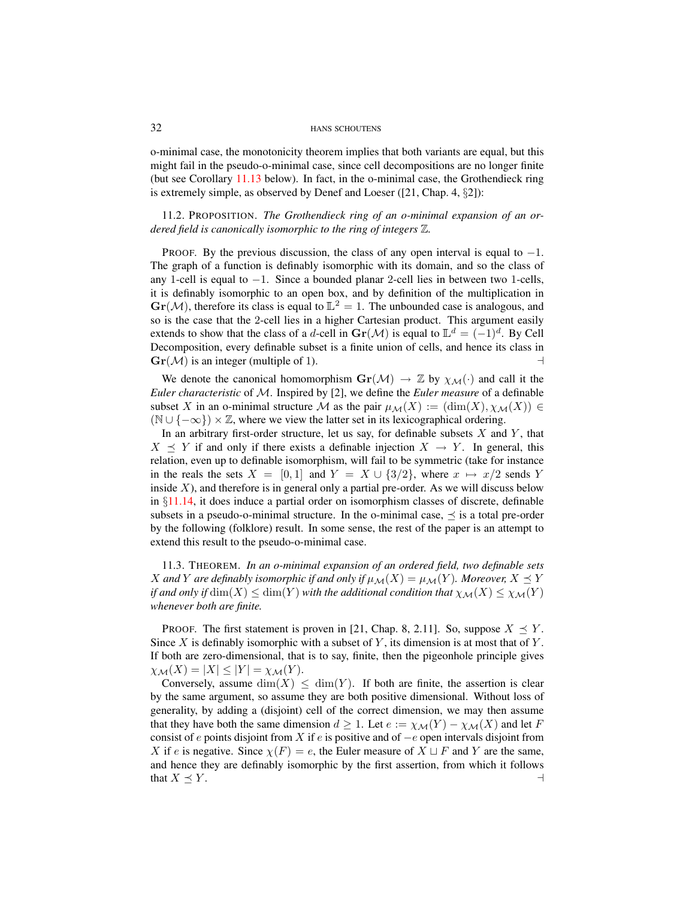o-minimal case, the monotonicity theorem implies that both variants are equal, but this might fail in the pseudo-o-minimal case, since cell decompositions are no longer finite (but see Corollary 11.13 below). In fact, in the o-minimal case, the Grothendieck ring is extremely simple, as observed by Denef and Loeser ([21, Chap. 4, §2]):

11.2. PROPOSITION. *The Grothendieck ring of an o-minimal expansion of an ordered field is canonically isomorphic to the ring of integers $\mathbb{Z}$.*

PROOF. By the previous discussion, the class of any open interval is equal to $-1$. The graph of a function is definably isomorphic with its domain, and so the class of any 1-cell is equal to $-1$. Since a bounded planar 2-cell lies in between two 1-cells, it is definably isomorphic to an open box, and by definition of the multiplication in $\mathbf{Gr}(\mathcal{M})$, therefore its class is equal to $\mathbb{L}^2 = 1$. The unbounded case is analogous, and so is the case that the 2-cell lies in a higher Cartesian product. This argument easily extends to show that the class of a $d$-cell in $\mathbf{Gr}(\mathcal{M})$ is equal to $\mathbb{L}^d = (-1)^d$. By Cell Decomposition, every definable subset is a finite union of cells, and hence its class in $\mathbf{Gr}(\mathcal{M})$ is an integer (multiple of 1). ⊣

We denote the canonical homomorphism $\mathbf{Gr}(\mathcal{M}) \to \mathbb{Z}$ by $\chi_{\mathcal{M}}(\cdot)$ and call it the *Euler characteristic* of $\mathcal{M}$. Inspired by [2], we define the *Euler measure* of a definable subset $X$ in an o-minimal structure $\mathcal{M}$ as the pair $\mu_{\mathcal{M}}(X) := (\dim(X), \chi_{\mathcal{M}}(X)) \in (\mathbb{N} \cup \{-\infty\}) \times \mathbb{Z}$, where we view the latter set in its lexicographical ordering.

In an arbitrary first-order structure, let us say, for definable subsets $X$ and $Y$, that $X \preceq Y$ if and only if there exists a definable injection $X \to Y$. In general, this relation, even up to definable isomorphism, will fail to be symmetric (take for instance in the reals the sets $X = [0, 1]$ and $Y = X \cup \{3/2\}$, where $x \mapsto x/2$ sends $Y$ inside $X$), and therefore is in general only a partial pre-order. As we will discuss below in §11.14, it does induce a partial order on isomorphism classes of discrete, definable subsets in a pseudo-o-minimal structure. In the o-minimal case, $\preceq$ is a total pre-order by the following (folklore) result. In some sense, the rest of the paper is an attempt to extend this result to the pseudo-o-minimal case.

11.3. THEOREM. *In an o-minimal expansion of an ordered field, two definable sets $X$ and $Y$ are definably isomorphic if and only if $\mu_{\mathcal{M}}(X) = \mu_{\mathcal{M}}(Y)$. Moreover, $X \preceq Y$ if and only if $\dim(X) \leq \dim(Y)$ with the additional condition that $\chi_{\mathcal{M}}(X) \leq \chi_{\mathcal{M}}(Y)$ whenever both are finite.*

PROOF. The first statement is proven in [21, Chap. 8, 2.11]. So, suppose $X \preceq Y$. Since $X$ is definably isomorphic with a subset of $Y$, its dimension is at most that of $Y$. If both are zero-dimensional, that is to say, finite, then the pigeonhole principle gives $\chi_{\mathcal{M}}(X) = |X| \leq |Y| = \chi_{\mathcal{M}}(Y)$.

Conversely, assume $\dim(X) \leq \dim(Y)$. If both are finite, the assertion is clear by the same argument, so assume they are both positive dimensional. Without loss of generality, by adding a (disjoint) cell of the correct dimension, we may then assume that they have both the same dimension $d \geq 1$. Let $e := \chi_{\mathcal{M}}(Y) - \chi_{\mathcal{M}}(X)$ and let $F$ consist of $e$ points disjoint from $X$ if $e$ is positive and of $-e$ open intervals disjoint from $X$ if $e$ is negative. Since $\chi(F) = e$, the Euler measure of $X \sqcup F$ and $Y$ are the same, and hence they are definably isomorphic by the first assertion, from which it follows that $X \preceq Y$. ⊣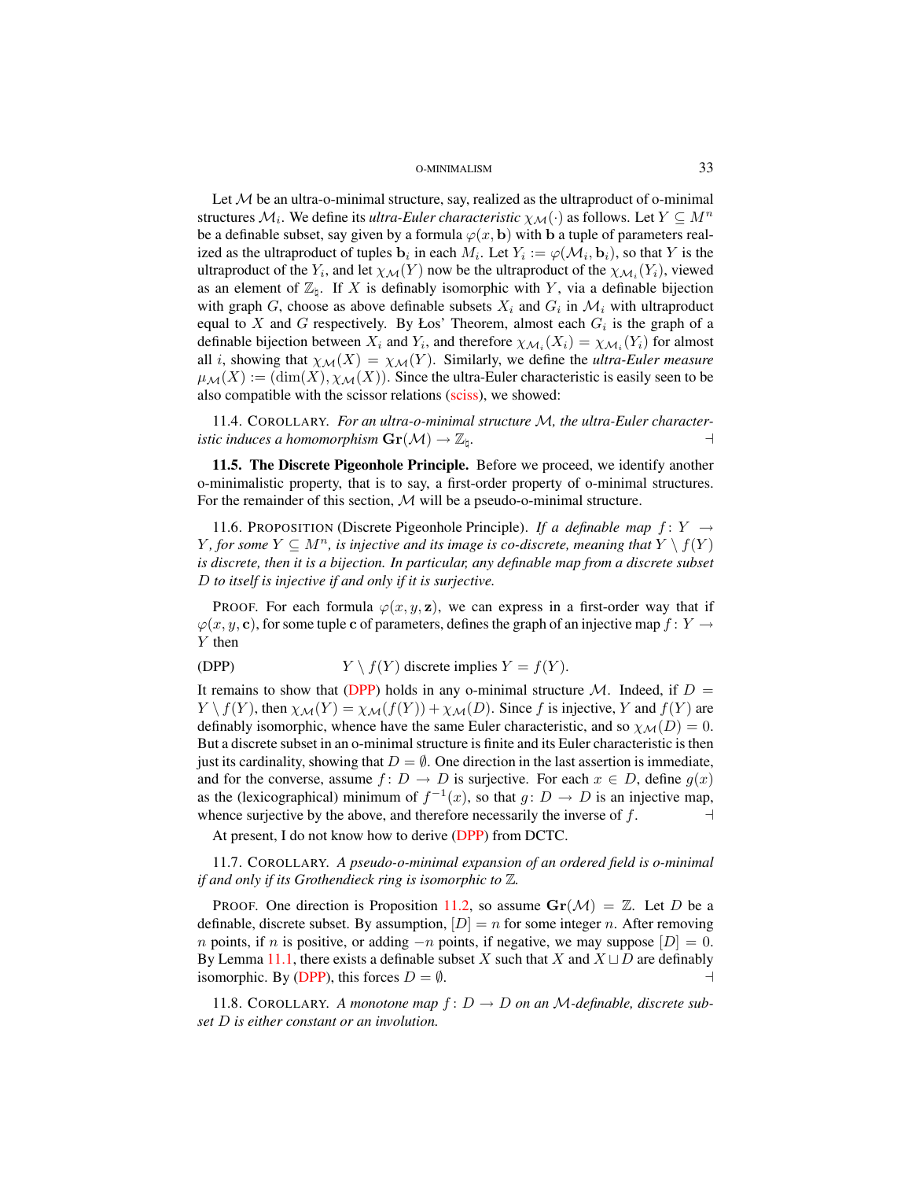Let $\mathcal{M}$ be an ultra-o-minimal structure, say, realized as the ultraproduct of o-minimal structures $\mathcal{M}_i$. We define its *ultra-Euler characteristic* $\chi_{\mathcal{M}}(\cdot)$ as follows. Let $Y \subseteq M^n$ be a definable subset, say given by a formula $\varphi(x, \mathbf{b})$ with $\mathbf{b}$ a tuple of parameters realized as the ultraproduct of tuples $\mathbf{b}_i$ in each $M_i$. Let $Y_i := \varphi(\mathcal{M}_i, \mathbf{b}_i)$, so that $Y$ is the ultraproduct of the $Y_i$, and let $\chi_{\mathcal{M}}(Y)$ now be the ultraproduct of the $\chi_{\mathcal{M}_i}(Y_i)$, viewed as an element of $\mathbb{Z}_\natural$. If $X$ is definably isomorphic with $Y$, via a definable bijection with graph $G$, choose as above definable subsets $X_i$ and $G_i$ in $\mathcal{M}_i$ with ultraproduct equal to $X$ and $G$ respectively. By Łos' Theorem, almost each $G_i$ is the graph of a definable bijection between $X_i$ and $Y_i$, and therefore $\chi_{\mathcal{M}_i}(X_i) = \chi_{\mathcal{M}_i}(Y_i)$ for almost all $i$, showing that $\chi_{\mathcal{M}}(X) = \chi_{\mathcal{M}}(Y)$. Similarly, we define the *ultra-Euler measure* $\mu_{\mathcal{M}}(X) := (\dim(X), \chi_{\mathcal{M}}(X))$. Since the ultra-Euler characteristic is easily seen to be also compatible with the scissor relations (sciss), we showed:

11.4. COROLLARY. *For an ultra-o-minimal structure $\mathcal{M}$, the ultra-Euler characteristic induces a homomorphism $\mathbf{Gr}(\mathcal{M}) \to \mathbb{Z}_\natural$.* $\dashv$

**11.5. The Discrete Pigeonhole Principle.** Before we proceed, we identify another o-minimalistic property, that is to say, a first-order property of o-minimal structures. For the remainder of this section, $\mathcal{M}$ will be a pseudo-o-minimal structure.

11.6. PROPOSITION (Discrete Pigeonhole Principle). *If a definable map $f\colon Y \to Y$, for some $Y \subseteq M^n$, is injective and its image is co-discrete, meaning that $Y \setminus f(Y)$ is discrete, then it is a bijection. In particular, any definable map from a discrete subset $D$ to itself is injective if and only if it is surjective.*

PROOF. For each formula $\varphi(x, y, \mathbf{z})$, we can express in a first-order way that if $\varphi(x, y, \mathbf{c})$, for some tuple $\mathbf{c}$ of parameters, defines the graph of an injective map $f\colon Y \to Y$ then

$$Y \setminus f(Y) \text{ discrete implies } Y = f(Y). \tag{DPP}$$

It remains to show that (DPP) holds in any o-minimal structure $\mathcal{M}$. Indeed, if $D = Y \setminus f(Y)$, then $\chi_{\mathcal{M}}(Y) = \chi_{\mathcal{M}}(f(Y)) + \chi_{\mathcal{M}}(D)$. Since $f$ is injective, $Y$ and $f(Y)$ are definably isomorphic, whence have the same Euler characteristic, and so $\chi_{\mathcal{M}}(D) = 0$. But a discrete subset in an o-minimal structure is finite and its Euler characteristic is then just its cardinality, showing that $D = \emptyset$. One direction in the last assertion is immediate, and for the converse, assume $f\colon D \to D$ is surjective. For each $x \in D$, define $g(x)$ as the (lexicographical) minimum of $f^{-1}(x)$, so that $g\colon D \to D$ is an injective map, whence surjective by the above, and therefore necessarily the inverse of $f$. $\dashv$

At present, I do not know how to derive (DPP) from DCTC.

11.7. COROLLARY. *A pseudo-o-minimal expansion of an ordered field is o-minimal if and only if its Grothendieck ring is isomorphic to $\mathbb{Z}$.*

PROOF. One direction is Proposition 11.2, so assume $\mathbf{Gr}(\mathcal{M}) = \mathbb{Z}$. Let $D$ be a definable, discrete subset. By assumption, $[D] = n$ for some integer $n$. After removing $n$ points, if $n$ is positive, or adding $-n$ points, if negative, we may suppose $[D] = 0$. By Lemma 11.1, there exists a definable subset $X$ such that $X$ and $X \sqcup D$ are definably isomorphic. By (DPP), this forces $D = \emptyset$. $\dashv$

11.8. COROLLARY. *A monotone map $f\colon D \to D$ on an $\mathcal{M}$-definable, discrete subset $D$ is either constant or an involution.*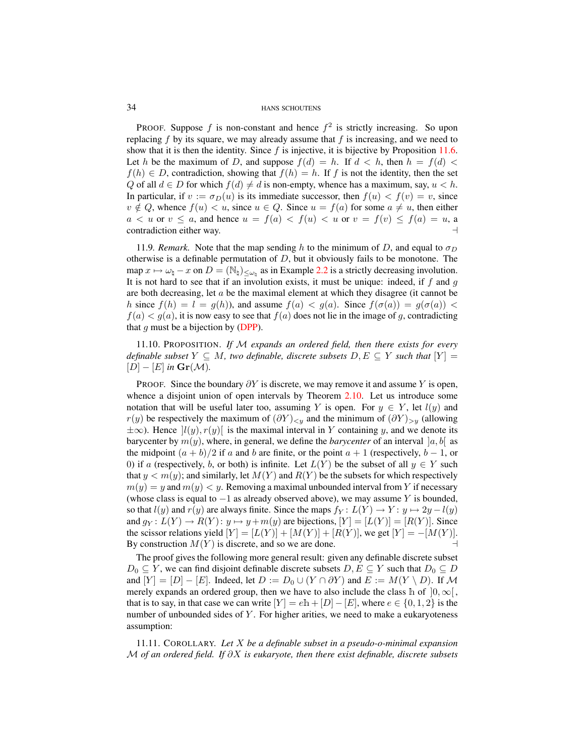PROOF. Suppose $f$ is non-constant and hence $f^2$ is strictly increasing. So upon replacing $f$ by its square, we may already assume that $f$ is increasing, and we need to show that it is then the identity. Since $f$ is injective, it is bijective by Proposition 11.6. Let $h$ be the maximum of $D$, and suppose $f(d) = h$. If $d < h$, then $h = f(d) < f(h) \in D$, contradiction, showing that $f(h) = h$. If $f$ is not the identity, then the set $Q$ of all $d \in D$ for which $f(d) \neq d$ is non-empty, whence has a maximum, say, $u < h$. In particular, if $v := \sigma_D(u)$ is its immediate successor, then $f(u) < f(v) = v$, since $v \notin Q$, whence $f(u) < u$, since $u \in Q$. Since $u = f(a)$ for some $a \neq u$, then either $a < u$ or $v \leq a$, and hence $u = f(a) < f(u) < u$ or $v = f(v) \leq f(a) = u$, a contradiction either way. ⊣

11.9. *Remark.* Note that the map sending $h$ to the minimum of $D$, and equal to $\sigma_D$ otherwise is a definable permutation of $D$, but it obviously fails to be monotone. The map $x \mapsto \omega_\natural - x$ on $D = (\mathbb{N}_\natural)_{\leq \omega_\natural}$ as in Example 2.2 is a strictly decreasing involution. It is not hard to see that if an involution exists, it must be unique: indeed, if $f$ and $g$ are both decreasing, let $a$ be the maximal element at which they disagree (it cannot be $h$ since $f(h) = l = g(h)$), and assume $f(a) < g(a)$. Since $f(\sigma(a)) = g(\sigma(a)) < f(a) < g(a)$, it is now easy to see that $f(a)$ does not lie in the image of $g$, contradicting that $g$ must be a bijection by (DPP).

11.10. PROPOSITION. *If $\mathcal{M}$ expands an ordered field, then there exists for every definable subset $Y \subseteq M$, two definable, discrete subsets $D, E \subseteq Y$ such that $[Y] = [D] - [E]$ in $\mathbf{Gr}(\mathcal{M})$.*

PROOF. Since the boundary $\partial Y$ is discrete, we may remove it and assume $Y$ is open, whence a disjoint union of open intervals by Theorem 2.10. Let us introduce some notation that will be useful later too, assuming $Y$ is open. For $y \in Y$, let $l(y)$ and $r(y)$ be respectively the maximum of $(\partial Y)_{<y}$ and the minimum of $(\partial Y)_{>y}$ (allowing $\pm\infty$). Hence $]l(y), r(y)[$ is the maximal interval in $Y$ containing $y$, and we denote its barycenter by $m(y)$, where, in general, we define the *barycenter* of an interval $]a, b[$ as the midpoint $(a+b)/2$ if $a$ and $b$ are finite, or the point $a+1$ (respectively, $b-1$, or $0$) if $a$ (respectively, $b$, or both) is infinite. Let $L(Y)$ be the subset of all $y \in Y$ such that $y < m(y)$; and similarly, let $M(Y)$ and $R(Y)$ be the subsets for which respectively $m(y) = y$ and $m(y) < y$. Removing a maximal unbounded interval from $Y$ if necessary (whose class is equal to $-1$ as already observed above), we may assume $Y$ is bounded, so that $l(y)$ and $r(y)$ are always finite. Since the maps $f_Y \colon L(Y) \to Y \colon y \mapsto 2y - l(y)$ and $g_Y \colon L(Y) \to R(Y) \colon y \mapsto y + m(y)$ are bijections, $[Y] = [L(Y)] = [R(Y)]$. Since the scissor relations yield $[Y] = [L(Y)] + [M(Y)] + [R(Y)]$, we get $[Y] = -[M(Y)]$. By construction $M(Y)$ is discrete, and so we are done. ⊣

The proof gives the following more general result: given any definable discrete subset $D_0 \subseteq Y$, we can find disjoint definable discrete subsets $D, E \subseteq Y$ such that $D_0 \subseteq D$ and $[Y] = [D] - [E]$. Indeed, let $D := D_0 \cup (Y \cap \partial Y)$ and $E := M(Y \setminus D)$. If $\mathcal{M}$ merely expands an ordered group, then we have to also include the class $\mathbb{h}$ of $]0, \infty[$, that is to say, in that case we can write $[Y] = e\mathbb{h} + [D] - [E]$, where $e \in \{0, 1, 2\}$ is the number of unbounded sides of $Y$. For higher arities, we need to make a eukaryoteness assumption:

11.11. COROLLARY. *Let $X$ be a definable subset in a pseudo-o-minimal expansion $\mathcal{M}$ of an ordered field. If $\partial X$ is eukaryote, then there exist definable, discrete subsets*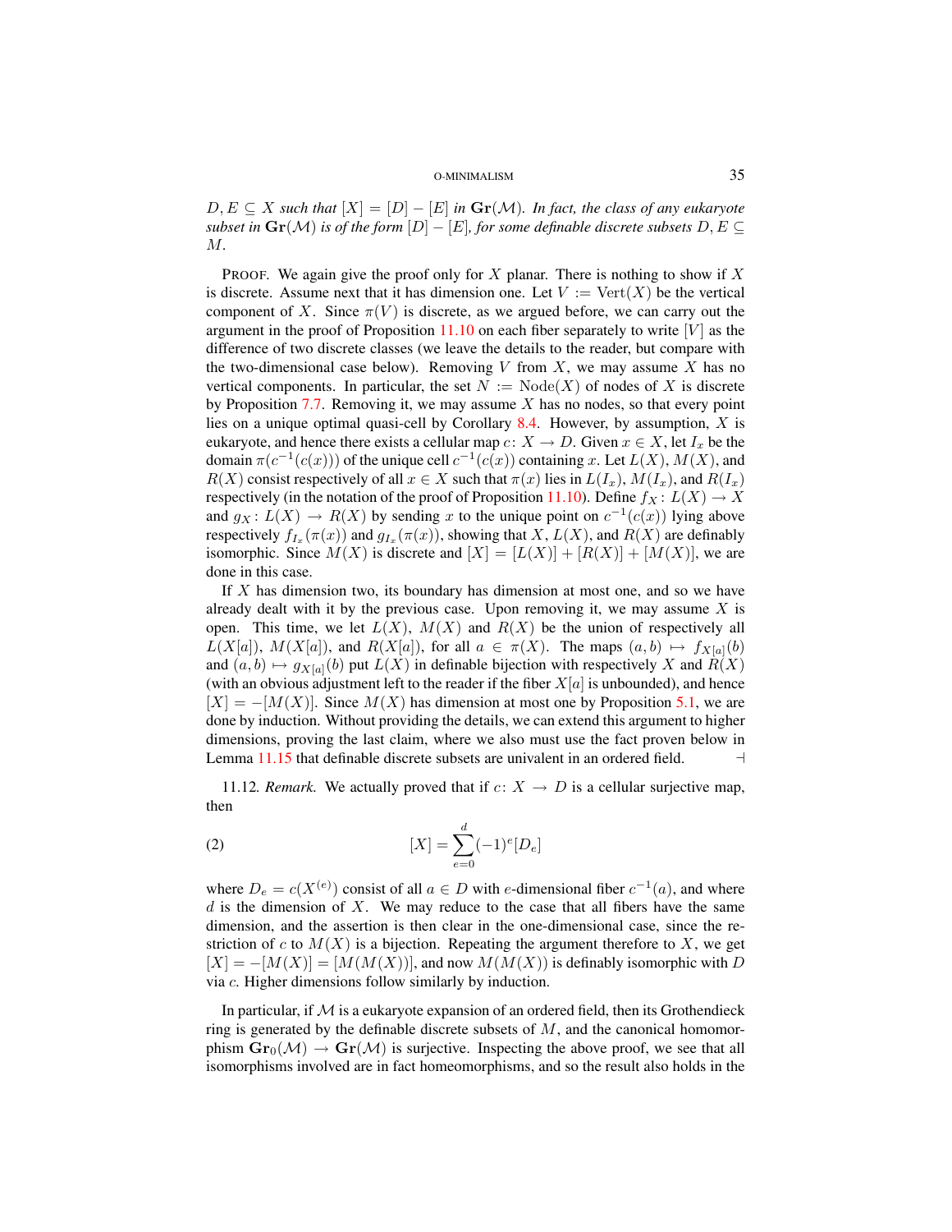*$D, E \subseteq X$ such that $[X] = [D] - [E]$ in $\mathbf{Gr}(\mathcal{M})$. In fact, the class of any eukaryote subset in $\mathbf{Gr}(\mathcal{M})$ is of the form $[D] - [E]$, for some definable discrete subsets $D, E \subseteq M$.*

PROOF. We again give the proof only for $X$ planar. There is nothing to show if $X$ is discrete. Assume next that it has dimension one. Let $V := \mathrm{Vert}(X)$ be the vertical component of $X$. Since $\pi(V)$ is discrete, as we argued before, we can carry out the argument in the proof of Proposition 11.10 on each fiber separately to write $[V]$ as the difference of two discrete classes (we leave the details to the reader, but compare with the two-dimensional case below). Removing $V$ from $X$, we may assume $X$ has no vertical components. In particular, the set $N := \mathrm{Node}(X)$ of nodes of $X$ is discrete by Proposition 7.7. Removing it, we may assume $X$ has no nodes, so that every point lies on a unique optimal quasi-cell by Corollary 8.4. However, by assumption, $X$ is eukaryote, and hence there exists a cellular map $c\colon X \to D$. Given $x \in X$, let $I_x$ be the domain $\pi(c^{-1}(c(x)))$ of the unique cell $c^{-1}(c(x))$ containing $x$. Let $L(X)$, $M(X)$, and $R(X)$ consist respectively of all $x \in X$ such that $\pi(x)$ lies in $L(I_x)$, $M(I_x)$, and $R(I_x)$ respectively (in the notation of the proof of Proposition 11.10). Define $f_X\colon L(X) \to X$ and $g_X\colon L(X) \to R(X)$ by sending $x$ to the unique point on $c^{-1}(c(x))$ lying above respectively $f_{I_x}(\pi(x))$ and $g_{I_x}(\pi(x))$, showing that $X$, $L(X)$, and $R(X)$ are definably isomorphic. Since $M(X)$ is discrete and $[X] = [L(X)] + [R(X)] + [M(X)]$, we are done in this case.

If $X$ has dimension two, its boundary has dimension at most one, and so we have already dealt with it by the previous case. Upon removing it, we may assume $X$ is open. This time, we let $L(X)$, $M(X)$ and $R(X)$ be the union of respectively all $L(X[a])$, $M(X[a])$, and $R(X[a])$, for all $a \in \pi(X)$. The maps $(a, b) \mapsto f_{X[a]}(b)$ and $(a, b) \mapsto g_{X[a]}(b)$ put $L(X)$ in definable bijection with respectively $X$ and $R(X)$ (with an obvious adjustment left to the reader if the fiber $X[a]$ is unbounded), and hence $[X] = -[M(X)]$. Since $M(X)$ has dimension at most one by Proposition 5.1, we are done by induction. Without providing the details, we can extend this argument to higher dimensions, proving the last claim, where we also must use the fact proven below in Lemma 11.15 that definable discrete subsets are univalent in an ordered field. ⊣

11.12. *Remark.* We actually proved that if $c\colon X \to D$ is a cellular surjective map, then

$$[X] = \sum_{e=0}^{d} (-1)^e [D_e] \tag{2}$$

where $D_e = c(X^{(e)})$ consist of all $a \in D$ with $e$-dimensional fiber $c^{-1}(a)$, and where $d$ is the dimension of $X$. We may reduce to the case that all fibers have the same dimension, and the assertion is then clear in the one-dimensional case, since the restriction of $c$ to $M(X)$ is a bijection. Repeating the argument therefore to $X$, we get $[X] = -[M(X)] = [M(M(X))]$, and now $M(M(X))$ is definably isomorphic with $D$ via $c$. Higher dimensions follow similarly by induction.

In particular, if $\mathcal{M}$ is a eukaryote expansion of an ordered field, then its Grothendieck ring is generated by the definable discrete subsets of $M$, and the canonical homomorphism $\mathbf{Gr}_0(\mathcal{M}) \to \mathbf{Gr}(\mathcal{M})$ is surjective. Inspecting the above proof, we see that all isomorphisms involved are in fact homeomorphisms, and so the result also holds in the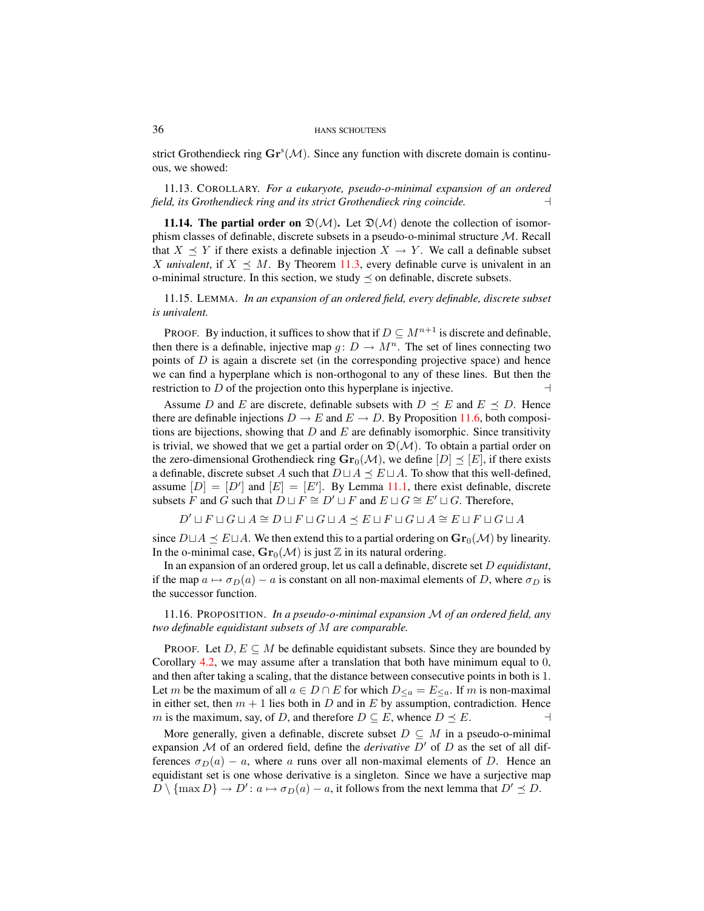strict Grothendieck ring $\mathbf{Gr}^{\mathrm{s}}(\mathcal{M})$. Since any function with discrete domain is continuous, we showed:

11.13. COROLLARY. *For a eukaryote, pseudo-o-minimal expansion of an ordered field, its Grothendieck ring and its strict Grothendieck ring coincide.* $\dashv$

**11.14. The partial order on $\mathfrak{D}(\mathcal{M})$.** Let $\mathfrak{D}(\mathcal{M})$ denote the collection of isomorphism classes of definable, discrete subsets in a pseudo-o-minimal structure $\mathcal{M}$. Recall that $X \preceq Y$ if there exists a definable injection $X \to Y$. We call a definable subset $X$ *univalent*, if $X \preceq M$. By Theorem 11.3, every definable curve is univalent in an o-minimal structure. In this section, we study $\preceq$ on definable, discrete subsets.

11.15. LEMMA. *In an expansion of an ordered field, every definable, discrete subset is univalent.*

PROOF. By induction, it suffices to show that if $D \subseteq M^{n+1}$ is discrete and definable, then there is a definable, injective map $g\colon D \to M^n$. The set of lines connecting two points of $D$ is again a discrete set (in the corresponding projective space) and hence we can find a hyperplane which is non-orthogonal to any of these lines. But then the restriction to $D$ of the projection onto this hyperplane is injective. $\dashv$

Assume $D$ and $E$ are discrete, definable subsets with $D \preceq E$ and $E \preceq D$. Hence there are definable injections $D \to E$ and $E \to D$. By Proposition 11.6, both compositions are bijections, showing that $D$ and $E$ are definably isomorphic. Since transitivity is trivial, we showed that we get a partial order on $\mathfrak{D}(\mathcal{M})$. To obtain a partial order on the zero-dimensional Grothendieck ring $\mathbf{Gr}_0(\mathcal{M})$, we define $[D] \preceq [E]$, if there exists a definable, discrete subset $A$ such that $D \sqcup A \preceq E \sqcup A$. To show that this well-defined, assume $[D] = [D']$ and $[E] = [E']$. By Lemma 11.1, there exist definable, discrete subsets $F$ and $G$ such that $D \sqcup F \cong D' \sqcup F$ and $E \sqcup G \cong E' \sqcup G$. Therefore,

$$D' \sqcup F \sqcup G \sqcup A \cong D \sqcup F \sqcup G \sqcup A \preceq E \sqcup F \sqcup G \sqcup A \cong E \sqcup F \sqcup G \sqcup A$$

since $D \sqcup A \preceq E \sqcup A$. We then extend this to a partial ordering on $\mathbf{Gr}_0(\mathcal{M})$ by linearity. In the o-minimal case, $\mathbf{Gr}_0(\mathcal{M})$ is just $\mathbb{Z}$ in its natural ordering.

In an expansion of an ordered group, let us call a definable, discrete set $D$ *equidistant*, if the map $a \mapsto \sigma_D(a) - a$ is constant on all non-maximal elements of $D$, where $\sigma_D$ is the successor function.

11.16. PROPOSITION. *In a pseudo-o-minimal expansion $\mathcal{M}$ of an ordered field, any two definable equidistant subsets of $M$ are comparable.*

PROOF. Let $D, E \subseteq M$ be definable equidistant subsets. Since they are bounded by Corollary 4.2, we may assume after a translation that both have minimum equal to $0$, and then after taking a scaling, that the distance between consecutive points in both is $1$. Let $m$ be the maximum of all $a \in D \cap E$ for which $D_{\leq a} = E_{\leq a}$. If $m$ is non-maximal in either set, then $m + 1$ lies both in $D$ and in $E$ by assumption, contradiction. Hence $m$ is the maximum, say, of $D$, and therefore $D \subseteq E$, whence $D \preceq E$. $\dashv$

More generally, given a definable, discrete subset $D \subseteq M$ in a pseudo-o-minimal expansion $\mathcal{M}$ of an ordered field, define the *derivative* $D'$ of $D$ as the set of all differences $\sigma_D(a) - a$, where $a$ runs over all non-maximal elements of $D$. Hence an equidistant set is one whose derivative is a singleton. Since we have a surjective map $D \setminus \{\max D\} \to D'\colon a \mapsto \sigma_D(a) - a$, it follows from the next lemma that $D' \preceq D$.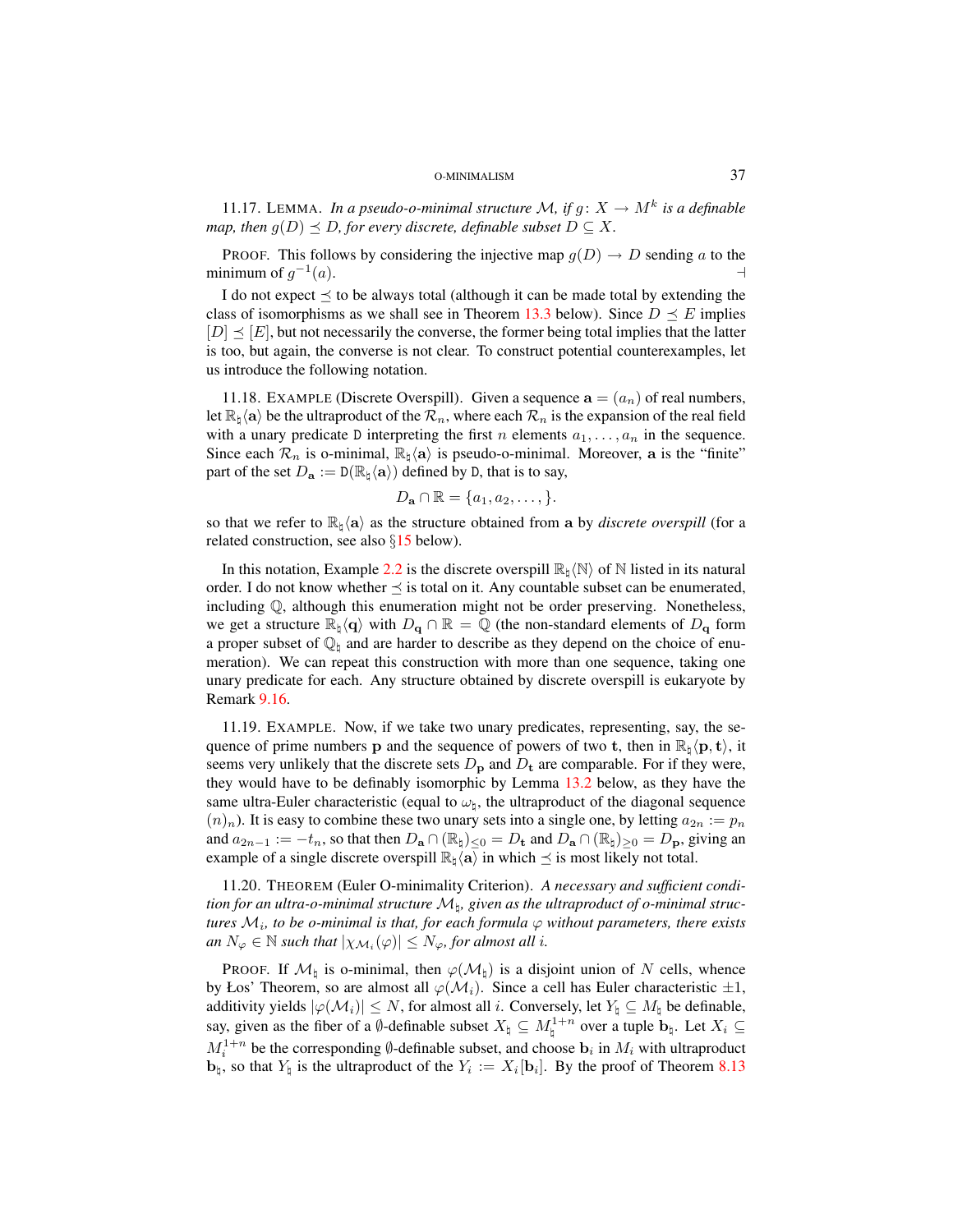11.17. Lemma. *In a pseudo-o-minimal structure $\mathcal{M}$, if $g\colon X \to M^k$ is a definable map, then $g(D) \preceq D$, for every discrete, definable subset $D \subseteq X$.*

Proof. This follows by considering the injective map $g(D) \to D$ sending $a$ to the minimum of $g^{-1}(a)$. ⊣

I do not expect $\preceq$ to be always total (although it can be made total by extending the class of isomorphisms as we shall see in Theorem 13.3 below). Since $D \preceq E$ implies $[D] \preceq [E]$, but not necessarily the converse, the former being total implies that the latter is too, but again, the converse is not clear. To construct potential counterexamples, let us introduce the following notation.

11.18. Example (Discrete Overspill). Given a sequence $\mathbf{a} = (a_n)$ of real numbers, let $\mathbb{R}_\natural\langle\mathbf{a}\rangle$ be the ultraproduct of the $\mathcal{R}_n$, where each $\mathcal{R}_n$ is the expansion of the real field with a unary predicate $\mathtt{D}$ interpreting the first $n$ elements $a_1, \dots, a_n$ in the sequence. Since each $\mathcal{R}_n$ is o-minimal, $\mathbb{R}_\natural\langle\mathbf{a}\rangle$ is pseudo-o-minimal. Moreover, $\mathbf{a}$ is the "finite" part of the set $D_{\mathbf{a}} := \mathtt{D}(\mathbb{R}_\natural\langle\mathbf{a}\rangle)$ defined by $\mathtt{D}$, that is to say,

$$D_{\mathbf{a}} \cap \mathbb{R} = \{a_1, a_2, \dots, \}.$$

so that we refer to $\mathbb{R}_\natural\langle\mathbf{a}\rangle$ as the structure obtained from $\mathbf{a}$ by *discrete overspill* (for a related construction, see also §15 below).

In this notation, Example 2.2 is the discrete overspill $\mathbb{R}_\natural\langle\mathbb{N}\rangle$ of $\mathbb{N}$ listed in its natural order. I do not know whether $\preceq$ is total on it. Any countable subset can be enumerated, including $\mathbb{Q}$, although this enumeration might not be order preserving. Nonetheless, we get a structure $\mathbb{R}_\natural\langle\mathbf{q}\rangle$ with $D_{\mathbf{q}} \cap \mathbb{R} = \mathbb{Q}$ (the non-standard elements of $D_{\mathbf{q}}$ form a proper subset of $\mathbb{Q}_\natural$ and are harder to describe as they depend on the choice of enumeration). We can repeat this construction with more than one sequence, taking one unary predicate for each. Any structure obtained by discrete overspill is eukaryote by Remark 9.16.

11.19. Example. Now, if we take two unary predicates, representing, say, the sequence of prime numbers $\mathbf{p}$ and the sequence of powers of two $\mathbf{t}$, then in $\mathbb{R}_\natural\langle\mathbf{p}, \mathbf{t}\rangle$, it seems very unlikely that the discrete sets $D_{\mathbf{p}}$ and $D_{\mathbf{t}}$ are comparable. For if they were, they would have to be definably isomorphic by Lemma 13.2 below, as they have the same ultra-Euler characteristic (equal to $\omega_\natural$, the ultraproduct of the diagonal sequence $(n)_n$). It is easy to combine these two unary sets into a single one, by letting $a_{2n} := p_n$ and $a_{2n-1} := -t_n$, so that then $D_{\mathbf{a}} \cap (\mathbb{R}_\natural)_{\leq 0} = D_{\mathbf{t}}$ and $D_{\mathbf{a}} \cap (\mathbb{R}_\natural)_{\geq 0} = D_{\mathbf{p}}$, giving an example of a single discrete overspill $\mathbb{R}_\natural\langle\mathbf{a}\rangle$ in which $\preceq$ is most likely not total.

11.20. Theorem (Euler O-minimality Criterion). *A necessary and sufficient condition for an ultra-o-minimal structure $\mathcal{M}_\natural$, given as the ultraproduct of o-minimal structures $\mathcal{M}_i$, to be o-minimal is that, for each formula $\varphi$ without parameters, there exists an $N_\varphi \in \mathbb{N}$ such that $|\chi_{\mathcal{M}_i}(\varphi)| \leq N_\varphi$, for almost all $i$.*

Proof. If $\mathcal{M}_\natural$ is o-minimal, then $\varphi(\mathcal{M}_\natural)$ is a disjoint union of $N$ cells, whence by Łos' Theorem, so are almost all $\varphi(\mathcal{M}_i)$. Since a cell has Euler characteristic $\pm 1$, additivity yields $|\varphi(\mathcal{M}_i)| \leq N$, for almost all $i$. Conversely, let $Y_\natural \subseteq M_\natural$ be definable, say, given as the fiber of a $\emptyset$-definable subset $X_\natural \subseteq M_\natural^{1+n}$ over a tuple $\mathbf{b}_\natural$. Let $X_i \subseteq M_i^{1+n}$ be the corresponding $\emptyset$-definable subset, and choose $\mathbf{b}_i$ in $M_i$ with ultraproduct $\mathbf{b}_\natural$, so that $Y_\natural$ is the ultraproduct of the $Y_i := X_i[\mathbf{b}_i]$. By the proof of Theorem 8.13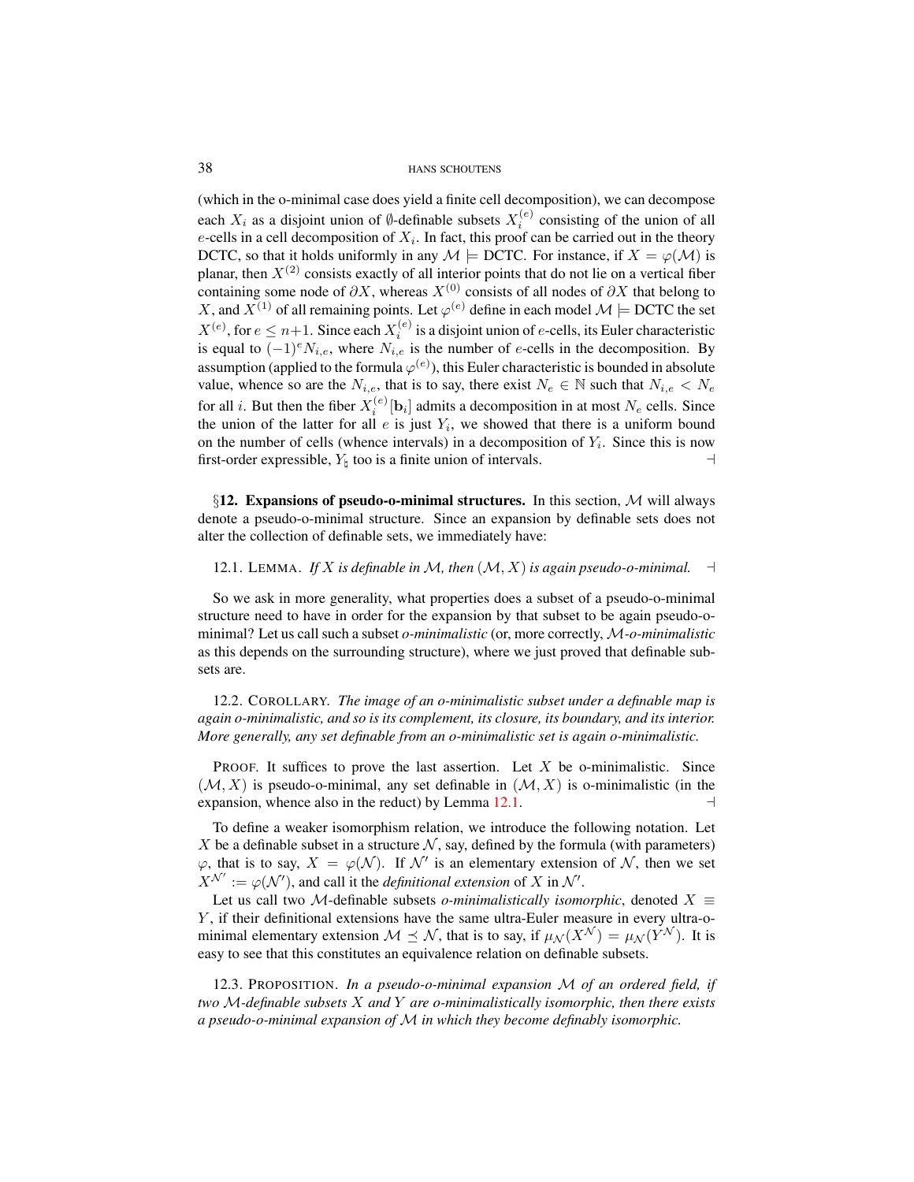(which in the o-minimal case does yield a finite cell decomposition), we can decompose each $X_i$ as a disjoint union of $\emptyset$-definable subsets $X_i^{(e)}$ consisting of the union of all $e$-cells in a cell decomposition of $X_i$. In fact, this proof can be carried out in the theory DCTC, so that it holds uniformly in any $\mathcal{M} \models$ DCTC. For instance, if $X = \varphi(\mathcal{M})$ is planar, then $X^{(2)}$ consists exactly of all interior points that do not lie on a vertical fiber containing some node of $\partial X$, whereas $X^{(0)}$ consists of all nodes of $\partial X$ that belong to $X$, and $X^{(1)}$ of all remaining points. Let $\varphi^{(e)}$ define in each model $\mathcal{M} \models$ DCTC the set $X^{(e)}$, for $e \leq n{+}1$. Since each $X_i^{(e)}$ is a disjoint union of $e$-cells, its Euler characteristic is equal to $(-1)^e N_{i,e}$, where $N_{i,e}$ is the number of $e$-cells in the decomposition. By assumption (applied to the formula $\varphi^{(e)}$), this Euler characteristic is bounded in absolute value, whence so are the $N_{i,e}$, that is to say, there exist $N_e \in \mathbb{N}$ such that $N_{i,e} < N_e$ for all $i$. But then the fiber $X_i^{(e)}[\mathbf{b}_i]$ admits a decomposition in at most $N_e$ cells. Since the union of the latter for all $e$ is just $Y_i$, we showed that there is a uniform bound on the number of cells (whence intervals) in a decomposition of $Y_i$. Since this is now first-order expressible, $Y_\natural$ too is a finite union of intervals. ⊣

§**12. Expansions of pseudo-o-minimal structures.** In this section, $\mathcal{M}$ will always denote a pseudo-o-minimal structure. Since an expansion by definable sets does not alter the collection of definable sets, we immediately have:

12.1. LEMMA. *If $X$ is definable in $\mathcal{M}$, then $(\mathcal{M}, X)$ is again pseudo-o-minimal.* ⊣

So we ask in more generality, what properties does a subset of a pseudo-o-minimal structure need to have in order for the expansion by that subset to be again pseudo-o-minimal? Let us call such a subset *o-minimalistic* (or, more correctly, $\mathcal{M}$*-o-minimalistic* as this depends on the surrounding structure), where we just proved that definable subsets are.

12.2. COROLLARY. *The image of an o-minimalistic subset under a definable map is again o-minimalistic, and so is its complement, its closure, its boundary, and its interior. More generally, any set definable from an o-minimalistic set is again o-minimalistic.*

PROOF. It suffices to prove the last assertion. Let $X$ be o-minimalistic. Since $(\mathcal{M}, X)$ is pseudo-o-minimal, any set definable in $(\mathcal{M}, X)$ is o-minimalistic (in the expansion, whence also in the reduct) by Lemma 12.1. ⊣

To define a weaker isomorphism relation, we introduce the following notation. Let $X$ be a definable subset in a structure $\mathcal{N}$, say, defined by the formula (with parameters) $\varphi$, that is to say, $X = \varphi(\mathcal{N})$. If $\mathcal{N}'$ is an elementary extension of $\mathcal{N}$, then we set $X^{\mathcal{N}'} := \varphi(\mathcal{N}')$, and call it the *definitional extension* of $X$ in $\mathcal{N}'$.

Let us call two $\mathcal{M}$-definable subsets *o-minimalistically isomorphic*, denoted $X \equiv Y$, if their definitional extensions have the same ultra-Euler measure in every ultra-o-minimal elementary extension $\mathcal{M} \preceq \mathcal{N}$, that is to say, if $\mu_{\mathcal{N}}(X^{\mathcal{N}}) = \mu_{\mathcal{N}}(Y^{\mathcal{N}})$. It is easy to see that this constitutes an equivalence relation on definable subsets.

12.3. PROPOSITION. *In a pseudo-o-minimal expansion $\mathcal{M}$ of an ordered field, if two $\mathcal{M}$-definable subsets $X$ and $Y$ are o-minimalistically isomorphic, then there exists a pseudo-o-minimal expansion of $\mathcal{M}$ in which they become definably isomorphic.*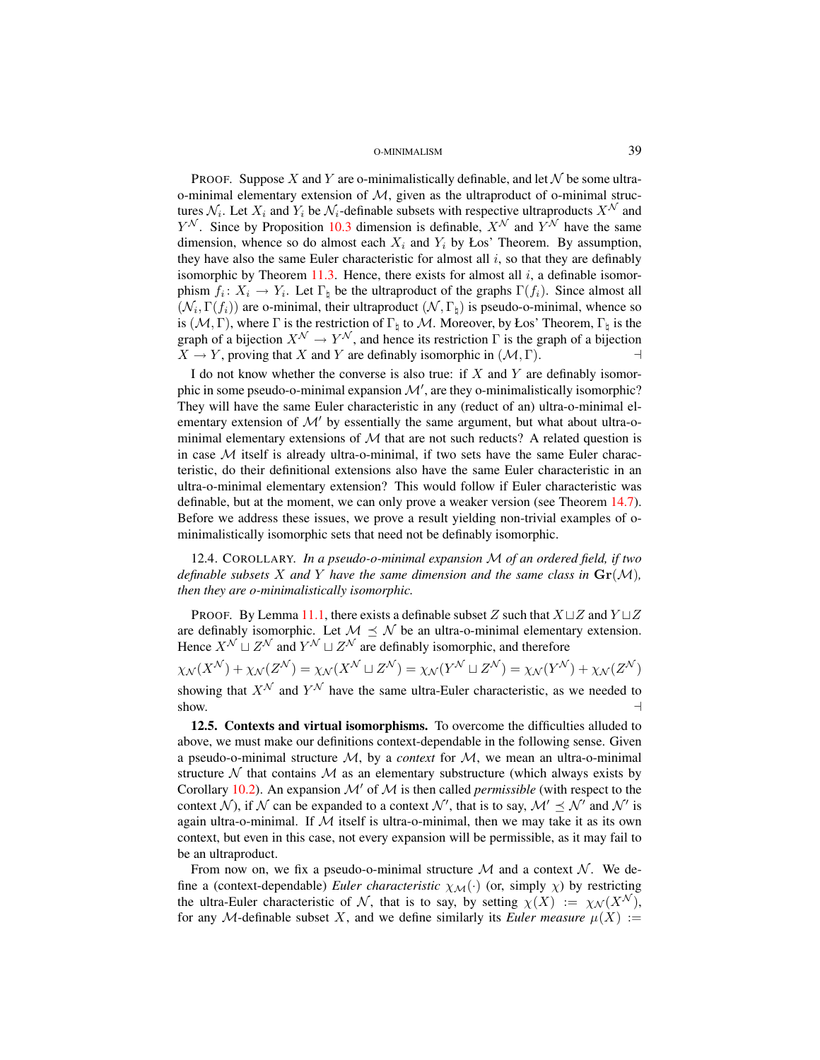PROOF. Suppose $X$ and $Y$ are o-minimalistically definable, and let $\mathcal{N}$ be some ultra-o-minimal elementary extension of $\mathcal{M}$, given as the ultraproduct of o-minimal structures $\mathcal{N}_i$. Let $X_i$ and $Y_i$ be $\mathcal{N}_i$-definable subsets with respective ultraproducts $X^{\mathcal{N}}$ and $Y^{\mathcal{N}}$. Since by Proposition 10.3 dimension is definable, $X^{\mathcal{N}}$ and $Y^{\mathcal{N}}$ have the same dimension, whence so do almost each $X_i$ and $Y_i$ by Łos' Theorem. By assumption, they have also the same Euler characteristic for almost all $i$, so that they are definably isomorphic by Theorem 11.3. Hence, there exists for almost all $i$, a definable isomorphism $f_i\colon X_i \to Y_i$. Let $\Gamma_\natural$ be the ultraproduct of the graphs $\Gamma(f_i)$. Since almost all $(\mathcal{N}_i, \Gamma(f_i))$ are o-minimal, their ultraproduct $(\mathcal{N}, \Gamma_\natural)$ is pseudo-o-minimal, whence so is $(\mathcal{M}, \Gamma)$, where $\Gamma$ is the restriction of $\Gamma_\natural$ to $\mathcal{M}$. Moreover, by Łos' Theorem, $\Gamma_\natural$ is the graph of a bijection $X^{\mathcal{N}} \to Y^{\mathcal{N}}$, and hence its restriction $\Gamma$ is the graph of a bijection $X \to Y$, proving that $X$ and $Y$ are definably isomorphic in $(\mathcal{M}, \Gamma)$. $\dashv$

I do not know whether the converse is also true: if $X$ and $Y$ are definably isomorphic in some pseudo-o-minimal expansion $\mathcal{M}'$, are they o-minimalistically isomorphic? They will have the same Euler characteristic in any (reduct of an) ultra-o-minimal elementary extension of $\mathcal{M}'$ by essentially the same argument, but what about ultra-o-minimal elementary extensions of $\mathcal{M}$ that are not such reducts? A related question is in case $\mathcal{M}$ itself is already ultra-o-minimal, if two sets have the same Euler characteristic, do their definitional extensions also have the same Euler characteristic in an ultra-o-minimal elementary extension? This would follow if Euler characteristic was definable, but at the moment, we can only prove a weaker version (see Theorem 14.7). Before we address these issues, we prove a result yielding non-trivial examples of o-minimalistically isomorphic sets that need not be definably isomorphic.

12.4. COROLLARY. *In a pseudo-o-minimal expansion $\mathcal{M}$ of an ordered field, if two definable subsets $X$ and $Y$ have the same dimension and the same class in $\mathbf{Gr}(\mathcal{M})$, then they are o-minimalistically isomorphic.*

PROOF. By Lemma 11.1, there exists a definable subset $Z$ such that $X \sqcup Z$ and $Y \sqcup Z$ are definably isomorphic. Let $\mathcal{M} \preceq \mathcal{N}$ be an ultra-o-minimal elementary extension. Hence $X^{\mathcal{N}} \sqcup Z^{\mathcal{N}}$ and $Y^{\mathcal{N}} \sqcup Z^{\mathcal{N}}$ are definably isomorphic, and therefore

$$\chi_{\mathcal{N}}(X^{\mathcal{N}}) + \chi_{\mathcal{N}}(Z^{\mathcal{N}}) = \chi_{\mathcal{N}}(X^{\mathcal{N}} \sqcup Z^{\mathcal{N}}) = \chi_{\mathcal{N}}(Y^{\mathcal{N}} \sqcup Z^{\mathcal{N}}) = \chi_{\mathcal{N}}(Y^{\mathcal{N}}) + \chi_{\mathcal{N}}(Z^{\mathcal{N}})$$

showing that $X^{\mathcal{N}}$ and $Y^{\mathcal{N}}$ have the same ultra-Euler characteristic, as we needed to show. $\dashv$

**12.5. Contexts and virtual isomorphisms.** To overcome the difficulties alluded to above, we must make our definitions context-dependable in the following sense. Given a pseudo-o-minimal structure $\mathcal{M}$, by a *context* for $\mathcal{M}$, we mean an ultra-o-minimal structure $\mathcal{N}$ that contains $\mathcal{M}$ as an elementary substructure (which always exists by Corollary 10.2). An expansion $\mathcal{M}'$ of $\mathcal{M}$ is then called *permissible* (with respect to the context $\mathcal{N}$), if $\mathcal{N}$ can be expanded to a context $\mathcal{N}'$, that is to say, $\mathcal{M}' \preceq \mathcal{N}'$ and $\mathcal{N}'$ is again ultra-o-minimal. If $\mathcal{M}$ itself is ultra-o-minimal, then we may take it as its own context, but even in this case, not every expansion will be permissible, as it may fail to be an ultraproduct.

From now on, we fix a pseudo-o-minimal structure $\mathcal{M}$ and a context $\mathcal{N}$. We define a (context-dependable) *Euler characteristic* $\chi_{\mathcal{M}}(\cdot)$ (or, simply $\chi$) by restricting the ultra-Euler characteristic of $\mathcal{N}$, that is to say, by setting $\chi(X) := \chi_{\mathcal{N}}(X^{\mathcal{N}})$, for any $\mathcal{M}$-definable subset $X$, and we define similarly its *Euler measure* $\mu(X) :=$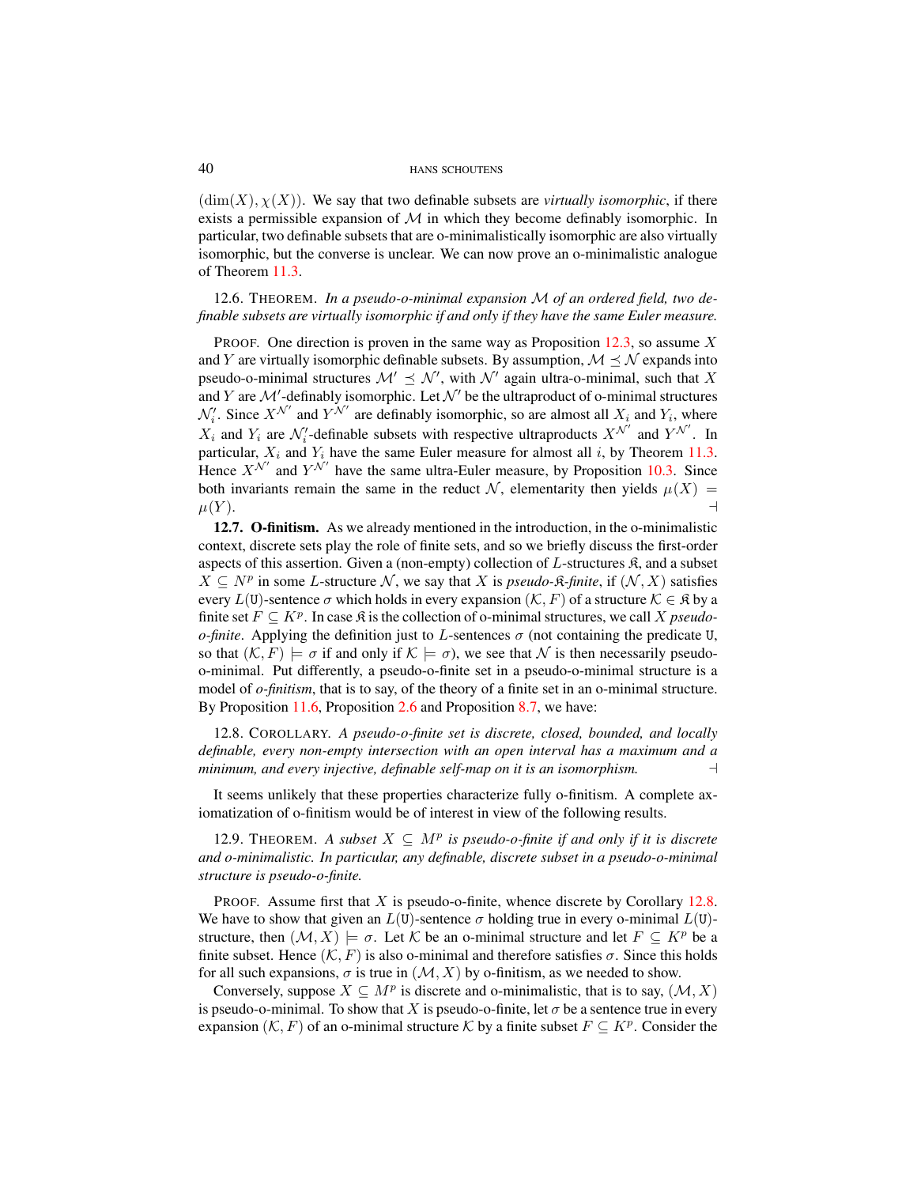$(\dim(X), \chi(X))$. We say that two definable subsets are *virtually isomorphic*, if there exists a permissible expansion of $\mathcal{M}$ in which they become definably isomorphic. In particular, two definable subsets that are o-minimalistically isomorphic are also virtually isomorphic, but the converse is unclear. We can now prove an o-minimalistic analogue of Theorem 11.3.

12.6. THEOREM. *In a pseudo-o-minimal expansion $\mathcal{M}$ of an ordered field, two definable subsets are virtually isomorphic if and only if they have the same Euler measure.*

PROOF. One direction is proven in the same way as Proposition 12.3, so assume $X$ and $Y$ are virtually isomorphic definable subsets. By assumption, $\mathcal{M} \preceq \mathcal{N}$ expands into pseudo-o-minimal structures $\mathcal{M}' \preceq \mathcal{N}'$, with $\mathcal{N}'$ again ultra-o-minimal, such that $X$ and $Y$ are $\mathcal{M}'$-definably isomorphic. Let $\mathcal{N}'$ be the ultraproduct of o-minimal structures $\mathcal{N}'_i$. Since $X^{\mathcal{N}'}$ and $Y^{\mathcal{N}'}$ are definably isomorphic, so are almost all $X_i$ and $Y_i$, where $X_i$ and $Y_i$ are $\mathcal{N}'_i$-definable subsets with respective ultraproducts $X^{\mathcal{N}'}$ and $Y^{\mathcal{N}'}$. In particular, $X_i$ and $Y_i$ have the same Euler measure for almost all $i$, by Theorem 11.3. Hence $X^{\mathcal{N}'}$ and $Y^{\mathcal{N}'}$ have the same ultra-Euler measure, by Proposition 10.3. Since both invariants remain the same in the reduct $\mathcal{N}$, elementarity then yields $\mu(X) = \mu(Y)$. ⊣

**12.7. O-finitism.** As we already mentioned in the introduction, in the o-minimalistic context, discrete sets play the role of finite sets, and so we briefly discuss the first-order aspects of this assertion. Given a (non-empty) collection of $L$-structures $\mathfrak{K}$, and a subset $X \subseteq N^p$ in some $L$-structure $\mathcal{N}$, we say that $X$ is *pseudo-$\mathfrak{K}$-finite*, if $(\mathcal{N}, X)$ satisfies every $L(\mathtt{U})$-sentence $\sigma$ which holds in every expansion $(\mathcal{K}, F)$ of a structure $\mathcal{K} \in \mathfrak{K}$ by a finite set $F \subseteq K^p$. In case $\mathfrak{K}$ is the collection of o-minimal structures, we call $X$ *pseudo-o-finite*. Applying the definition just to $L$-sentences $\sigma$ (not containing the predicate $\mathtt{U}$, so that $(\mathcal{K}, F) \models \sigma$ if and only if $\mathcal{K} \models \sigma$), we see that $\mathcal{N}$ is then necessarily pseudo-o-minimal. Put differently, a pseudo-o-finite set in a pseudo-o-minimal structure is a model of *o-finitism*, that is to say, of the theory of a finite set in an o-minimal structure. By Proposition 11.6, Proposition 2.6 and Proposition 8.7, we have:

12.8. COROLLARY. *A pseudo-o-finite set is discrete, closed, bounded, and locally definable, every non-empty intersection with an open interval has a maximum and a minimum, and every injective, definable self-map on it is an isomorphism.* ⊣

It seems unlikely that these properties characterize fully o-finitism. A complete axiomatization of o-finitism would be of interest in view of the following results.

12.9. THEOREM. *A subset $X \subseteq M^p$ is pseudo-o-finite if and only if it is discrete and o-minimalistic. In particular, any definable, discrete subset in a pseudo-o-minimal structure is pseudo-o-finite.*

PROOF. Assume first that $X$ is pseudo-o-finite, whence discrete by Corollary 12.8. We have to show that given an $L(\mathtt{U})$-sentence $\sigma$ holding true in every o-minimal $L(\mathtt{U})$-structure, then $(\mathcal{M}, X) \models \sigma$. Let $\mathcal{K}$ be an o-minimal structure and let $F \subseteq K^p$ be a finite subset. Hence $(\mathcal{K}, F)$ is also o-minimal and therefore satisfies $\sigma$. Since this holds for all such expansions, $\sigma$ is true in $(\mathcal{M}, X)$ by o-finitism, as we needed to show.

Conversely, suppose $X \subseteq M^p$ is discrete and o-minimalistic, that is to say, $(\mathcal{M}, X)$ is pseudo-o-minimal. To show that $X$ is pseudo-o-finite, let $\sigma$ be a sentence true in every expansion $(\mathcal{K}, F)$ of an o-minimal structure $\mathcal{K}$ by a finite subset $F \subseteq K^p$. Consider the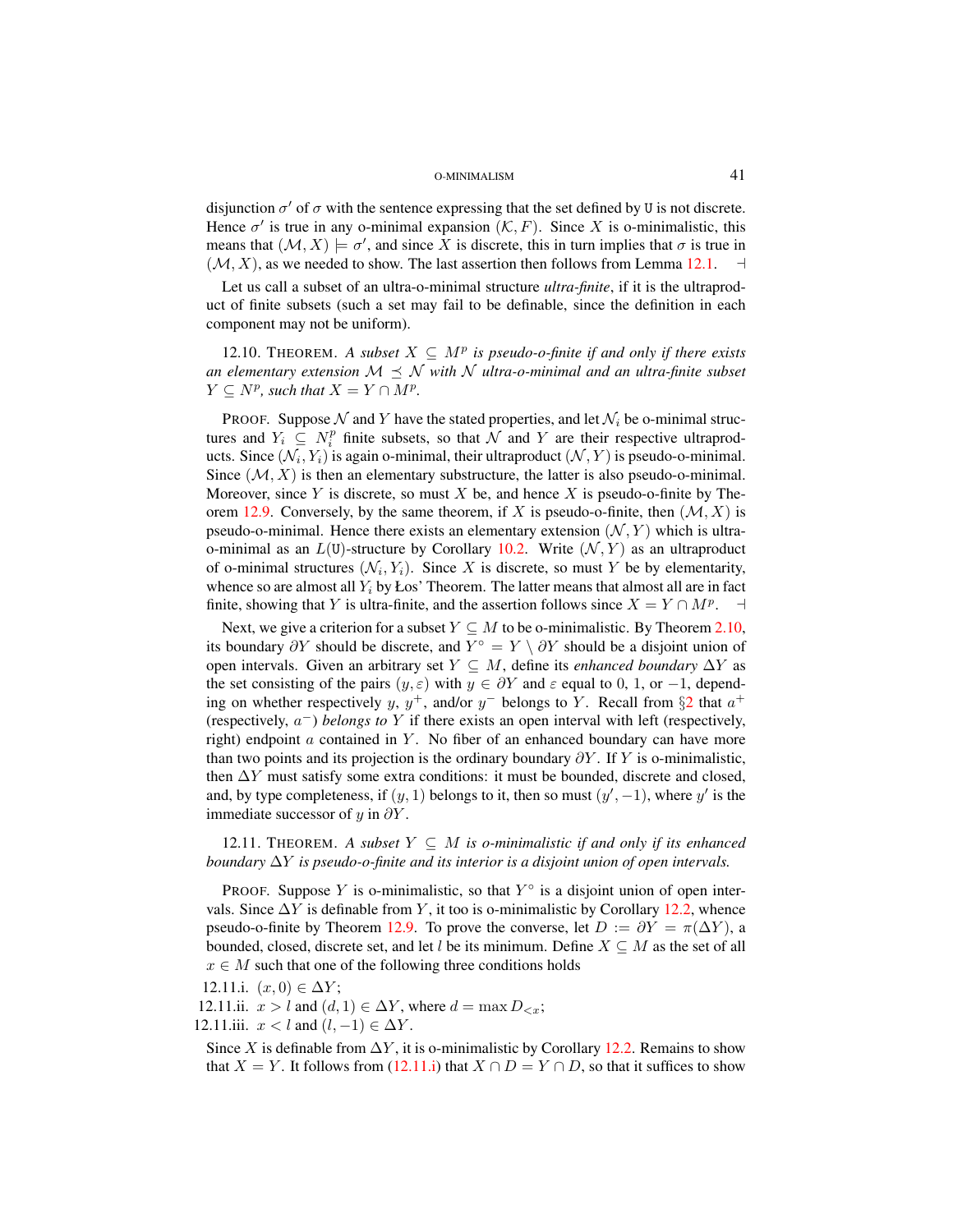disjunction $\sigma'$ of $\sigma$ with the sentence expressing that the set defined by $\mathtt{U}$ is not discrete. Hence $\sigma'$ is true in any o-minimal expansion $(\mathcal{K}, F)$. Since $X$ is o-minimalistic, this means that $(\mathcal{M}, X) \models \sigma'$, and since $X$ is discrete, this in turn implies that $\sigma$ is true in $(\mathcal{M}, X)$, as we needed to show. The last assertion then follows from Lemma 12.1. $\dashv$

Let us call a subset of an ultra-o-minimal structure *ultra-finite*, if it is the ultraproduct of finite subsets (such a set may fail to be definable, since the definition in each component may not be uniform).

12.10. THEOREM. *A subset $X \subseteq M^p$ is pseudo-o-finite if and only if there exists an elementary extension $\mathcal{M} \preceq \mathcal{N}$ with $\mathcal{N}$ ultra-o-minimal and an ultra-finite subset $Y \subseteq N^p$, such that $X = Y \cap M^p$.*

PROOF. Suppose $\mathcal{N}$ and $Y$ have the stated properties, and let $\mathcal{N}_i$ be o-minimal structures and $Y_i \subseteq N_i^p$ finite subsets, so that $\mathcal{N}$ and $Y$ are their respective ultraproducts. Since $(\mathcal{N}_i, Y_i)$ is again o-minimal, their ultraproduct $(\mathcal{N}, Y)$ is pseudo-o-minimal. Since $(\mathcal{M}, X)$ is then an elementary substructure, the latter is also pseudo-o-minimal. Moreover, since $Y$ is discrete, so must $X$ be, and hence $X$ is pseudo-o-finite by Theorem 12.9. Conversely, by the same theorem, if $X$ is pseudo-o-finite, then $(\mathcal{M}, X)$ is pseudo-o-minimal. Hence there exists an elementary extension $(\mathcal{N}, Y)$ which is ultra-o-minimal as an $L(\mathtt{U})$-structure by Corollary 10.2. Write $(\mathcal{N}, Y)$ as an ultraproduct of o-minimal structures $(\mathcal{N}_i, Y_i)$. Since $X$ is discrete, so must $Y$ be by elementarity, whence so are almost all $Y_i$ by Łos' Theorem. The latter means that almost all are in fact finite, showing that $Y$ is ultra-finite, and the assertion follows since $X = Y \cap M^p$. $\dashv$

Next, we give a criterion for a subset $Y \subseteq M$ to be o-minimalistic. By Theorem 2.10, its boundary $\partial Y$ should be discrete, and $Y^\circ = Y \setminus \partial Y$ should be a disjoint union of open intervals. Given an arbitrary set $Y \subseteq M$, define its *enhanced boundary* $\Delta Y$ as the set consisting of the pairs $(y, \varepsilon)$ with $y \in \partial Y$ and $\varepsilon$ equal to 0, 1, or $-1$, depending on whether respectively $y$, $y^+$, and/or $y^-$ belongs to $Y$. Recall from §2 that $a^+$ (respectively, $a^-$) *belongs to* $Y$ if there exists an open interval with left (respectively, right) endpoint $a$ contained in $Y$. No fiber of an enhanced boundary can have more than two points and its projection is the ordinary boundary $\partial Y$. If $Y$ is o-minimalistic, then $\Delta Y$ must satisfy some extra conditions: it must be bounded, discrete and closed, and, by type completeness, if $(y, 1)$ belongs to it, then so must $(y', -1)$, where $y'$ is the immediate successor of $y$ in $\partial Y$.

12.11. THEOREM. *A subset $Y \subseteq M$ is o-minimalistic if and only if its enhanced boundary $\Delta Y$ is pseudo-o-finite and its interior is a disjoint union of open intervals.*

PROOF. Suppose $Y$ is o-minimalistic, so that $Y^\circ$ is a disjoint union of open intervals. Since $\Delta Y$ is definable from $Y$, it too is o-minimalistic by Corollary 12.2, whence pseudo-o-finite by Theorem 12.9. To prove the converse, let $D := \partial Y = \pi(\Delta Y)$, a bounded, closed, discrete set, and let $l$ be its minimum. Define $X \subseteq M$ as the set of all $x \in M$ such that one of the following three conditions holds

12.11.i. $(x, 0) \in \Delta Y$;

12.11.ii. $x > l$ and $(d, 1) \in \Delta Y$, where $d = \max D_{<x}$;

12.11.iii. $x < l$ and $(l, -1) \in \Delta Y$.

Since $X$ is definable from $\Delta Y$, it is o-minimalistic by Corollary 12.2. Remains to show that $X = Y$. It follows from (12.11.i) that $X \cap D = Y \cap D$, so that it suffices to show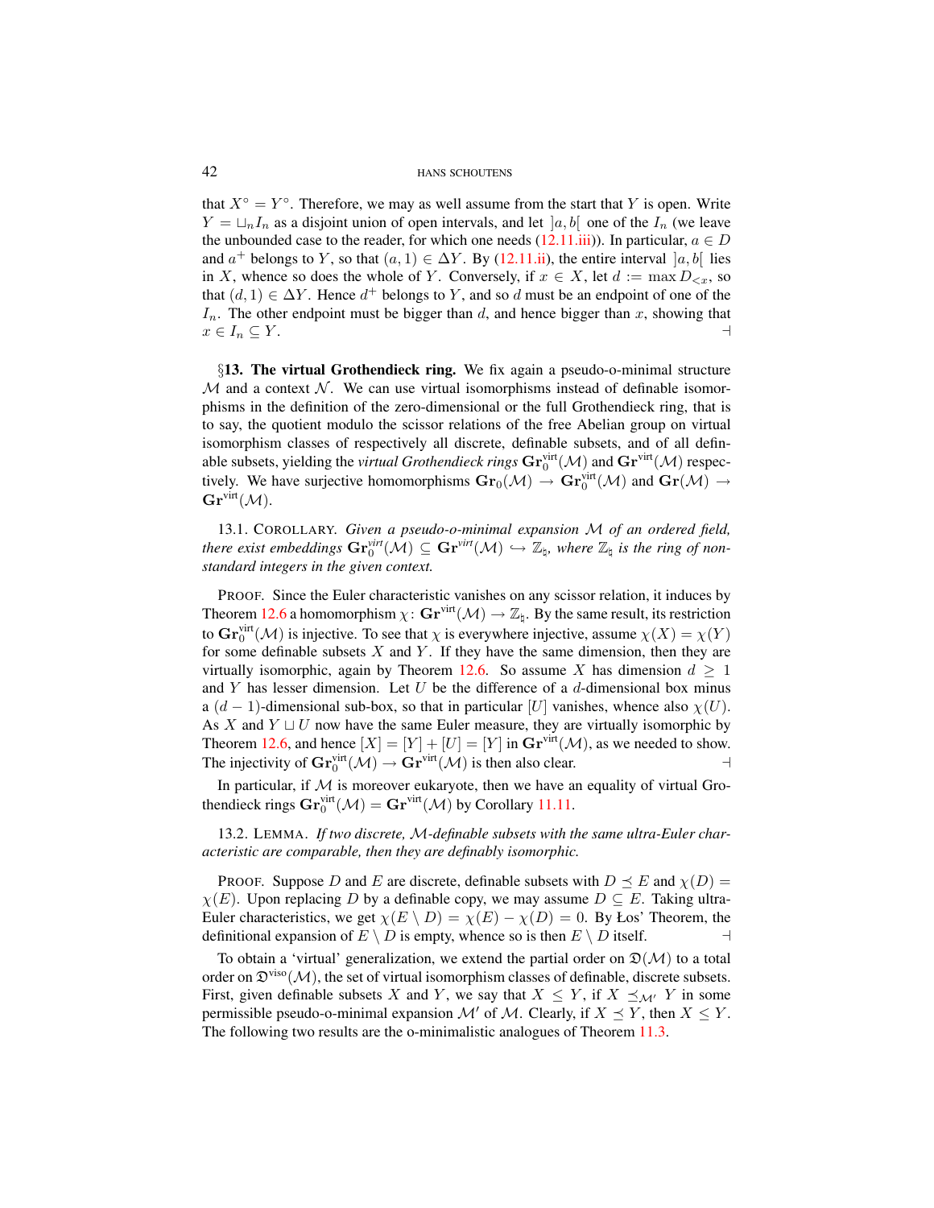that $X^\circ = Y^\circ$. Therefore, we may as well assume from the start that $Y$ is open. Write $Y = \sqcup_n I_n$ as a disjoint union of open intervals, and let $]a,b[$ one of the $I_n$ (we leave the unbounded case to the reader, for which one needs (12.11.iii)). In particular, $a \in D$ and $a^+$ belongs to $Y$, so that $(a,1) \in \Delta Y$. By (12.11.ii), the entire interval $]a,b[$ lies in $X$, whence so does the whole of $Y$. Conversely, if $x \in X$, let $d := \max D_{<x}$, so that $(d,1) \in \Delta Y$. Hence $d^+$ belongs to $Y$, and so $d$ must be an endpoint of one of the $I_n$. The other endpoint must be bigger than $d$, and hence bigger than $x$, showing that $x \in I_n \subseteq Y$. ⊣

§**13. The virtual Grothendieck ring.** We fix again a pseudo-o-minimal structure $\mathcal{M}$ and a context $\mathcal{N}$. We can use virtual isomorphisms instead of definable isomorphisms in the definition of the zero-dimensional or the full Grothendieck ring, that is to say, the quotient modulo the scissor relations of the free Abelian group on virtual isomorphism classes of respectively all discrete, definable subsets, and of all definable subsets, yielding the *virtual Grothendieck rings* $\mathbf{Gr}_0^{\text{virt}}(\mathcal{M})$ and $\mathbf{Gr}^{\text{virt}}(\mathcal{M})$ respectively. We have surjective homomorphisms $\mathbf{Gr}_0(\mathcal{M}) \to \mathbf{Gr}_0^{\text{virt}}(\mathcal{M})$ and $\mathbf{Gr}(\mathcal{M}) \to \mathbf{Gr}^{\text{virt}}(\mathcal{M})$.

13.1. COROLLARY. *Given a pseudo-o-minimal expansion $\mathcal{M}$ of an ordered field, there exist embeddings $\mathbf{Gr}_0^{virt}(\mathcal{M}) \subseteq \mathbf{Gr}^{virt}(\mathcal{M}) \hookrightarrow \mathbb{Z}_\natural$, where $\mathbb{Z}_\natural$ is the ring of non-standard integers in the given context.*

PROOF. Since the Euler characteristic vanishes on any scissor relation, it induces by Theorem 12.6 a homomorphism $\chi\colon \mathbf{Gr}^{\text{virt}}(\mathcal{M}) \to \mathbb{Z}_\natural$. By the same result, its restriction to $\mathbf{Gr}_0^{\text{virt}}(\mathcal{M})$ is injective. To see that $\chi$ is everywhere injective, assume $\chi(X) = \chi(Y)$ for some definable subsets $X$ and $Y$. If they have the same dimension, then they are virtually isomorphic, again by Theorem 12.6. So assume $X$ has dimension $d \geq 1$ and $Y$ has lesser dimension. Let $U$ be the difference of a $d$-dimensional box minus a $(d-1)$-dimensional sub-box, so that in particular $[U]$ vanishes, whence also $\chi(U)$. As $X$ and $Y \sqcup U$ now have the same Euler measure, they are virtually isomorphic by Theorem 12.6, and hence $[X] = [Y] + [U] = [Y]$ in $\mathbf{Gr}^{\text{virt}}(\mathcal{M})$, as we needed to show. The injectivity of $\mathbf{Gr}_0^{\text{virt}}(\mathcal{M}) \to \mathbf{Gr}^{\text{virt}}(\mathcal{M})$ is then also clear. ⊣

In particular, if $\mathcal{M}$ is moreover eukaryote, then we have an equality of virtual Grothendieck rings $\mathbf{Gr}_0^{\text{virt}}(\mathcal{M}) = \mathbf{Gr}^{\text{virt}}(\mathcal{M})$ by Corollary 11.11.

13.2. LEMMA. *If two discrete, $\mathcal{M}$-definable subsets with the same ultra-Euler characteristic are comparable, then they are definably isomorphic.*

PROOF. Suppose $D$ and $E$ are discrete, definable subsets with $D \preceq E$ and $\chi(D) = \chi(E)$. Upon replacing $D$ by a definable copy, we may assume $D \subseteq E$. Taking ultra-Euler characteristics, we get $\chi(E \setminus D) = \chi(E) - \chi(D) = 0$. By Łos' Theorem, the definitional expansion of $E \setminus D$ is empty, whence so is then $E \setminus D$ itself. ⊣

To obtain a 'virtual' generalization, we extend the partial order on $\mathfrak{D}(\mathcal{M})$ to a total order on $\mathfrak{D}^{\text{viso}}(\mathcal{M})$, the set of virtual isomorphism classes of definable, discrete subsets. First, given definable subsets $X$ and $Y$, we say that $X \leq Y$, if $X \preceq_{\mathcal{M}'} Y$ in some permissible pseudo-o-minimal expansion $\mathcal{M}'$ of $\mathcal{M}$. Clearly, if $X \preceq Y$, then $X \leq Y$. The following two results are the o-minimalistic analogues of Theorem 11.3.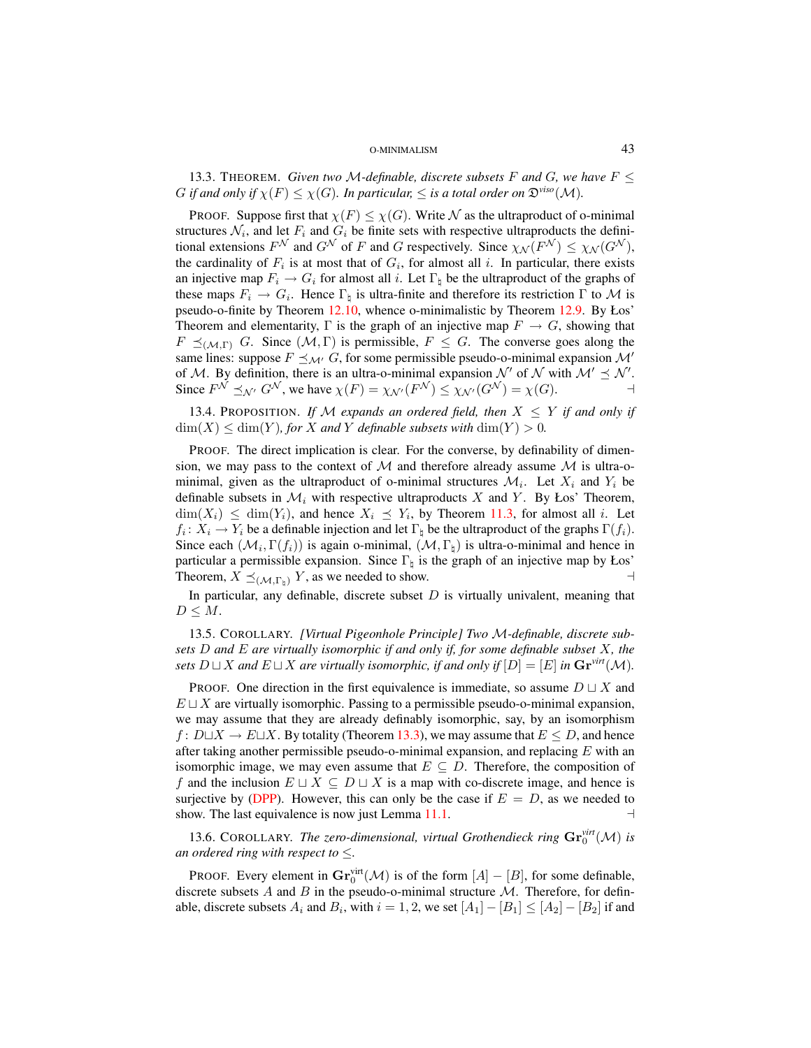13.3. THEOREM. *Given two $\mathcal{M}$-definable, discrete subsets $F$ and $G$, we have $F \leq G$ if and only if $\chi(F) \leq \chi(G)$. In particular, $\leq$ is a total order on $\mathfrak{D}^{viso}(\mathcal{M})$.*

PROOF. Suppose first that $\chi(F) \leq \chi(G)$. Write $\mathcal{N}$ as the ultraproduct of o-minimal structures $\mathcal{N}_i$, and let $F_i$ and $G_i$ be finite sets with respective ultraproducts the definitional extensions $F^{\mathcal{N}}$ and $G^{\mathcal{N}}$ of $F$ and $G$ respectively. Since $\chi_{\mathcal{N}}(F^{\mathcal{N}}) \leq \chi_{\mathcal{N}}(G^{\mathcal{N}})$, the cardinality of $F_i$ is at most that of $G_i$, for almost all $i$. In particular, there exists an injective map $F_i \to G_i$ for almost all $i$. Let $\Gamma_\natural$ be the ultraproduct of the graphs of these maps $F_i \to G_i$. Hence $\Gamma_\natural$ is ultra-finite and therefore its restriction $\Gamma$ to $\mathcal{M}$ is pseudo-o-finite by Theorem 12.10, whence o-minimalistic by Theorem 12.9. By Łos' Theorem and elementarity, $\Gamma$ is the graph of an injective map $F \to G$, showing that $F \preceq_{(\mathcal{M},\Gamma)} G$. Since $(\mathcal{M}, \Gamma)$ is permissible, $F \leq G$. The converse goes along the same lines: suppose $F \preceq_{\mathcal{M}'} G$, for some permissible pseudo-o-minimal expansion $\mathcal{M}'$ of $\mathcal{M}$. By definition, there is an ultra-o-minimal expansion $\mathcal{N}'$ of $\mathcal{N}$ with $\mathcal{M}' \preceq \mathcal{N}'$. Since $F^{\mathcal{N}} \preceq_{\mathcal{N}'} G^{\mathcal{N}}$, we have $\chi(F) = \chi_{\mathcal{N}'}(F^{\mathcal{N}}) \leq \chi_{\mathcal{N}'}(G^{\mathcal{N}}) = \chi(G)$. ⊣

13.4. PROPOSITION. *If $\mathcal{M}$ expands an ordered field, then $X \leq Y$ if and only if $\dim(X) \leq \dim(Y)$, for $X$ and $Y$ definable subsets with $\dim(Y) > 0$.*

PROOF. The direct implication is clear. For the converse, by definability of dimension, we may pass to the context of $\mathcal{M}$ and therefore already assume $\mathcal{M}$ is ultra-o-minimal, given as the ultraproduct of o-minimal structures $\mathcal{M}_i$. Let $X_i$ and $Y_i$ be definable subsets in $\mathcal{M}_i$ with respective ultraproducts $X$ and $Y$. By Łos' Theorem, $\dim(X_i) \leq \dim(Y_i)$, and hence $X_i \preceq Y_i$, by Theorem 11.3, for almost all $i$. Let $f_i\colon X_i \to Y_i$ be a definable injection and let $\Gamma_\natural$ be the ultraproduct of the graphs $\Gamma(f_i)$. Since each $(\mathcal{M}_i, \Gamma(f_i))$ is again o-minimal, $(\mathcal{M}, \Gamma_\natural)$ is ultra-o-minimal and hence in particular a permissible expansion. Since $\Gamma_\natural$ is the graph of an injective map by Łos' Theorem, $X \preceq_{(\mathcal{M},\Gamma_\natural)} Y$, as we needed to show. ⊣

In particular, any definable, discrete subset $D$ is virtually univalent, meaning that $D \leq M$.

13.5. COROLLARY. *[Virtual Pigeonhole Principle] Two $\mathcal{M}$-definable, discrete subsets $D$ and $E$ are virtually isomorphic if and only if, for some definable subset $X$, the sets $D \sqcup X$ and $E \sqcup X$ are virtually isomorphic, if and only if $[D] = [E]$ in $\mathbf{Gr}^{virt}(\mathcal{M})$.*

PROOF. One direction in the first equivalence is immediate, so assume $D \sqcup X$ and $E \sqcup X$ are virtually isomorphic. Passing to a permissible pseudo-o-minimal expansion, we may assume that they are already definably isomorphic, say, by an isomorphism $f\colon D \sqcup X \to E \sqcup X$. By totality (Theorem 13.3), we may assume that $E \leq D$, and hence after taking another permissible pseudo-o-minimal expansion, and replacing $E$ with an isomorphic image, we may even assume that $E \subseteq D$. Therefore, the composition of $f$ and the inclusion $E \sqcup X \subseteq D \sqcup X$ is a map with co-discrete image, and hence is surjective by (DPP). However, this can only be the case if $E = D$, as we needed to show. The last equivalence is now just Lemma 11.1. ⊣

13.6. COROLLARY. *The zero-dimensional, virtual Grothendieck ring $\mathbf{Gr}_0^{virt}(\mathcal{M})$ is an ordered ring with respect to $\leq$.*

PROOF. Every element in $\mathbf{Gr}_0^{\text{virt}}(\mathcal{M})$ is of the form $[A] - [B]$, for some definable, discrete subsets $A$ and $B$ in the pseudo-o-minimal structure $\mathcal{M}$. Therefore, for definable, discrete subsets $A_i$ and $B_i$, with $i = 1, 2$, we set $[A_1] - [B_1] \leq [A_2] - [B_2]$ if and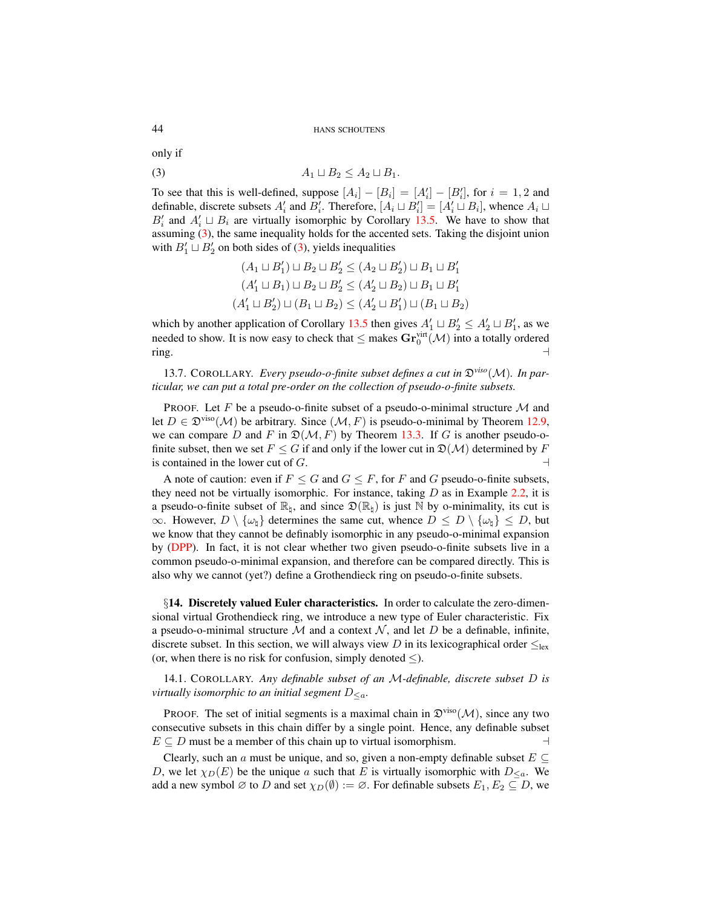only if

$$A_1 \sqcup B_2 \leq A_2 \sqcup B_1. \tag{3}$$

To see that this is well-defined, suppose $[A_i] - [B_i] = [A_i'] - [B_i']$, for $i = 1, 2$ and definable, discrete subsets $A_i'$ and $B_i'$. Therefore, $[A_i \sqcup B_i'] = [A_i' \sqcup B_i]$, whence $A_i \sqcup B_i'$ and $A_i' \sqcup B_i$ are virtually isomorphic by Corollary 13.5. We have to show that assuming (3), the same inequality holds for the accented sets. Taking the disjoint union with $B_1' \sqcup B_2'$ on both sides of (3), yields inequalities

$$(A_1 \sqcup B_1') \sqcup B_2 \sqcup B_2' \leq (A_2 \sqcup B_2') \sqcup B_1 \sqcup B_1'$$
$$(A_1' \sqcup B_1) \sqcup B_2 \sqcup B_2' \leq (A_2' \sqcup B_2) \sqcup B_1 \sqcup B_1'$$
$$(A_1' \sqcup B_2') \sqcup (B_1 \sqcup B_2) \leq (A_2' \sqcup B_1') \sqcup (B_1 \sqcup B_2)$$

which by another application of Corollary 13.5 then gives $A_1' \sqcup B_2' \leq A_2' \sqcup B_1'$, as we needed to show. It is now easy to check that $\leq$ makes $\mathbf{Gr}_0^{\text{virt}}(\mathcal{M})$ into a totally ordered ring. ⊣

13.7. COROLLARY. *Every pseudo-o-finite subset defines a cut in $\mathfrak{D}^{viso}(\mathcal{M})$. In particular, we can put a total pre-order on the collection of pseudo-o-finite subsets.*

PROOF. Let $F$ be a pseudo-o-finite subset of a pseudo-o-minimal structure $\mathcal{M}$ and let $D \in \mathfrak{D}^{\text{viso}}(\mathcal{M})$ be arbitrary. Since $(\mathcal{M}, F)$ is pseudo-o-minimal by Theorem 12.9, we can compare $D$ and $F$ in $\mathfrak{D}(\mathcal{M}, F)$ by Theorem 13.3. If $G$ is another pseudo-o-finite subset, then we set $F \leq G$ if and only if the lower cut in $\mathfrak{D}(\mathcal{M})$ determined by $F$ is contained in the lower cut of $G$. ⊣

A note of caution: even if $F \leq G$ and $G \leq F$, for $F$ and $G$ pseudo-o-finite subsets, they need not be virtually isomorphic. For instance, taking $D$ as in Example 2.2, it is a pseudo-o-finite subset of $\mathbb{R}_\natural$, and since $\mathfrak{D}(\mathbb{R}_\natural)$ is just $\mathbb{N}$ by o-minimality, its cut is $\infty$. However, $D \setminus \{\omega_\natural\}$ determines the same cut, whence $D \leq D \setminus \{\omega_\natural\} \leq D$, but we know that they cannot be definably isomorphic in any pseudo-o-minimal expansion by (DPP). In fact, it is not clear whether two given pseudo-o-finite subsets live in a common pseudo-o-minimal expansion, and therefore can be compared directly. This is also why we cannot (yet?) define a Grothendieck ring on pseudo-o-finite subsets.

## §14. Discretely valued Euler characteristics.

In order to calculate the zero-dimensional virtual Grothendieck ring, we introduce a new type of Euler characteristic. Fix a pseudo-o-minimal structure $\mathcal{M}$ and a context $\mathcal{N}$, and let $D$ be a definable, infinite, discrete subset. In this section, we will always view $D$ in its lexicographical order $\leq_{\text{lex}}$ (or, when there is no risk for confusion, simply denoted $\leq$).

14.1. COROLLARY. *Any definable subset of an $\mathcal{M}$-definable, discrete subset $D$ is virtually isomorphic to an initial segment $D_{\leq a}$.*

PROOF. The set of initial segments is a maximal chain in $\mathfrak{D}^{\text{viso}}(\mathcal{M})$, since any two consecutive subsets in this chain differ by a single point. Hence, any definable subset $E \subseteq D$ must be a member of this chain up to virtual isomorphism. ⊣

Clearly, such an $a$ must be unique, and so, given a non-empty definable subset $E \subseteq D$, we let $\chi_D(E)$ be the unique $a$ such that $E$ is virtually isomorphic with $D_{\leq a}$. We add a new symbol $\varnothing$ to $D$ and set $\chi_D(\emptyset) := \varnothing$. For definable subsets $E_1, E_2 \subseteq D$, we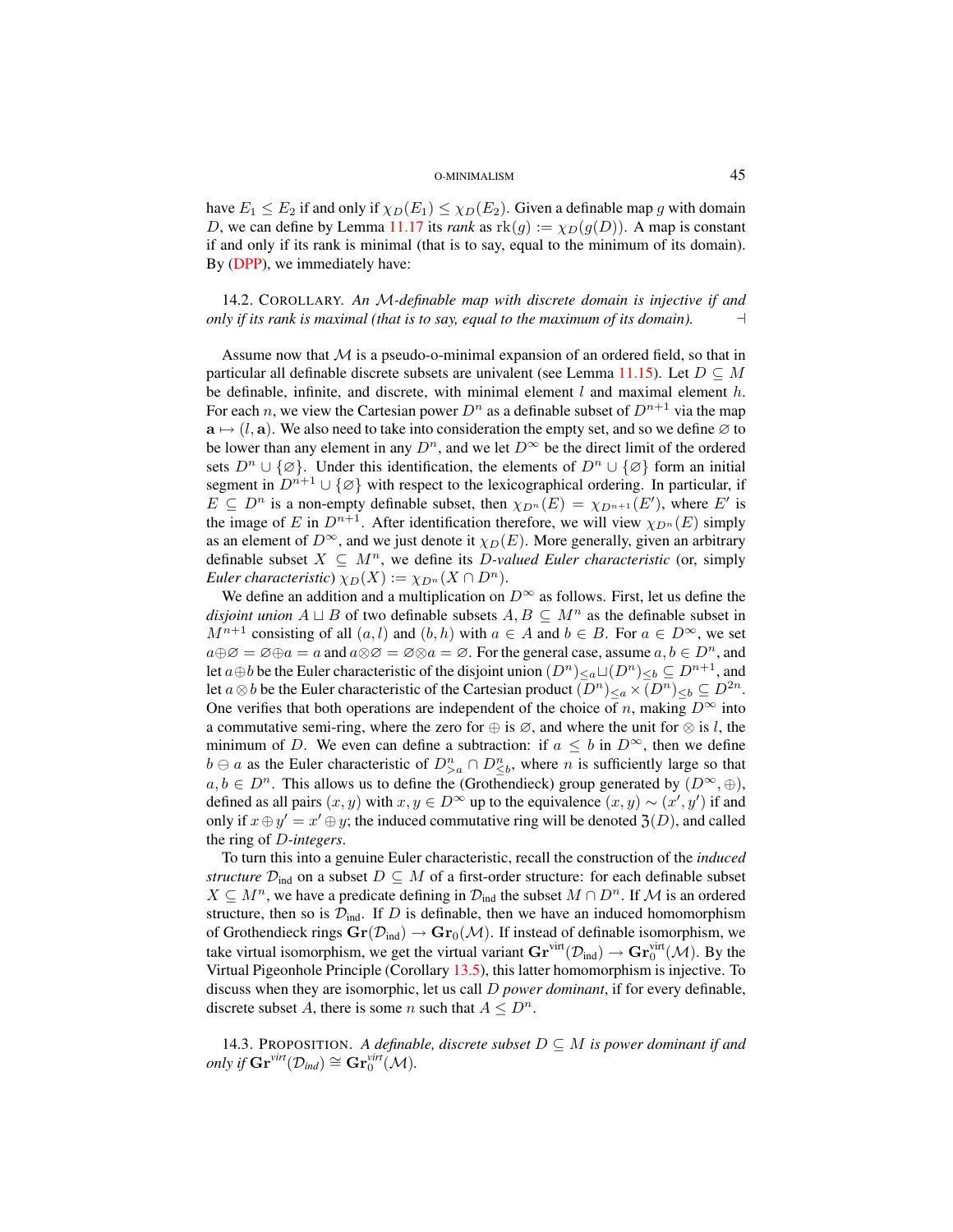have $E_1 \leq E_2$ if and only if $\chi_D(E_1) \leq \chi_D(E_2)$. Given a definable map $g$ with domain $D$, we can define by Lemma 11.17 its *rank* as $\operatorname{rk}(g) := \chi_D(g(D))$. A map is constant if and only if its rank is minimal (that is to say, equal to the minimum of its domain). By (DPP), we immediately have:

14.2. COROLLARY. *An $\mathcal{M}$-definable map with discrete domain is injective if and only if its rank is maximal (that is to say, equal to the maximum of its domain).* $\dashv$

Assume now that $\mathcal{M}$ is a pseudo-o-minimal expansion of an ordered field, so that in particular all definable discrete subsets are univalent (see Lemma 11.15). Let $D \subseteq M$ be definable, infinite, and discrete, with minimal element $l$ and maximal element $h$. For each $n$, we view the Cartesian power $D^n$ as a definable subset of $D^{n+1}$ via the map $\mathbf{a} \mapsto (l, \mathbf{a})$. We also need to take into consideration the empty set, and so we define $\varnothing$ to be lower than any element in any $D^n$, and we let $D^\infty$ be the direct limit of the ordered sets $D^n \cup \{\varnothing\}$. Under this identification, the elements of $D^n \cup \{\varnothing\}$ form an initial segment in $D^{n+1} \cup \{\varnothing\}$ with respect to the lexicographical ordering. In particular, if $E \subseteq D^n$ is a non-empty definable subset, then $\chi_{D^n}(E) = \chi_{D^{n+1}}(E')$, where $E'$ is the image of $E$ in $D^{n+1}$. After identification therefore, we will view $\chi_{D^n}(E)$ simply as an element of $D^\infty$, and we just denote it $\chi_D(E)$. More generally, given an arbitrary definable subset $X \subseteq M^n$, we define its *$D$-valued Euler characteristic* (or, simply *Euler characteristic*) $\chi_D(X) := \chi_{D^n}(X \cap D^n)$.

We define an addition and a multiplication on $D^\infty$ as follows. First, let us define the *disjoint union* $A \sqcup B$ of two definable subsets $A, B \subseteq M^n$ as the definable subset in $M^{n+1}$ consisting of all $(a, l)$ and $(b, h)$ with $a \in A$ and $b \in B$. For $a \in D^\infty$, we set $a \oplus \varnothing = \varnothing \oplus a = a$ and $a \otimes \varnothing = \varnothing \otimes a = \varnothing$. For the general case, assume $a, b \in D^n$, and let $a \oplus b$ be the Euler characteristic of the disjoint union $(D^n)_{\leq a} \sqcup (D^n)_{\leq b} \subseteq D^{n+1}$, and let $a \otimes b$ be the Euler characteristic of the Cartesian product $(D^n)_{\leq a} \times (D^n)_{\leq b} \subseteq D^{2n}$. One verifies that both operations are independent of the choice of $n$, making $D^\infty$ into a commutative semi-ring, where the zero for $\oplus$ is $\varnothing$, and where the unit for $\otimes$ is $l$, the minimum of $D$. We even can define a subtraction: if $a \leq b$ in $D^\infty$, then we define $b \ominus a$ as the Euler characteristic of $D^n_{>a} \cap D^n_{\leq b}$, where $n$ is sufficiently large so that $a, b \in D^n$. This allows us to define the (Grothendieck) group generated by $(D^\infty, \oplus)$, defined as all pairs $(x, y)$ with $x, y \in D^\infty$ up to the equivalence $(x, y) \sim (x', y')$ if and only if $x \oplus y' = x' \oplus y$; the induced commutative ring will be denoted $\mathfrak{Z}(D)$, and called the ring of *$D$-integers*.

To turn this into a genuine Euler characteristic, recall the construction of the *induced structure* $\mathcal{D}_{\text{ind}}$ on a subset $D \subseteq M$ of a first-order structure: for each definable subset $X \subseteq M^n$, we have a predicate defining in $\mathcal{D}_{\text{ind}}$ the subset $M \cap D^n$. If $\mathcal{M}$ is an ordered structure, then so is $\mathcal{D}_{\text{ind}}$. If $D$ is definable, then we have an induced homomorphism of Grothendieck rings $\mathbf{Gr}(\mathcal{D}_{\text{ind}}) \to \mathbf{Gr}_0(\mathcal{M})$. If instead of definable isomorphism, we take virtual isomorphism, we get the virtual variant $\mathbf{Gr}^{\text{virt}}(\mathcal{D}_{\text{ind}}) \to \mathbf{Gr}_0^{\text{virt}}(\mathcal{M})$. By the Virtual Pigeonhole Principle (Corollary 13.5), this latter homomorphism is injective. To discuss when they are isomorphic, let us call $D$ *power dominant*, if for every definable, discrete subset $A$, there is some $n$ such that $A \leq D^n$.

14.3. PROPOSITION. *A definable, discrete subset $D \subseteq M$ is power dominant if and only if $\mathbf{Gr}^{virt}(\mathcal{D}_{ind}) \cong \mathbf{Gr}_0^{virt}(\mathcal{M})$.*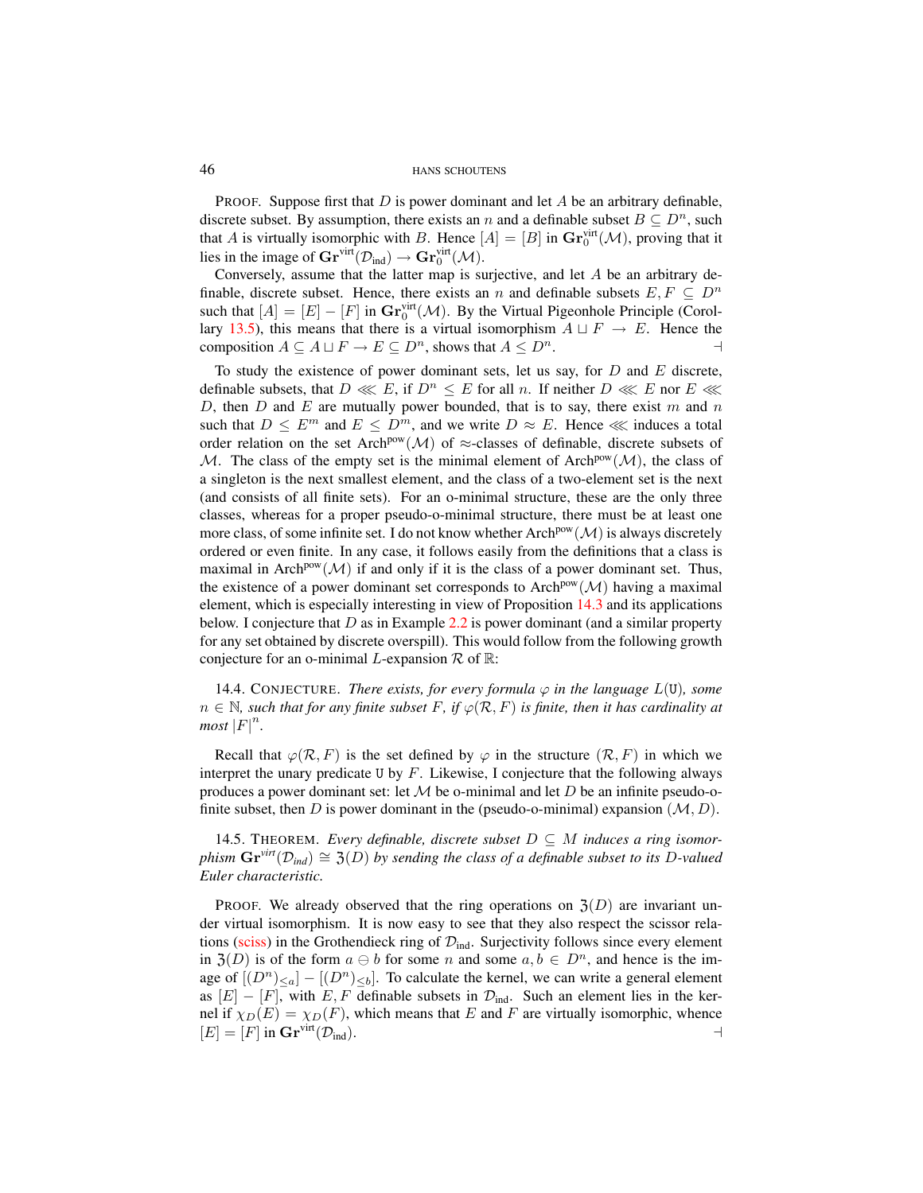PROOF. Suppose first that $D$ is power dominant and let $A$ be an arbitrary definable, discrete subset. By assumption, there exists an $n$ and a definable subset $B \subseteq D^n$, such that $A$ is virtually isomorphic with $B$. Hence $[A] = [B]$ in $\mathbf{Gr}_0^{\text{virt}}(\mathcal{M})$, proving that it lies in the image of $\mathbf{Gr}^{\text{virt}}(\mathcal{D}_{\text{ind}}) \to \mathbf{Gr}_0^{\text{virt}}(\mathcal{M})$.

Conversely, assume that the latter map is surjective, and let $A$ be an arbitrary definable, discrete subset. Hence, there exists an $n$ and definable subsets $E, F \subseteq D^n$ such that $[A] = [E] - [F]$ in $\mathbf{Gr}_0^{\text{virt}}(\mathcal{M})$. By the Virtual Pigeonhole Principle (Corollary 13.5), this means that there is a virtual isomorphism $A \sqcup F \to E$. Hence the composition $A \subseteq A \sqcup F \to E \subseteq D^n$, shows that $A \leq D^n$. ⊣

To study the existence of power dominant sets, let us say, for $D$ and $E$ discrete, definable subsets, that $D \lll E$, if $D^n \leq E$ for all $n$. If neither $D \lll E$ nor $E \lll D$, then $D$ and $E$ are mutually power bounded, that is to say, there exist $m$ and $n$ such that $D \leq E^m$ and $E \leq D^m$, and we write $D \approx E$. Hence $\lll$ induces a total order relation on the set $\text{Arch}^{\text{pow}}(\mathcal{M})$ of $\approx$-classes of definable, discrete subsets of $\mathcal{M}$. The class of the empty set is the minimal element of $\text{Arch}^{\text{pow}}(\mathcal{M})$, the class of a singleton is the next smallest element, and the class of a two-element set is the next (and consists of all finite sets). For an o-minimal structure, these are the only three classes, whereas for a proper pseudo-o-minimal structure, there must be at least one more class, of some infinite set. I do not know whether $\text{Arch}^{\text{pow}}(\mathcal{M})$ is always discretely ordered or even finite. In any case, it follows easily from the definitions that a class is maximal in $\text{Arch}^{\text{pow}}(\mathcal{M})$ if and only if it is the class of a power dominant set. Thus, the existence of a power dominant set corresponds to $\text{Arch}^{\text{pow}}(\mathcal{M})$ having a maximal element, which is especially interesting in view of Proposition 14.3 and its applications below. I conjecture that $D$ as in Example 2.2 is power dominant (and a similar property for any set obtained by discrete overspill). This would follow from the following growth conjecture for an o-minimal $L$-expansion $\mathcal{R}$ of $\mathbb{R}$:

14.4. CONJECTURE. *There exists, for every formula $\varphi$ in the language $L(\mathtt{U})$, some $n \in \mathbb{N}$, such that for any finite subset $F$, if $\varphi(\mathcal{R}, F)$ is finite, then it has cardinality at most $|F|^n$.*

Recall that $\varphi(\mathcal{R}, F)$ is the set defined by $\varphi$ in the structure $(\mathcal{R}, F)$ in which we interpret the unary predicate $\mathtt{U}$ by $F$. Likewise, I conjecture that the following always produces a power dominant set: let $\mathcal{M}$ be o-minimal and let $D$ be an infinite pseudo-o-finite subset, then $D$ is power dominant in the (pseudo-o-minimal) expansion $(\mathcal{M}, D)$.

14.5. THEOREM. *Every definable, discrete subset $D \subseteq M$ induces a ring isomorphism $\mathbf{Gr}^{virt}(\mathcal{D}_{ind}) \cong \mathfrak{Z}(D)$ by sending the class of a definable subset to its $D$-valued Euler characteristic.*

PROOF. We already observed that the ring operations on $\mathfrak{Z}(D)$ are invariant under virtual isomorphism. It is now easy to see that they also respect the scissor relations (sciss) in the Grothendieck ring of $\mathcal{D}_{\text{ind}}$. Surjectivity follows since every element in $\mathfrak{Z}(D)$ is of the form $a \ominus b$ for some $n$ and some $a, b \in D^n$, and hence is the image of $[(D^n)_{\leq a}] - [(D^n)_{\leq b}]$. To calculate the kernel, we can write a general element as $[E] - [F]$, with $E, F$ definable subsets in $\mathcal{D}_{\text{ind}}$. Such an element lies in the kernel if $\chi_D(E) = \chi_D(F)$, which means that $E$ and $F$ are virtually isomorphic, whence $[E] = [F]$ in $\mathbf{Gr}^{\text{virt}}(\mathcal{D}_{\text{ind}})$. ⊣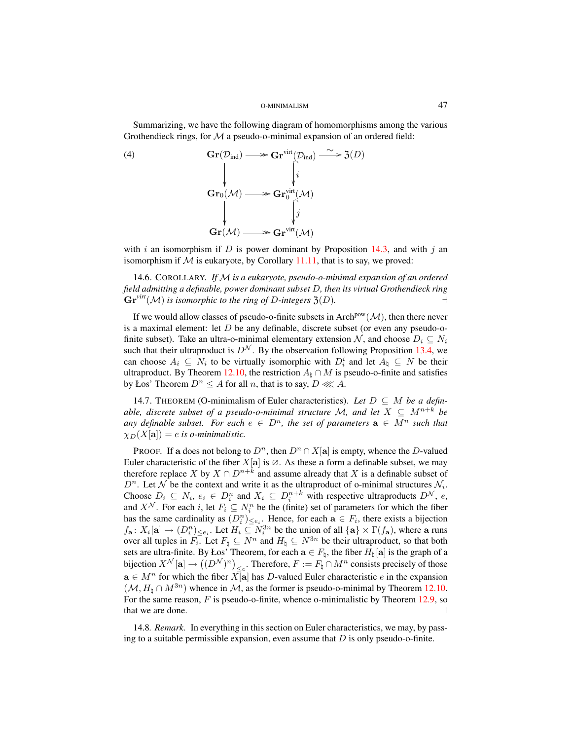Summarizing, we have the following diagram of homomorphisms among the various Grothendieck rings, for $\mathcal{M}$ a pseudo-o-minimal expansion of an ordered field:

$$
\begin{array}{ccccc}
\mathbf{Gr}(\mathcal{D}_{\text{ind}}) & \twoheadrightarrow & \mathbf{Gr}^{\text{virt}}(\mathcal{D}_{\text{ind}}) & \xrightarrow{\sim} & \mathfrak{Z}(D) \\
\downarrow & & \downarrow i & & \\
\mathbf{Gr}_0(\mathcal{M}) & \twoheadrightarrow & \mathbf{Gr}_0^{\text{virt}}(\mathcal{M}) & & \\
\downarrow & & \downarrow j & & \\
\mathbf{Gr}(\mathcal{M}) & \twoheadrightarrow & \mathbf{Gr}^{\text{virt}}(\mathcal{M}) & &
\end{array}
\tag{4}
$$

with $i$ an isomorphism if $D$ is power dominant by Proposition 14.3, and with $j$ an isomorphism if $\mathcal{M}$ is eukaryote, by Corollary 11.11, that is to say, we proved:

14.6. COROLLARY. *If $\mathcal{M}$ is a eukaryote, pseudo-o-minimal expansion of an ordered field admitting a definable, power dominant subset $D$, then its virtual Grothendieck ring $\mathbf{Gr}^{virt}(\mathcal{M})$ is isomorphic to the ring of $D$-integers $\mathfrak{Z}(D)$.* ⊣

If we would allow classes of pseudo-o-finite subsets in $\mathrm{Arch}^{\mathrm{pow}}(\mathcal{M})$, then there never is a maximal element: let $D$ be any definable, discrete subset (or even any pseudo-o-finite subset). Take an ultra-o-minimal elementary extension $\mathcal{N}$, and choose $D_i \subseteq N_i$ such that their ultraproduct is $D^{\mathcal{N}}$. By the observation following Proposition 13.4, we can choose $A_i \subseteq N_i$ to be virtually isomorphic with $D_i^i$ and let $A_\natural \subseteq N$ be their ultraproduct. By Theorem 12.10, the restriction $A_\natural \cap M$ is pseudo-o-finite and satisfies by Łos' Theorem $D^n \leq A$ for all $n$, that is to say, $D \lll A$.

14.7. THEOREM (O-minimalism of Euler characteristics). *Let $D \subseteq M$ be a definable, discrete subset of a pseudo-o-minimal structure $\mathcal{M}$, and let $X \subseteq M^{n+k}$ be any definable subset. For each $e \in D^n$, the set of parameters $\mathbf{a} \in M^n$ such that $\chi_D(X[\mathbf{a}]) = e$ is o-minimalistic.*

PROOF. If $\mathbf{a}$ does not belong to $D^n$, then $D^n \cap X[\mathbf{a}]$ is empty, whence the $D$-valued Euler characteristic of the fiber $X[\mathbf{a}]$ is $\varnothing$. As these $\mathbf{a}$ form a definable subset, we may therefore replace $X$ by $X \cap D^{n+k}$ and assume already that $X$ is a definable subset of $D^n$. Let $\mathcal{N}$ be the context and write it as the ultraproduct of o-minimal structures $\mathcal{N}_i$. Choose $D_i \subseteq N_i$, $e_i \in D_i^n$ and $X_i \subseteq D_i^{n+k}$ with respective ultraproducts $D^{\mathcal{N}}$, $e$, and $X^{\mathcal{N}}$. For each $i$, let $F_i \subseteq N_i^n$ be the (finite) set of parameters for which the fiber has the same cardinality as $(D_i^n)_{\leq e_i}$. Hence, for each $\mathbf{a} \in F_i$, there exists a bijection $f_{\mathbf{a}} \colon X_i[\mathbf{a}] \to (D_i^n)_{\leq e_i}$. Let $H_i \subseteq N_i^{3n}$ be the union of all $\{\mathbf{a}\} \times \Gamma(f_{\mathbf{a}})$, where $\mathbf{a}$ runs over all tuples in $F_i$. Let $F_\natural \subseteq N^n$ and $H_\natural \subseteq N^{3n}$ be their ultraproduct, so that both sets are ultra-finite. By Łos' Theorem, for each $\mathbf{a} \in F_\natural$, the fiber $H_\natural[\mathbf{a}]$ is the graph of a bijection $X^{\mathcal{N}}[\mathbf{a}] \to \left((D^{\mathcal{N}})^n\right)_{\leq e}$. Therefore, $F := F_\natural \cap M^n$ consists precisely of those $\mathbf{a} \in M^n$ for which the fiber $X[\mathbf{a}]$ has $D$-valued Euler characteristic $e$ in the expansion $(\mathcal{M}, H_\natural \cap M^{3n})$ whence in $\mathcal{M}$, as the former is pseudo-o-minimal by Theorem 12.10. For the same reason, $F$ is pseudo-o-finite, whence o-minimalistic by Theorem 12.9, so that we are done. ⊣

14.8. *Remark.* In everything in this section on Euler characteristics, we may, by passing to a suitable permissible expansion, even assume that $D$ is only pseudo-o-finite.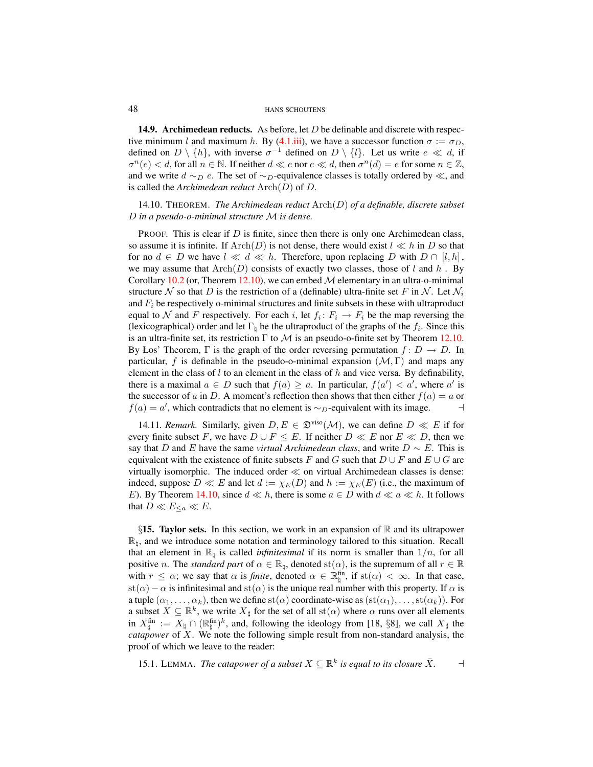**14.9. Archimedean reducts.** As before, let $D$ be definable and discrete with respective minimum $l$ and maximum $h$. By (4.1.iii), we have a successor function $\sigma := \sigma_D$, defined on $D \setminus \{h\}$, with inverse $\sigma^{-1}$ defined on $D \setminus \{l\}$. Let us write $e \ll d$, if $\sigma^n(e) < d$, for all $n \in \mathbb{N}$. If neither $d \ll e$ nor $e \ll d$, then $\sigma^n(d) = e$ for some $n \in \mathbb{Z}$, and we write $d \sim_D e$. The set of $\sim_D$-equivalence classes is totally ordered by $\ll$, and is called the *Archimedean reduct* $\mathrm{Arch}(D)$ of $D$.

14.10. THEOREM. *The Archimedean reduct* $\mathrm{Arch}(D)$ *of a definable, discrete subset* $D$ *in a pseudo-o-minimal structure* $\mathcal{M}$ *is dense.*

PROOF. This is clear if $D$ is finite, since then there is only one Archimedean class, so assume it is infinite. If $\mathrm{Arch}(D)$ is not dense, there would exist $l \ll h$ in $D$ so that for no $d \in D$ we have $l \ll d \ll h$. Therefore, upon replacing $D$ with $D \cap [l, h]$, we may assume that $\mathrm{Arch}(D)$ consists of exactly two classes, those of $l$ and $h$. By Corollary 10.2 (or, Theorem 12.10), we can embed $\mathcal{M}$ elementary in an ultra-o-minimal structure $\mathcal{N}$ so that $D$ is the restriction of a (definable) ultra-finite set $F$ in $\mathcal{N}$. Let $\mathcal{N}_i$ and $F_i$ be respectively o-minimal structures and finite subsets in these with ultraproduct equal to $\mathcal{N}$ and $F$ respectively. For each $i$, let $f_i \colon F_i \to F_i$ be the map reversing the (lexicographical) order and let $\Gamma_\natural$ be the ultraproduct of the graphs of the $f_i$. Since this is an ultra-finite set, its restriction $\Gamma$ to $\mathcal{M}$ is an pseudo-o-finite set by Theorem 12.10. By Łos' Theorem, $\Gamma$ is the graph of the order reversing permutation $f \colon D \to D$. In particular, $f$ is definable in the pseudo-o-minimal expansion $(\mathcal{M}, \Gamma)$ and maps any element in the class of $l$ to an element in the class of $h$ and vice versa. By definability, there is a maximal $a \in D$ such that $f(a) \geq a$. In particular, $f(a') < a'$, where $a'$ is the successor of $a$ in $D$. A moment's reflection then shows that then either $f(a) = a$ or $f(a) = a'$, which contradicts that no element is $\sim_D$-equivalent with its image. ⊣

14.11. *Remark.* Similarly, given $D, E \in \mathfrak{D}^{\mathrm{viso}}(\mathcal{M})$, we can define $D \ll E$ if for every finite subset $F$, we have $D \cup F \leq E$. If neither $D \ll E$ nor $E \ll D$, then we say that $D$ and $E$ have the same *virtual Archimedean class*, and write $D \sim E$. This is equivalent with the existence of finite subsets $F$ and $G$ such that $D \cup F$ and $E \cup G$ are virtually isomorphic. The induced order $\ll$ on virtual Archimedean classes is dense: indeed, suppose $D \ll E$ and let $d := \chi_E(D)$ and $h := \chi_E(E)$ (i.e., the maximum of $E$). By Theorem 14.10, since $d \ll h$, there is some $a \in D$ with $d \ll a \ll h$. It follows that $D \ll E_{\leq a} \ll E$.

## §15. Taylor sets.

In this section, we work in an expansion of $\mathbb{R}$ and its ultrapower $\mathbb{R}_\natural$, and we introduce some notation and terminology tailored to this situation. Recall that an element in $\mathbb{R}_\natural$ is called *infinitesimal* if its norm is smaller than $1/n$, for all positive $n$. The *standard part* of $\alpha \in \mathbb{R}_\natural$, denoted $\mathrm{st}(\alpha)$, is the supremum of all $r \in \mathbb{R}$ with $r \leq \alpha$; we say that $\alpha$ is *finite*, denoted $\alpha \in \mathbb{R}_\natural^{\mathrm{fin}}$, if $\mathrm{st}(\alpha) < \infty$. In that case, $\mathrm{st}(\alpha) - \alpha$ is infinitesimal and $\mathrm{st}(\alpha)$ is the unique real number with this property. If $\alpha$ is a tuple $(\alpha_1, \ldots, \alpha_k)$, then we define $\mathrm{st}(\alpha)$ coordinate-wise as $(\mathrm{st}(\alpha_1), \ldots, \mathrm{st}(\alpha_k))$. For a subset $X \subseteq \mathbb{R}^k$, we write $X_\sharp$ for the set of all $\mathrm{st}(\alpha)$ where $\alpha$ runs over all elements in $X_\natural^{\mathrm{fin}} := X_\natural \cap (\mathbb{R}_\natural^{\mathrm{fin}})^k$, and, following the ideology from [18, §8], we call $X_\sharp$ the *catapower* of $X$. We note the following simple result from non-standard analysis, the proof of which we leave to the reader:

15.1. LEMMA. *The catapower of a subset* $X \subseteq \mathbb{R}^k$ *is equal to its closure* $\bar{X}$. ⊣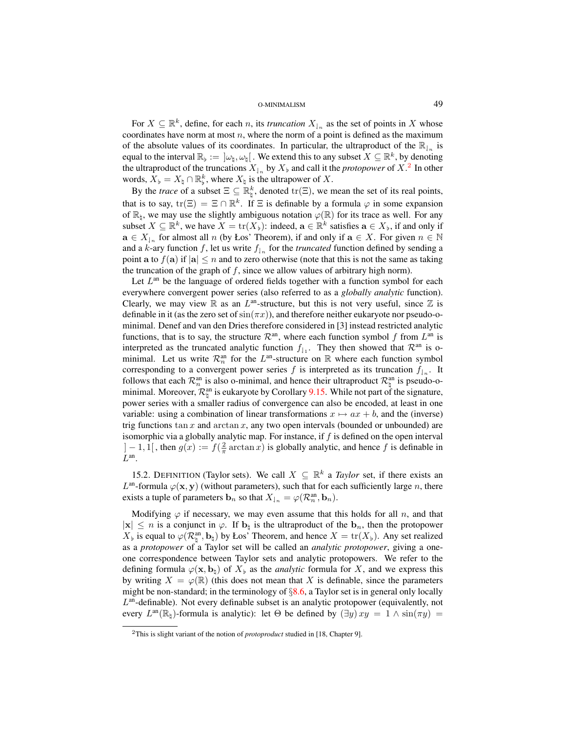For $X \subseteq \mathbb{R}^k$, define, for each $n$, its *truncation* $X_{\restriction_n}$ as the set of points in $X$ whose coordinates have norm at most $n$, where the norm of a point is defined as the maximum of the absolute values of its coordinates. In particular, the ultraproduct of the $\mathbb{R}_{\restriction_n}$ is equal to the interval $\mathbb{R}_\flat := \,]\omega_\natural, \omega_\natural[$. We extend this to any subset $X \subseteq \mathbb{R}^k$, by denoting the ultraproduct of the truncations $X_{\restriction_n}$ by $X_\flat$ and call it the *protopower* of $X$.[2] In other words, $X_\flat = X_\natural \cap \mathbb{R}^k_\flat$, where $X_\natural$ is the ultrapower of $X$.

By the *trace* of a subset $\Xi \subseteq \mathbb{R}^k_\natural$, denoted $\mathrm{tr}(\Xi)$, we mean the set of its real points, that is to say, $\mathrm{tr}(\Xi) = \Xi \cap \mathbb{R}^k$. If $\Xi$ is definable by a formula $\varphi$ in some expansion of $\mathbb{R}_\natural$, we may use the slightly ambiguous notation $\varphi(\mathbb{R})$ for its trace as well. For any subset $X \subseteq \mathbb{R}^k$, we have $X = \mathrm{tr}(X_\flat)$: indeed, $\mathbf{a} \in \mathbb{R}^k$ satisfies $\mathbf{a} \in X_\flat$, if and only if $\mathbf{a} \in X_{\restriction_n}$ for almost all $n$ (by Łos' Theorem), if and only if $\mathbf{a} \in X$. For given $n \in \mathbb{N}$ and a $k$-ary function $f$, let us write $f_{\restriction_n}$ for the *truncated* function defined by sending a point $\mathbf{a}$ to $f(\mathbf{a})$ if $|\mathbf{a}| \leq n$ and to zero otherwise (note that this is not the same as taking the truncation of the graph of $f$, since we allow values of arbitrary high norm).

Let $L^{\mathrm{an}}$ be the language of ordered fields together with a function symbol for each everywhere convergent power series (also referred to as a *globally analytic* function). Clearly, we may view $\mathbb{R}$ as an $L^{\mathrm{an}}$-structure, but this is not very useful, since $\mathbb{Z}$ is definable in it (as the zero set of $\sin(\pi x)$), and therefore neither eukaryote nor pseudo-o-minimal. Denef and van den Dries therefore considered in [3] instead restricted analytic functions, that is to say, the structure $\mathcal{R}^{\mathrm{an}}$, where each function symbol $f$ from $L^{\mathrm{an}}$ is interpreted as the truncated analytic function $f_{\restriction_1}$. They then showed that $\mathcal{R}^{\mathrm{an}}$ is o-minimal. Let us write $\mathcal{R}^{\mathrm{an}}_n$ for the $L^{\mathrm{an}}$-structure on $\mathbb{R}$ where each function symbol corresponding to a convergent power series $f$ is interpreted as its truncation $f_{\restriction_n}$. It follows that each $\mathcal{R}^{\mathrm{an}}_n$ is also o-minimal, and hence their ultraproduct $\mathcal{R}^{\mathrm{an}}_\natural$ is pseudo-o-minimal. Moreover, $\mathcal{R}^{\mathrm{an}}_\natural$ is eukaryote by Corollary 9.15. While not part of the signature, power series with a smaller radius of convergence can also be encoded, at least in one variable: using a combination of linear transformations $x \mapsto ax + b$, and the (inverse) trig functions $\tan x$ and $\arctan x$, any two open intervals (bounded or unbounded) are isomorphic via a globally analytic map. For instance, if $f$ is defined on the open interval $]-1, 1[$, then $g(x) := f(\frac{2}{\pi} \arctan x)$ is globally analytic, and hence $f$ is definable in $L^{\mathrm{an}}$.

15.2. Definition (Taylor sets). We call $X \subseteq \mathbb{R}^k$ a *Taylor* set, if there exists an $L^{\mathrm{an}}$-formula $\varphi(\mathbf{x}, \mathbf{y})$ (without parameters), such that for each sufficiently large $n$, there exists a tuple of parameters $\mathbf{b}_n$ so that $X_{\restriction_n} = \varphi(\mathcal{R}^{\mathrm{an}}_n, \mathbf{b}_n)$.

Modifying $\varphi$ if necessary, we may even assume that this holds for all $n$, and that $|\mathbf{x}| \leq n$ is a conjunct in $\varphi$. If $\mathbf{b}_\natural$ is the ultraproduct of the $\mathbf{b}_n$, then the protopower $X_\flat$ is equal to $\varphi(\mathcal{R}^{\mathrm{an}}_\natural, \mathbf{b}_\natural)$ by Łos' Theorem, and hence $X = \mathrm{tr}(X_\flat)$. Any set realized as a *protopower* of a Taylor set will be called an *analytic protopower*, giving a one-one correspondence between Taylor sets and analytic protopowers. We refer to the defining formula $\varphi(\mathbf{x}, \mathbf{b}_\natural)$ of $X_\flat$ as the *analytic* formula for $X$, and we express this by writing $X = \varphi(\mathbb{R})$ (this does not mean that $X$ is definable, since the parameters might be non-standard; in the terminology of §8.6, a Taylor set is in general only locally $L^{\mathrm{an}}$-definable). Not every definable subset is an analytic protopower (equivalently, not every $L^{\mathrm{an}}(\mathbb{R}_\natural)$-formula is analytic): let $\Theta$ be defined by $(\exists y)\, xy = 1 \wedge \sin(\pi y) =$

[2] This is slight variant of the notion of *protoproduct* studied in [18, Chapter 9].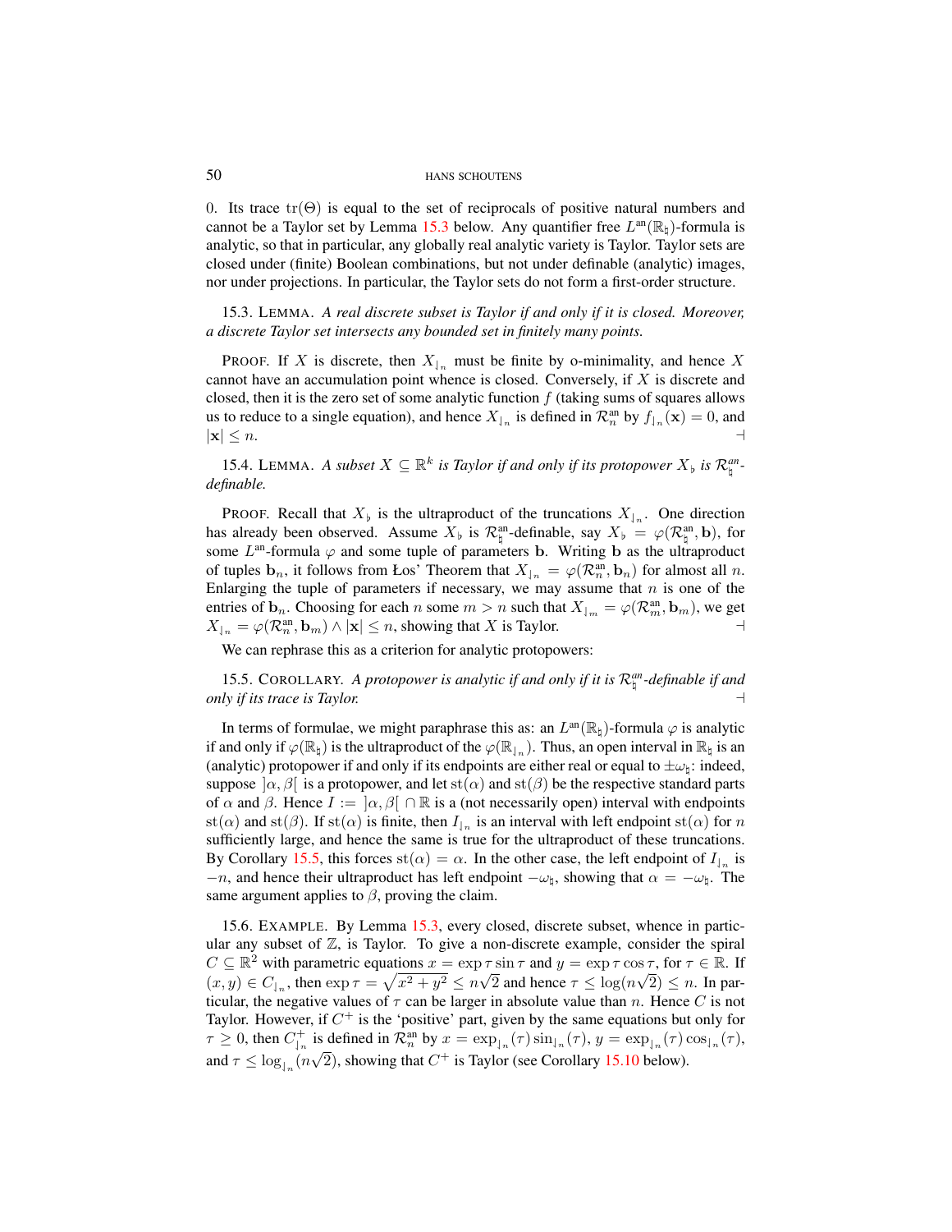0. Its trace $\operatorname{tr}(\Theta)$ is equal to the set of reciprocals of positive natural numbers and cannot be a Taylor set by Lemma 15.3 below. Any quantifier free $L^{\mathrm{an}}(\mathbb{R}_\natural)$-formula is analytic, so that in particular, any globally real analytic variety is Taylor. Taylor sets are closed under (finite) Boolean combinations, but not under definable (analytic) images, nor under projections. In particular, the Taylor sets do not form a first-order structure.

15.3. LEMMA. *A real discrete subset is Taylor if and only if it is closed. Moreover, a discrete Taylor set intersects any bounded set in finitely many points.*

PROOF. If $X$ is discrete, then $X_{\rfloor_n}$ must be finite by o-minimality, and hence $X$ cannot have an accumulation point whence is closed. Conversely, if $X$ is discrete and closed, then it is the zero set of some analytic function $f$ (taking sums of squares allows us to reduce to a single equation), and hence $X_{\rfloor_n}$ is defined in $\mathcal{R}^{\mathrm{an}}_n$ by $f_{\rfloor_n}(\mathbf{x}) = 0$, and $|\mathbf{x}| \leq n$. ⊣

15.4. LEMMA. *A subset $X \subseteq \mathbb{R}^k$ is Taylor if and only if its protopower $X_\flat$ is $\mathcal{R}^{an}_\natural$-definable.*

PROOF. Recall that $X_\flat$ is the ultraproduct of the truncations $X_{\rfloor_n}$. One direction has already been observed. Assume $X_\flat$ is $\mathcal{R}^{\mathrm{an}}_\natural$-definable, say $X_\flat = \varphi(\mathcal{R}^{\mathrm{an}}_\natural, \mathbf{b})$, for some $L^{\mathrm{an}}$-formula $\varphi$ and some tuple of parameters $\mathbf{b}$. Writing $\mathbf{b}$ as the ultraproduct of tuples $\mathbf{b}_n$, it follows from Łos' Theorem that $X_{\rfloor_n} = \varphi(\mathcal{R}^{\mathrm{an}}_n, \mathbf{b}_n)$ for almost all $n$. Enlarging the tuple of parameters if necessary, we may assume that $n$ is one of the entries of $\mathbf{b}_n$. Choosing for each $n$ some $m > n$ such that $X_{\rfloor_m} = \varphi(\mathcal{R}^{\mathrm{an}}_m, \mathbf{b}_m)$, we get $X_{\rfloor_n} = \varphi(\mathcal{R}^{\mathrm{an}}_n, \mathbf{b}_m) \wedge |\mathbf{x}| \leq n$, showing that $X$ is Taylor. ⊣

We can rephrase this as a criterion for analytic protopowers:

15.5. COROLLARY. *A protopower is analytic if and only if it is $\mathcal{R}^{an}_\natural$-definable if and only if its trace is Taylor.* ⊣

In terms of formulae, we might paraphrase this as: an $L^{\mathrm{an}}(\mathbb{R}_\natural)$-formula $\varphi$ is analytic if and only if $\varphi(\mathbb{R}_\natural)$ is the ultraproduct of the $\varphi(\mathbb{R}_{\rfloor_n})$. Thus, an open interval in $\mathbb{R}_\natural$ is an (analytic) protopower if and only if its endpoints are either real or equal to $\pm\omega_\natural$: indeed, suppose $]\alpha, \beta[$ is a protopower, and let $\operatorname{st}(\alpha)$ and $\operatorname{st}(\beta)$ be the respective standard parts of $\alpha$ and $\beta$. Hence $I := \,]\alpha, \beta[\, \cap \mathbb{R}$ is a (not necessarily open) interval with endpoints $\operatorname{st}(\alpha)$ and $\operatorname{st}(\beta)$. If $\operatorname{st}(\alpha)$ is finite, then $I_{\rfloor_n}$ is an interval with left endpoint $\operatorname{st}(\alpha)$ for $n$ sufficiently large, and hence the same is true for the ultraproduct of these truncations. By Corollary 15.5, this forces $\operatorname{st}(\alpha) = \alpha$. In the other case, the left endpoint of $I_{\rfloor_n}$ is $-n$, and hence their ultraproduct has left endpoint $-\omega_\natural$, showing that $\alpha = -\omega_\natural$. The same argument applies to $\beta$, proving the claim.

15.6. EXAMPLE. By Lemma 15.3, every closed, discrete subset, whence in particular any subset of $\mathbb{Z}$, is Taylor. To give a non-discrete example, consider the spiral $C \subseteq \mathbb{R}^2$ with parametric equations $x = \exp\tau \sin\tau$ and $y = \exp\tau\cos\tau$, for $\tau \in \mathbb{R}$. If $(x, y) \in C_{\rfloor_n}$, then $\exp\tau = \sqrt{x^2 + y^2} \leq n\sqrt{2}$ and hence $\tau \leq \log(n\sqrt{2}) \leq n$. In particular, the negative values of $\tau$ can be larger in absolute value than $n$. Hence $C$ is not Taylor. However, if $C^+$ is the 'positive' part, given by the same equations but only for $\tau \geq 0$, then $C^+_{\rfloor_n}$ is defined in $\mathcal{R}^{\mathrm{an}}_n$ by $x = \exp_{\rfloor_n}(\tau)\sin_{\rfloor_n}(\tau)$, $y = \exp_{\rfloor_n}(\tau)\cos_{\rfloor_n}(\tau)$, and $\tau \leq \log_{\rfloor_n}(n\sqrt{2})$, showing that $C^+$ is Taylor (see Corollary 15.10 below).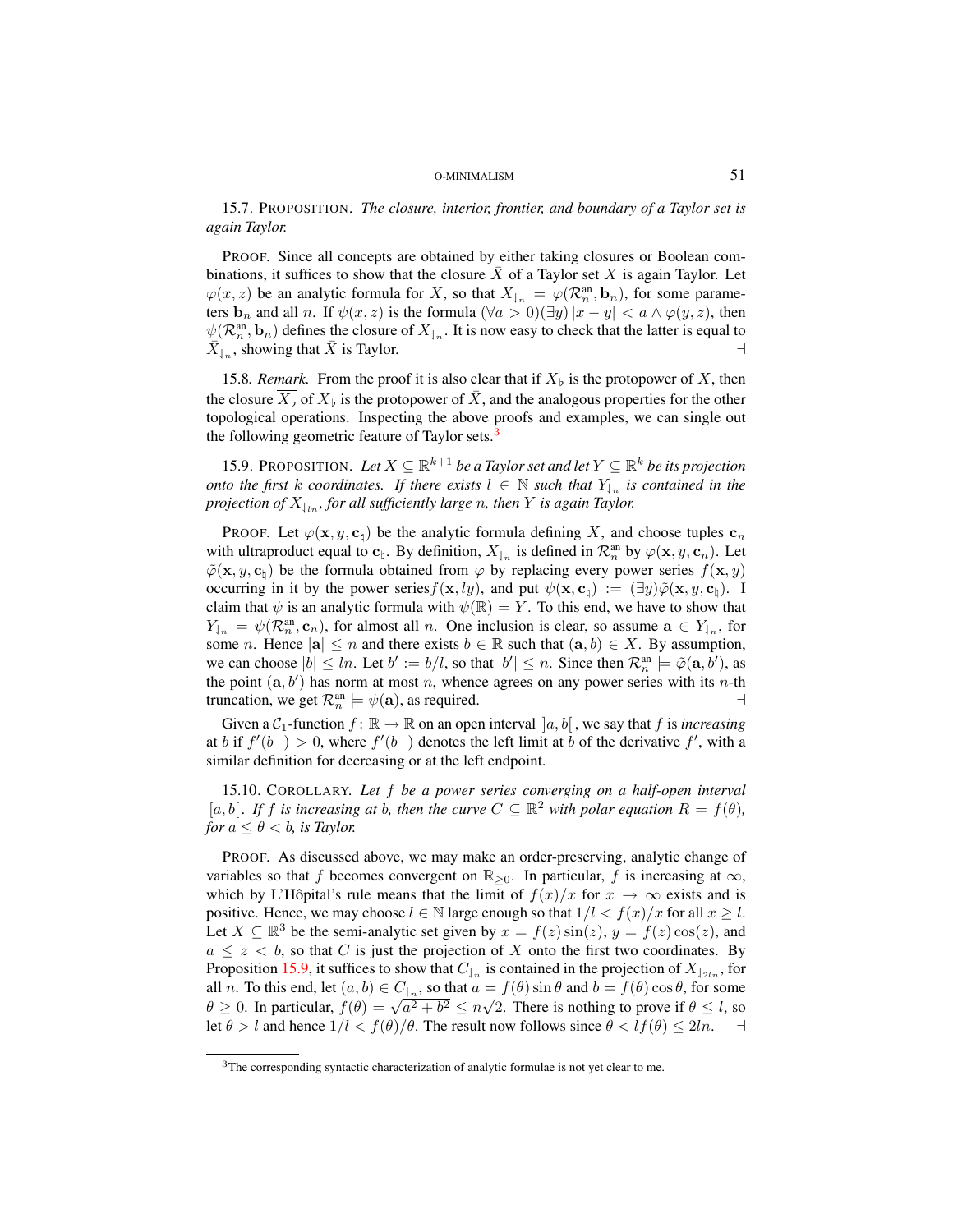15.7. PROPOSITION. *The closure, interior, frontier, and boundary of a Taylor set is again Taylor.*

PROOF. Since all concepts are obtained by either taking closures or Boolean combinations, it suffices to show that the closure $\bar{X}$ of a Taylor set $X$ is again Taylor. Let $\varphi(x,z)$ be an analytic formula for $X$, so that $X_{\rfloor_n} = \varphi(\mathcal{R}_n^{\mathrm{an}}, \mathbf{b}_n)$, for some parameters $\mathbf{b}_n$ and all $n$. If $\psi(x,z)$ is the formula $(\forall a > 0)(\exists y)\,|x-y| < a \wedge \varphi(y,z)$, then $\psi(\mathcal{R}_n^{\mathrm{an}}, \mathbf{b}_n)$ defines the closure of $X_{\rfloor_n}$. It is now easy to check that the latter is equal to $\bar{X}_{\rfloor_n}$, showing that $\bar{X}$ is Taylor. ⊣

15.8. *Remark.* From the proof it is also clear that if $X_\flat$ is the protopower of $X$, then the closure $\overline{X_\flat}$ of $X_\flat$ is the protopower of $\bar{X}$, and the analogous properties for the other topological operations. Inspecting the above proofs and examples, we can single out the following geometric feature of Taylor sets.[3]

15.9. PROPOSITION. *Let $X \subseteq \mathbb{R}^{k+1}$ be a Taylor set and let $Y \subseteq \mathbb{R}^k$ be its projection onto the first $k$ coordinates. If there exists $l \in \mathbb{N}$ such that $Y_{\rfloor_n}$ is contained in the projection of $X_{\rfloor_{ln}}$, for all sufficiently large $n$, then $Y$ is again Taylor.*

PROOF. Let $\varphi(\mathbf{x}, y, \mathbf{c}_\natural)$ be the analytic formula defining $X$, and choose tuples $\mathbf{c}_n$ with ultraproduct equal to $\mathbf{c}_\natural$. By definition, $X_{\rfloor_n}$ is defined in $\mathcal{R}_n^{\mathrm{an}}$ by $\varphi(\mathbf{x}, y, \mathbf{c}_n)$. Let $\tilde{\varphi}(\mathbf{x}, y, \mathbf{c}_\natural)$ be the formula obtained from $\varphi$ by replacing every power series $f(\mathbf{x}, y)$ occurring in it by the power series $f(\mathbf{x}, ly)$, and put $\psi(\mathbf{x}, \mathbf{c}_\natural) := (\exists y)\tilde{\varphi}(\mathbf{x}, y, \mathbf{c}_\natural)$. I claim that $\psi$ is an analytic formula with $\psi(\mathbb{R}) = Y$. To this end, we have to show that $Y_{\rfloor_n} = \psi(\mathcal{R}_n^{\mathrm{an}}, \mathbf{c}_n)$, for almost all $n$. One inclusion is clear, so assume $\mathbf{a} \in Y_{\rfloor_n}$, for some $n$. Hence $|\mathbf{a}| \leq n$ and there exists $b \in \mathbb{R}$ such that $(\mathbf{a}, b) \in X$. By assumption, we can choose $|b| \leq ln$. Let $b' := b/l$, so that $|b'| \leq n$. Since then $\mathcal{R}_n^{\mathrm{an}} \models \tilde{\varphi}(\mathbf{a}, b')$, as the point $(\mathbf{a}, b')$ has norm at most $n$, whence agrees on any power series with its $n$-th truncation, we get $\mathcal{R}_n^{\mathrm{an}} \models \psi(\mathbf{a})$, as required. ⊣

Given a $\mathcal{C}_1$-function $f\colon \mathbb{R} \to \mathbb{R}$ on an open interval $]a, b[$, we say that $f$ is *increasing* at $b$ if $f'(b^-) > 0$, where $f'(b^-)$ denotes the left limit at $b$ of the derivative $f'$, with a similar definition for decreasing or at the left endpoint.

15.10. COROLLARY. *Let $f$ be a power series converging on a half-open interval $[a, b[$. If $f$ is increasing at $b$, then the curve $C \subseteq \mathbb{R}^2$ with polar equation $R = f(\theta)$, for $a \leq \theta < b$, is Taylor.*

PROOF. As discussed above, we may make an order-preserving, analytic change of variables so that $f$ becomes convergent on $\mathbb{R}_{\geq 0}$. In particular, $f$ is increasing at $\infty$, which by L'Hôpital's rule means that the limit of $f(x)/x$ for $x \to \infty$ exists and is positive. Hence, we may choose $l \in \mathbb{N}$ large enough so that $1/l < f(x)/x$ for all $x \geq l$. Let $X \subseteq \mathbb{R}^3$ be the semi-analytic set given by $x = f(z)\sin(z)$, $y = f(z)\cos(z)$, and $a \leq z < b$, so that $C$ is just the projection of $X$ onto the first two coordinates. By Proposition 15.9, it suffices to show that $C_{\rfloor_n}$ is contained in the projection of $X_{\rfloor_{2ln}}$, for all $n$. To this end, let $(a, b) \in C_{\rfloor_n}$, so that $a = f(\theta)\sin\theta$ and $b = f(\theta)\cos\theta$, for some $\theta \geq 0$. In particular, $f(\theta) = \sqrt{a^2 + b^2} \leq n\sqrt{2}$. There is nothing to prove if $\theta \leq l$, so let $\theta > l$ and hence $1/l < f(\theta)/\theta$. The result now follows since $\theta < lf(\theta) \leq 2ln$. ⊣

[3] The corresponding syntactic characterization of analytic formulae is not yet clear to me.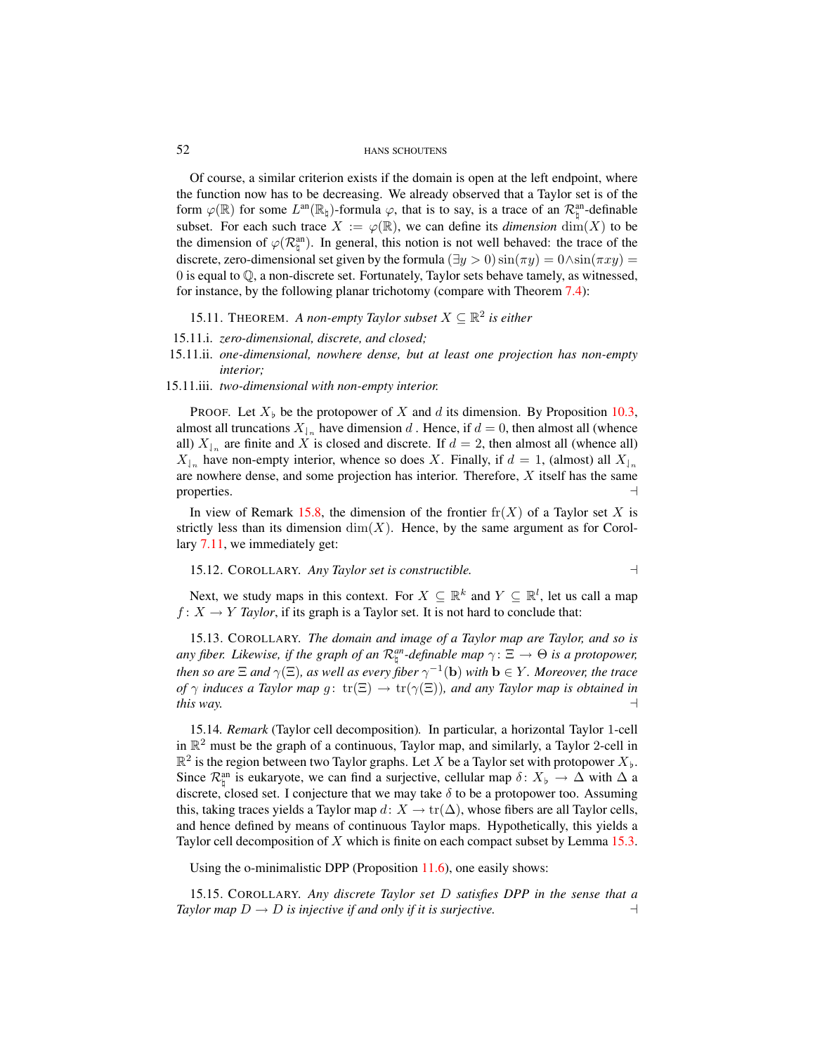Of course, a similar criterion exists if the domain is open at the left endpoint, where the function now has to be decreasing. We already observed that a Taylor set is of the form $\varphi(\mathbb{R})$ for some $L^{\text{an}}(\mathbb{R}_\natural)$-formula $\varphi$, that is to say, is a trace of an $\mathcal{R}^{\text{an}}_\natural$-definable subset. For each such trace $X := \varphi(\mathbb{R})$, we can define its *dimension* $\dim(X)$ to be the dimension of $\varphi(\mathcal{R}^{\text{an}}_\natural)$. In general, this notion is not well behaved: the trace of the discrete, zero-dimensional set given by the formula $(\exists y > 0)\sin(\pi y) = 0 \wedge \sin(\pi xy) = 0$ is equal to $\mathbb{Q}$, a non-discrete set. Fortunately, Taylor sets behave tamely, as witnessed, for instance, by the following planar trichotomy (compare with Theorem 7.4):

15.11. THEOREM. *A non-empty Taylor subset $X \subseteq \mathbb{R}^2$ is either*

15.11.i. *zero-dimensional, discrete, and closed;*

15.11.ii. *one-dimensional, nowhere dense, but at least one projection has non-empty interior;*

15.11.iii. *two-dimensional with non-empty interior.*

PROOF. Let $X_\flat$ be the protopower of $X$ and $d$ its dimension. By Proposition 10.3, almost all truncations $X_{\rfloor_n}$ have dimension $d$ . Hence, if $d = 0$, then almost all (whence all) $X_{\rfloor_n}$ are finite and $X$ is closed and discrete. If $d = 2$, then almost all (whence all) $X_{\rfloor_n}$ have non-empty interior, whence so does $X$. Finally, if $d = 1$, (almost) all $X_{\rfloor_n}$ are nowhere dense, and some projection has interior. Therefore, $X$ itself has the same properties. $\dashv$

In view of Remark 15.8, the dimension of the frontier $\operatorname{fr}(X)$ of a Taylor set $X$ is strictly less than its dimension $\dim(X)$. Hence, by the same argument as for Corollary 7.11, we immediately get:

15.12. COROLLARY. *Any Taylor set is constructible.* $\dashv$

Next, we study maps in this context. For $X \subseteq \mathbb{R}^k$ and $Y \subseteq \mathbb{R}^l$, let us call a map $f\colon X \to Y$ *Taylor*, if its graph is a Taylor set. It is not hard to conclude that:

15.13. COROLLARY. *The domain and image of a Taylor map are Taylor, and so is any fiber. Likewise, if the graph of an $\mathcal{R}^{an}_\natural$-definable map $\gamma\colon \Xi \to \Theta$ is a protopower, then so are $\Xi$ and $\gamma(\Xi)$, as well as every fiber $\gamma^{-1}(\mathbf{b})$ with $\mathbf{b} \in Y$. Moreover, the trace of $\gamma$ induces a Taylor map $g\colon \operatorname{tr}(\Xi) \to \operatorname{tr}(\gamma(\Xi))$, and any Taylor map is obtained in this way.* $\dashv$

15.14. *Remark* (Taylor cell decomposition). In particular, a horizontal Taylor 1-cell in $\mathbb{R}^2$ must be the graph of a continuous, Taylor map, and similarly, a Taylor 2-cell in $\mathbb{R}^2$ is the region between two Taylor graphs. Let $X$ be a Taylor set with protopower $X_\flat$. Since $\mathcal{R}^{\text{an}}_\natural$ is eukaryote, we can find a surjective, cellular map $\delta\colon X_\flat \to \Delta$ with $\Delta$ a discrete, closed set. I conjecture that we may take $\delta$ to be a protopower too. Assuming this, taking traces yields a Taylor map $d\colon X \to \operatorname{tr}(\Delta)$, whose fibers are all Taylor cells, and hence defined by means of continuous Taylor maps. Hypothetically, this yields a Taylor cell decomposition of $X$ which is finite on each compact subset by Lemma 15.3.

Using the o-minimalistic DPP (Proposition 11.6), one easily shows:

15.15. COROLLARY. *Any discrete Taylor set $D$ satisfies DPP in the sense that a Taylor map $D \to D$ is injective if and only if it is surjective.* $\dashv$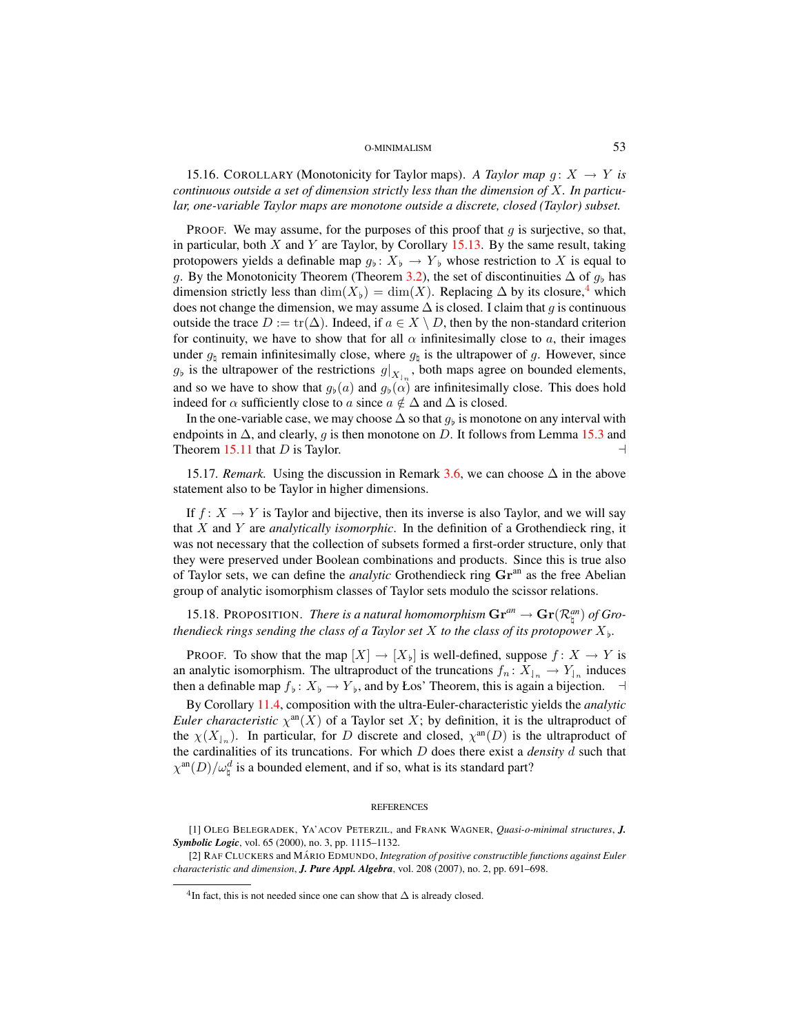15.16. Corollary (Monotonicity for Taylor maps). *A Taylor map $g\colon X \to Y$ is continuous outside a set of dimension strictly less than the dimension of $X$. In particular, one-variable Taylor maps are monotone outside a discrete, closed (Taylor) subset.*

Proof. We may assume, for the purposes of this proof that $g$ is surjective, so that, in particular, both $X$ and $Y$ are Taylor, by Corollary 15.13. By the same result, taking protopowers yields a definable map $g_\flat\colon X_\flat \to Y_\flat$ whose restriction to $X$ is equal to $g$. By the Monotonicity Theorem (Theorem 3.2), the set of discontinuities $\Delta$ of $g_\flat$ has dimension strictly less than $\dim(X_\flat) = \dim(X)$. Replacing $\Delta$ by its closure,[4] which does not change the dimension, we may assume $\Delta$ is closed. I claim that $g$ is continuous outside the trace $D := \mathrm{tr}(\Delta)$. Indeed, if $a \in X \setminus D$, then by the non-standard criterion for continuity, we have to show that for all $\alpha$ infinitesimally close to $a$, their images under $g_\natural$ remain infinitesimally close, where $g_\natural$ is the ultrapower of $g$. However, since $g_\flat$ is the ultrapower of the restrictions $g|_{X_{\restriction n}}$, both maps agree on bounded elements, and so we have to show that $g_\flat(a)$ and $g_\flat(\alpha)$ are infinitesimally close. This does hold indeed for $\alpha$ sufficiently close to $a$ since $a \notin \Delta$ and $\Delta$ is closed.

In the one-variable case, we may choose $\Delta$ so that $g_\flat$ is monotone on any interval with endpoints in $\Delta$, and clearly, $g$ is then monotone on $D$. It follows from Lemma 15.3 and Theorem 15.11 that $D$ is Taylor. ⊣

15.17. *Remark.* Using the discussion in Remark 3.6, we can choose $\Delta$ in the above statement also to be Taylor in higher dimensions.

If $f\colon X \to Y$ is Taylor and bijective, then its inverse is also Taylor, and we will say that $X$ and $Y$ are *analytically isomorphic*. In the definition of a Grothendieck ring, it was not necessary that the collection of subsets formed a first-order structure, only that they were preserved under Boolean combinations and products. Since this is true also of Taylor sets, we can define the *analytic* Grothendieck ring $\mathbf{Gr}^{\mathrm{an}}$ as the free Abelian group of analytic isomorphism classes of Taylor sets modulo the scissor relations.

15.18. Proposition. *There is a natural homomorphism $\mathbf{Gr}^{an} \to \mathbf{Gr}(\mathcal{R}^{an}_\natural)$ of Grothendieck rings sending the class of a Taylor set $X$ to the class of its protopower $X_\flat$.*

Proof. To show that the map $[X] \to [X_\flat]$ is well-defined, suppose $f\colon X \to Y$ is an analytic isomorphism. The ultraproduct of the truncations $f_n\colon X_{\restriction n} \to Y_{\restriction n}$ induces then a definable map $f_\flat\colon X_\flat \to Y_\flat$, and by Łos' Theorem, this is again a bijection. ⊣

By Corollary 11.4, composition with the ultra-Euler-characteristic yields the *analytic Euler characteristic* $\chi^{\mathrm{an}}(X)$ of a Taylor set $X$; by definition, it is the ultraproduct of the $\chi(X_{\restriction n})$. In particular, for $D$ discrete and closed, $\chi^{\mathrm{an}}(D)$ is the ultraproduct of the cardinalities of its truncations. For which $D$ does there exist a *density* $d$ such that $\chi^{\mathrm{an}}(D)/\omega_\natural^d$ is a bounded element, and if so, what is its standard part?

## References

[1] Oleg Belegradek, Ya'acov Peterzil, and Frank Wagner, *Quasi-o-minimal structures*, ***J. Symbolic Logic***, vol. 65 (2000), no. 3, pp. 1115–1132.

[2] Raf Cluckers and Mário Edmundo, *Integration of positive constructible functions against Euler characteristic and dimension*, ***J. Pure Appl. Algebra***, vol. 208 (2007), no. 2, pp. 691–698.

---

[4] In fact, this is not needed since one can show that $\Delta$ is already closed.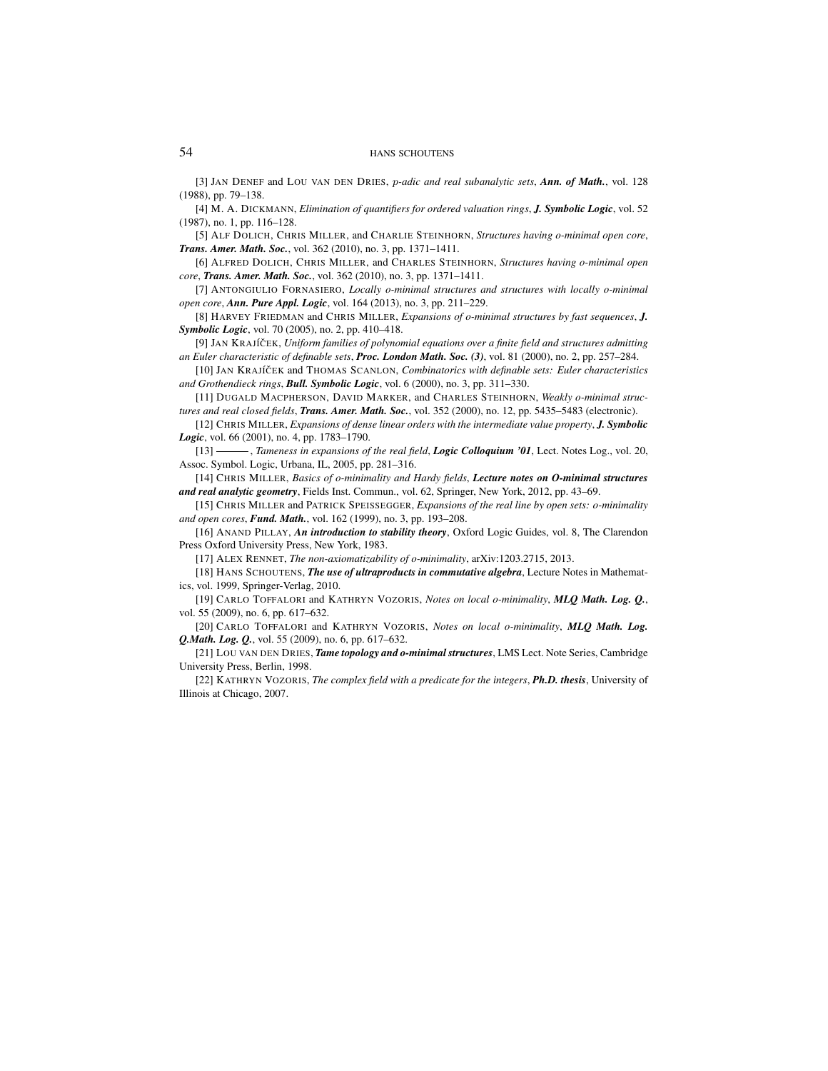[3] Jan Denef and Lou van den Dries, *p-adic and real subanalytic sets*, ***Ann. of Math.***, vol. 128 (1988), pp. 79–138.

[4] M. A. Dickmann, *Elimination of quantifiers for ordered valuation rings*, ***J. Symbolic Logic***, vol. 52 (1987), no. 1, pp. 116–128.

[5] Alf Dolich, Chris Miller, and Charlie Steinhorn, *Structures having o-minimal open core*, ***Trans. Amer. Math. Soc.***, vol. 362 (2010), no. 3, pp. 1371–1411.

[6] Alfred Dolich, Chris Miller, and Charles Steinhorn, *Structures having o-minimal open core*, ***Trans. Amer. Math. Soc.***, vol. 362 (2010), no. 3, pp. 1371–1411.

[7] Antongiulio Fornasiero, *Locally o-minimal structures and structures with locally o-minimal open core*, ***Ann. Pure Appl. Logic***, vol. 164 (2013), no. 3, pp. 211–229.

[8] Harvey Friedman and Chris Miller, *Expansions of o-minimal structures by fast sequences*, ***J. Symbolic Logic***, vol. 70 (2005), no. 2, pp. 410–418.

[9] Jan Krajíček, *Uniform families of polynomial equations over a finite field and structures admitting an Euler characteristic of definable sets*, ***Proc. London Math. Soc. (3)***, vol. 81 (2000), no. 2, pp. 257–284.

[10] Jan Krajíček and Thomas Scanlon, *Combinatorics with definable sets: Euler characteristics and Grothendieck rings*, ***Bull. Symbolic Logic***, vol. 6 (2000), no. 3, pp. 311–330.

[11] Dugald Macpherson, David Marker, and Charles Steinhorn, *Weakly o-minimal structures and real closed fields*, ***Trans. Amer. Math. Soc.***, vol. 352 (2000), no. 12, pp. 5435–5483 (electronic).

[12] Chris Miller, *Expansions of dense linear orders with the intermediate value property*, ***J. Symbolic Logic***, vol. 66 (2001), no. 4, pp. 1783–1790.

[13] ———, *Tameness in expansions of the real field*, ***Logic Colloquium '01***, Lect. Notes Log., vol. 20, Assoc. Symbol. Logic, Urbana, IL, 2005, pp. 281–316.

[14] Chris Miller, *Basics of o-minimality and Hardy fields*, ***Lecture notes on O-minimal structures and real analytic geometry***, Fields Inst. Commun., vol. 62, Springer, New York, 2012, pp. 43–69.

[15] Chris Miller and Patrick Speissegger, *Expansions of the real line by open sets: o-minimality and open cores*, ***Fund. Math.***, vol. 162 (1999), no. 3, pp. 193–208.

[16] Anand Pillay, ***An introduction to stability theory***, Oxford Logic Guides, vol. 8, The Clarendon Press Oxford University Press, New York, 1983.

[17] Alex Rennet, *The non-axiomatizability of o-minimality*, arXiv:1203.2715, 2013.

[18] Hans Schoutens, ***The use of ultraproducts in commutative algebra***, Lecture Notes in Mathematics, vol. 1999, Springer-Verlag, 2010.

[19] Carlo Toffalori and Kathryn Vozoris, *Notes on local o-minimality*, ***MLQ Math. Log. Q.***, vol. 55 (2009), no. 6, pp. 617–632.

[20] Carlo Toffalori and Kathryn Vozoris, *Notes on local o-minimality*, ***MLQ Math. Log. Q.Math. Log. Q.***, vol. 55 (2009), no. 6, pp. 617–632.

[21] Lou van den Dries, ***Tame topology and o-minimal structures***, LMS Lect. Note Series, Cambridge University Press, Berlin, 1998.

[22] Kathryn Vozoris, *The complex field with a predicate for the integers*, ***Ph.D. thesis***, University of Illinois at Chicago, 2007.